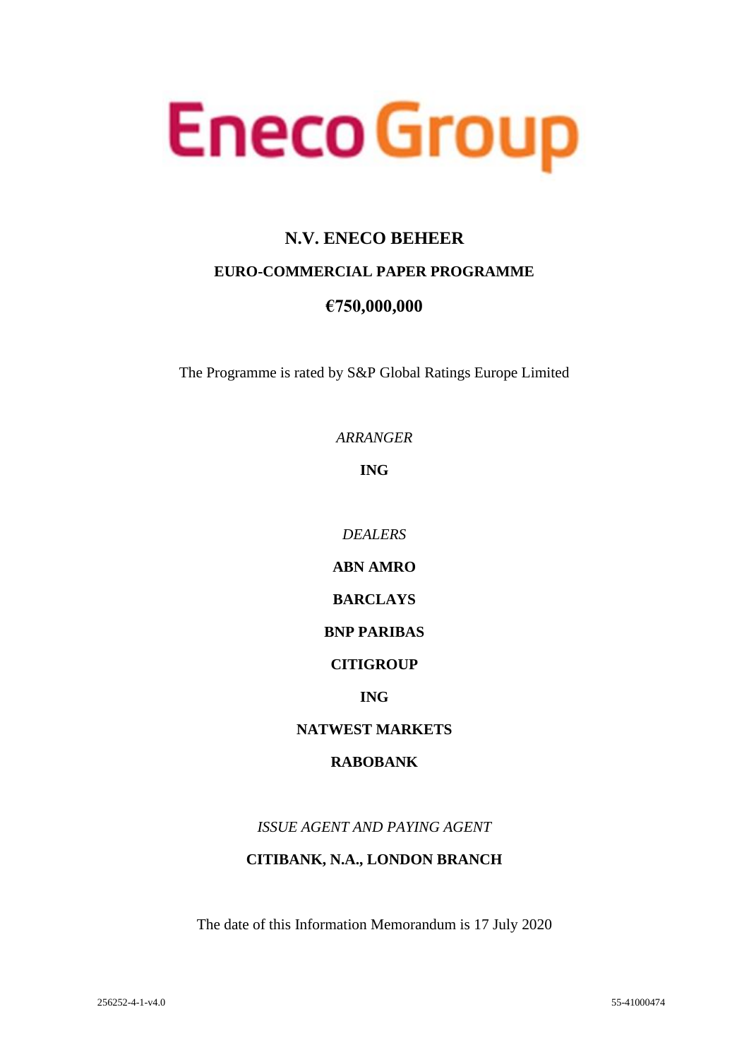Eneco Group

# N.V. ENECO BEHEER

## EURO-COMMERCIAL PAPER PROGRAMME

## €750,000,000

The Programme is rated by S&P Global Ratings Europe Limited

*ARRANGER*

**ING**

*DEALERS*

**ABN AMRO**

**BARCLAYS**

**BNP PARIBAS**

**CITIGROUP**

**ING**

**NATWEST MARKETS**

**RABOBANK**

*ISSUE AGENT AND PAYING AGENT*

**CITIBANK, N.A., LONDON BRANCH**

The date of this Information Memorandum is 17 July 2020

256252-4-1-v4.0 55-41000474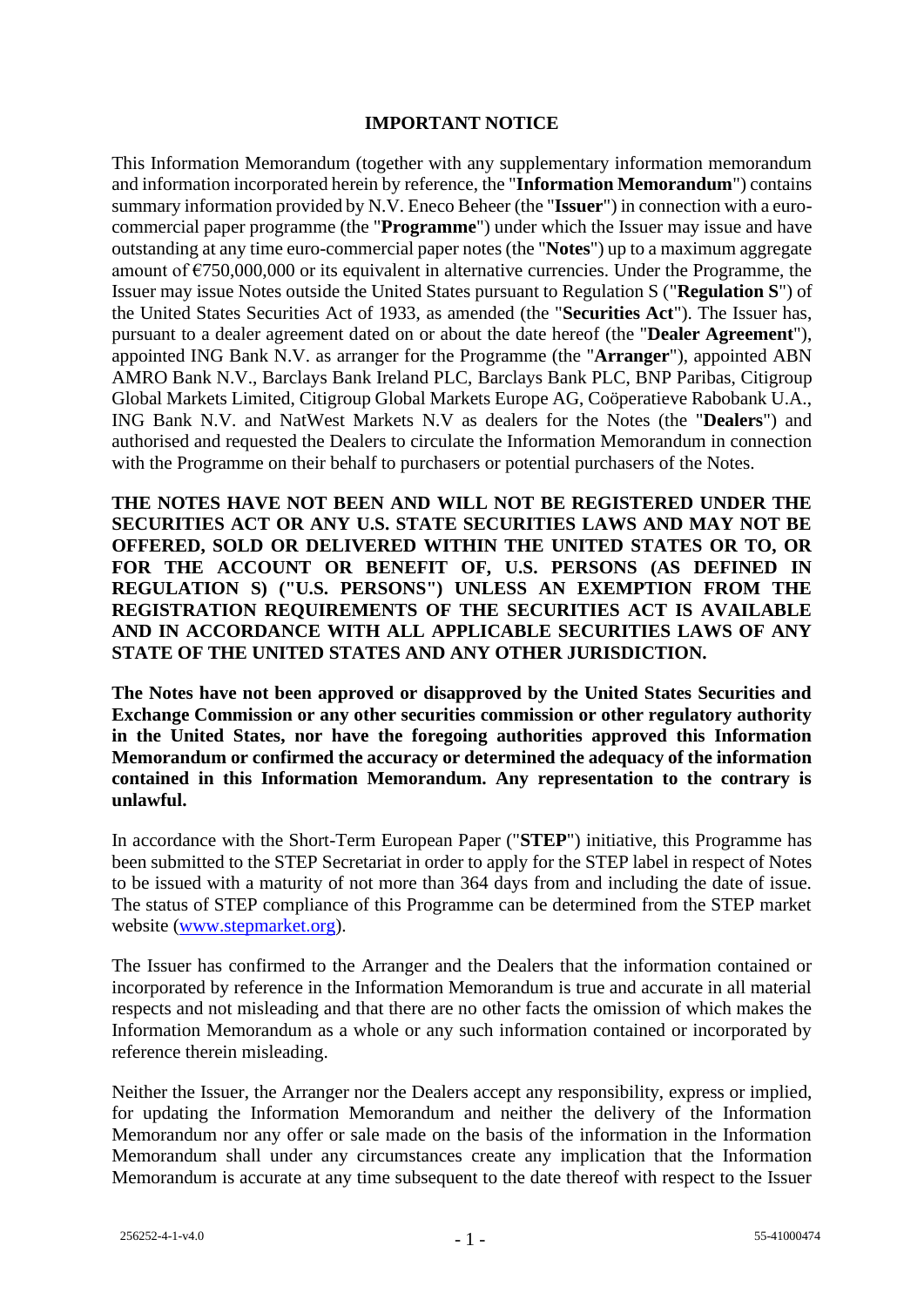## IMPORTANT NOTICE

This Information Memorandum (together with any supplementary information memorandum and information incorporated herein by reference, the "**Information Memorandum**") contains summary information provided by N.V. Eneco Beheer (the "**Issuer**") in connection with a euro-commercial paper programme (the "**Programme**") under which the Issuer may issue and have outstanding at any time euro-commercial paper notes (the "**Notes**") up to a maximum aggregate amount of €750,000,000 or its equivalent in alternative currencies. Under the Programme, the Issuer may issue Notes outside the United States pursuant to Regulation S ("**Regulation S**") of the United States Securities Act of 1933, as amended (the "**Securities Act**"). The Issuer has, pursuant to a dealer agreement dated on or about the date hereof (the "**Dealer Agreement**"), appointed ING Bank N.V. as arranger for the Programme (the "**Arranger**"), appointed ABN AMRO Bank N.V., Barclays Bank Ireland PLC, Barclays Bank PLC, BNP Paribas, Citigroup Global Markets Limited, Citigroup Global Markets Europe AG, Coöperatieve Rabobank U.A., ING Bank N.V. and NatWest Markets N.V as dealers for the Notes (the "**Dealers**") and authorised and requested the Dealers to circulate the Information Memorandum in connection with the Programme on their behalf to purchasers or potential purchasers of the Notes.

**THE NOTES HAVE NOT BEEN AND WILL NOT BE REGISTERED UNDER THE SECURITIES ACT OR ANY U.S. STATE SECURITIES LAWS AND MAY NOT BE OFFERED, SOLD OR DELIVERED WITHIN THE UNITED STATES OR TO, OR FOR THE ACCOUNT OR BENEFIT OF, U.S. PERSONS (AS DEFINED IN REGULATION S) ("U.S. PERSONS") UNLESS AN EXEMPTION FROM THE REGISTRATION REQUIREMENTS OF THE SECURITIES ACT IS AVAILABLE AND IN ACCORDANCE WITH ALL APPLICABLE SECURITIES LAWS OF ANY STATE OF THE UNITED STATES AND ANY OTHER JURISDICTION.**

**The Notes have not been approved or disapproved by the United States Securities and Exchange Commission or any other securities commission or other regulatory authority in the United States, nor have the foregoing authorities approved this Information Memorandum or confirmed the accuracy or determined the adequacy of the information contained in this Information Memorandum. Any representation to the contrary is unlawful.**

In accordance with the Short-Term European Paper ("**STEP**") initiative, this Programme has been submitted to the STEP Secretariat in order to apply for the STEP label in respect of Notes to be issued with a maturity of not more than 364 days from and including the date of issue. The status of STEP compliance of this Programme can be determined from the STEP market website (www.stepmarket.org).

The Issuer has confirmed to the Arranger and the Dealers that the information contained or incorporated by reference in the Information Memorandum is true and accurate in all material respects and not misleading and that there are no other facts the omission of which makes the Information Memorandum as a whole or any such information contained or incorporated by reference therein misleading.

Neither the Issuer, the Arranger nor the Dealers accept any responsibility, express or implied, for updating the Information Memorandum and neither the delivery of the Information Memorandum nor any offer or sale made on the basis of the information in the Information Memorandum shall under any circumstances create any implication that the Information Memorandum is accurate at any time subsequent to the date thereof with respect to the Issuer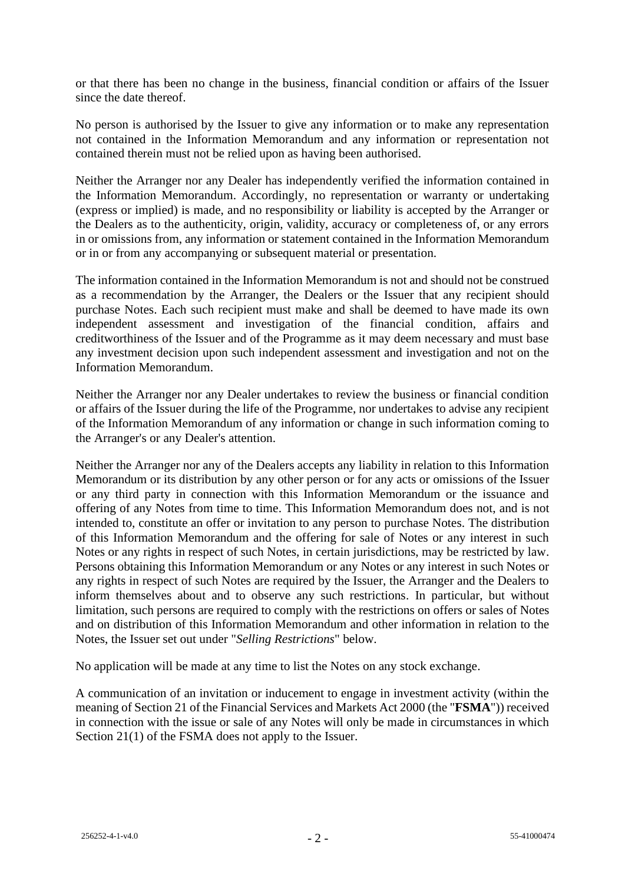or that there has been no change in the business, financial condition or affairs of the Issuer since the date thereof.

No person is authorised by the Issuer to give any information or to make any representation not contained in the Information Memorandum and any information or representation not contained therein must not be relied upon as having been authorised.

Neither the Arranger nor any Dealer has independently verified the information contained in the Information Memorandum. Accordingly, no representation or warranty or undertaking (express or implied) is made, and no responsibility or liability is accepted by the Arranger or the Dealers as to the authenticity, origin, validity, accuracy or completeness of, or any errors in or omissions from, any information or statement contained in the Information Memorandum or in or from any accompanying or subsequent material or presentation.

The information contained in the Information Memorandum is not and should not be construed as a recommendation by the Arranger, the Dealers or the Issuer that any recipient should purchase Notes. Each such recipient must make and shall be deemed to have made its own independent assessment and investigation of the financial condition, affairs and creditworthiness of the Issuer and of the Programme as it may deem necessary and must base any investment decision upon such independent assessment and investigation and not on the Information Memorandum.

Neither the Arranger nor any Dealer undertakes to review the business or financial condition or affairs of the Issuer during the life of the Programme, nor undertakes to advise any recipient of the Information Memorandum of any information or change in such information coming to the Arranger's or any Dealer's attention.

Neither the Arranger nor any of the Dealers accepts any liability in relation to this Information Memorandum or its distribution by any other person or for any acts or omissions of the Issuer or any third party in connection with this Information Memorandum or the issuance and offering of any Notes from time to time. This Information Memorandum does not, and is not intended to, constitute an offer or invitation to any person to purchase Notes. The distribution of this Information Memorandum and the offering for sale of Notes or any interest in such Notes or any rights in respect of such Notes, in certain jurisdictions, may be restricted by law. Persons obtaining this Information Memorandum or any Notes or any interest in such Notes or any rights in respect of such Notes are required by the Issuer, the Arranger and the Dealers to inform themselves about and to observe any such restrictions. In particular, but without limitation, such persons are required to comply with the restrictions on offers or sales of Notes and on distribution of this Information Memorandum and other information in relation to the Notes, the Issuer set out under "*Selling Restrictions*" below.

No application will be made at any time to list the Notes on any stock exchange.

A communication of an invitation or inducement to engage in investment activity (within the meaning of Section 21 of the Financial Services and Markets Act 2000 (the "**FSMA**")) received in connection with the issue or sale of any Notes will only be made in circumstances in which Section 21(1) of the FSMA does not apply to the Issuer.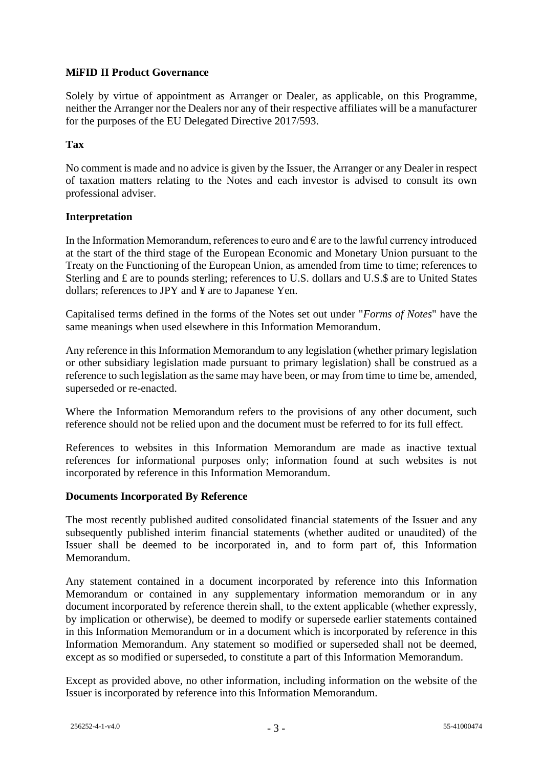**MiFID II Product Governance**

Solely by virtue of appointment as Arranger or Dealer, as applicable, on this Programme, neither the Arranger nor the Dealers nor any of their respective affiliates will be a manufacturer for the purposes of the EU Delegated Directive 2017/593.

**Tax**

No comment is made and no advice is given by the Issuer, the Arranger or any Dealer in respect of taxation matters relating to the Notes and each investor is advised to consult its own professional adviser.

**Interpretation**

In the Information Memorandum, references to euro and € are to the lawful currency introduced at the start of the third stage of the European Economic and Monetary Union pursuant to the Treaty on the Functioning of the European Union, as amended from time to time; references to Sterling and £ are to pounds sterling; references to U.S. dollars and U.S.$ are to United States dollars; references to JPY and ¥ are to Japanese Yen.

Capitalised terms defined in the forms of the Notes set out under "*Forms of Notes*" have the same meanings when used elsewhere in this Information Memorandum.

Any reference in this Information Memorandum to any legislation (whether primary legislation or other subsidiary legislation made pursuant to primary legislation) shall be construed as a reference to such legislation as the same may have been, or may from time to time be, amended, superseded or re-enacted.

Where the Information Memorandum refers to the provisions of any other document, such reference should not be relied upon and the document must be referred to for its full effect.

References to websites in this Information Memorandum are made as inactive textual references for informational purposes only; information found at such websites is not incorporated by reference in this Information Memorandum.

**Documents Incorporated By Reference**

The most recently published audited consolidated financial statements of the Issuer and any subsequently published interim financial statements (whether audited or unaudited) of the Issuer shall be deemed to be incorporated in, and to form part of, this Information Memorandum.

Any statement contained in a document incorporated by reference into this Information Memorandum or contained in any supplementary information memorandum or in any document incorporated by reference therein shall, to the extent applicable (whether expressly, by implication or otherwise), be deemed to modify or supersede earlier statements contained in this Information Memorandum or in a document which is incorporated by reference in this Information Memorandum. Any statement so modified or superseded shall not be deemed, except as so modified or superseded, to constitute a part of this Information Memorandum.

Except as provided above, no other information, including information on the website of the Issuer is incorporated by reference into this Information Memorandum.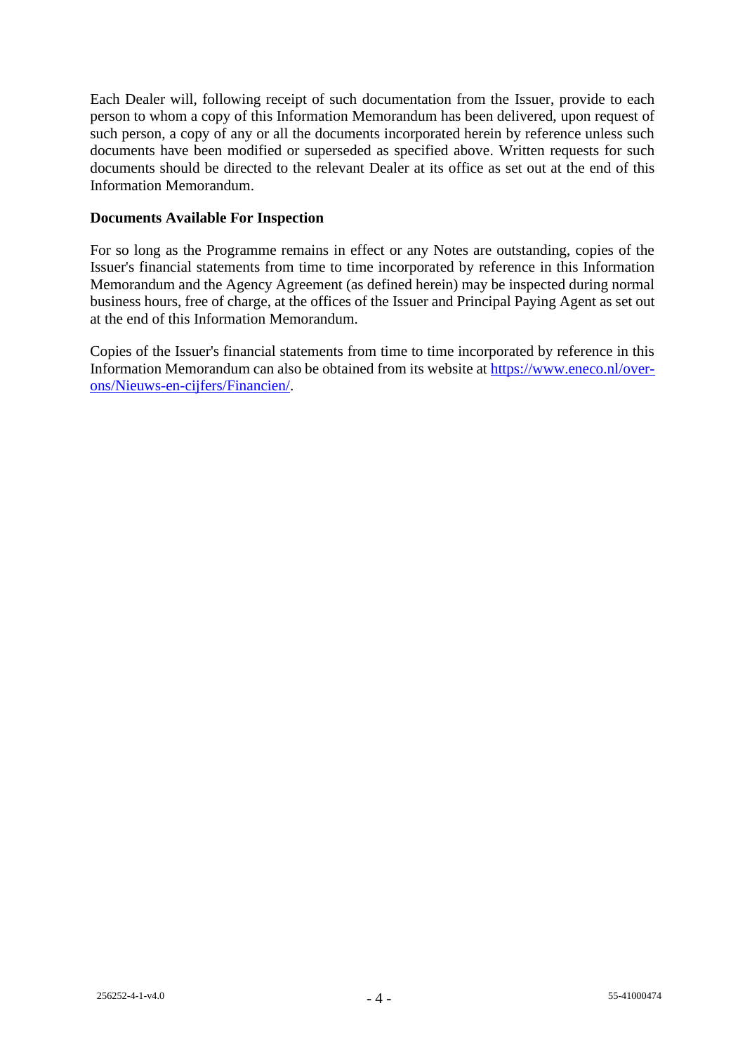Each Dealer will, following receipt of such documentation from the Issuer, provide to each person to whom a copy of this Information Memorandum has been delivered, upon request of such person, a copy of any or all the documents incorporated herein by reference unless such documents have been modified or superseded as specified above. Written requests for such documents should be directed to the relevant Dealer at its office as set out at the end of this Information Memorandum.

## Documents Available For Inspection

For so long as the Programme remains in effect or any Notes are outstanding, copies of the Issuer's financial statements from time to time incorporated by reference in this Information Memorandum and the Agency Agreement (as defined herein) may be inspected during normal business hours, free of charge, at the offices of the Issuer and Principal Paying Agent as set out at the end of this Information Memorandum.

Copies of the Issuer's financial statements from time to time incorporated by reference in this Information Memorandum can also be obtained from its website at https://www.eneco.nl/over-ons/Nieuws-en-cijfers/Financien/.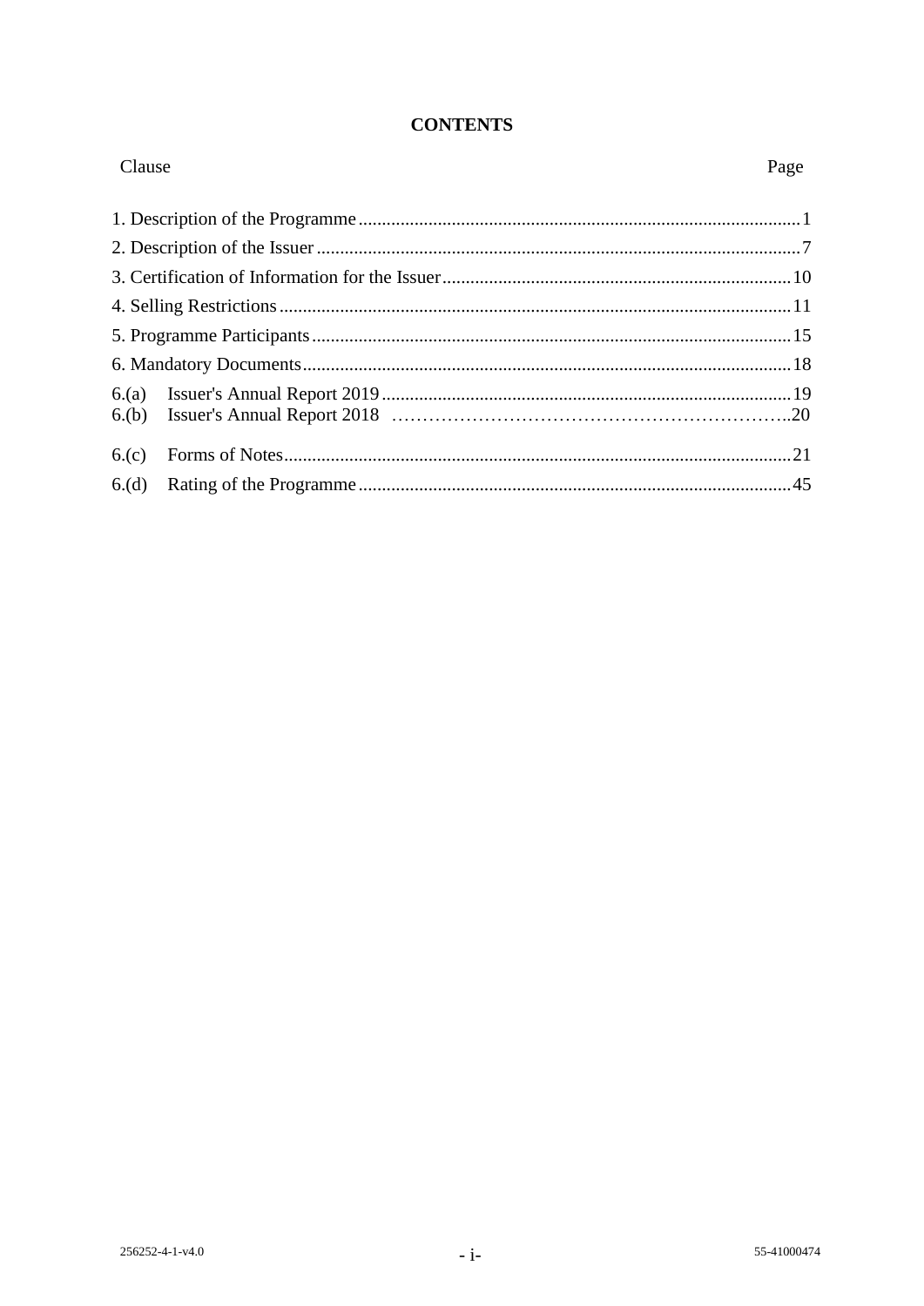# CONTENTS

| Clause | | Page |
|---|---|---|
| 1. Description of the Programme | | 1 |
| 2. Description of the Issuer | | 7 |
| 3. Certification of Information for the Issuer | | 10 |
| 4. Selling Restrictions | | 11 |
| 5. Programme Participants | | 15 |
| 6. Mandatory Documents | | 18 |
| 6.(a) | Issuer's Annual Report 2019 | 19 |
| 6.(b) | Issuer's Annual Report 2018 | 20 |
| 6.(c) | Forms of Notes | 21 |
| 6.(d) | Rating of the Programme | 45 |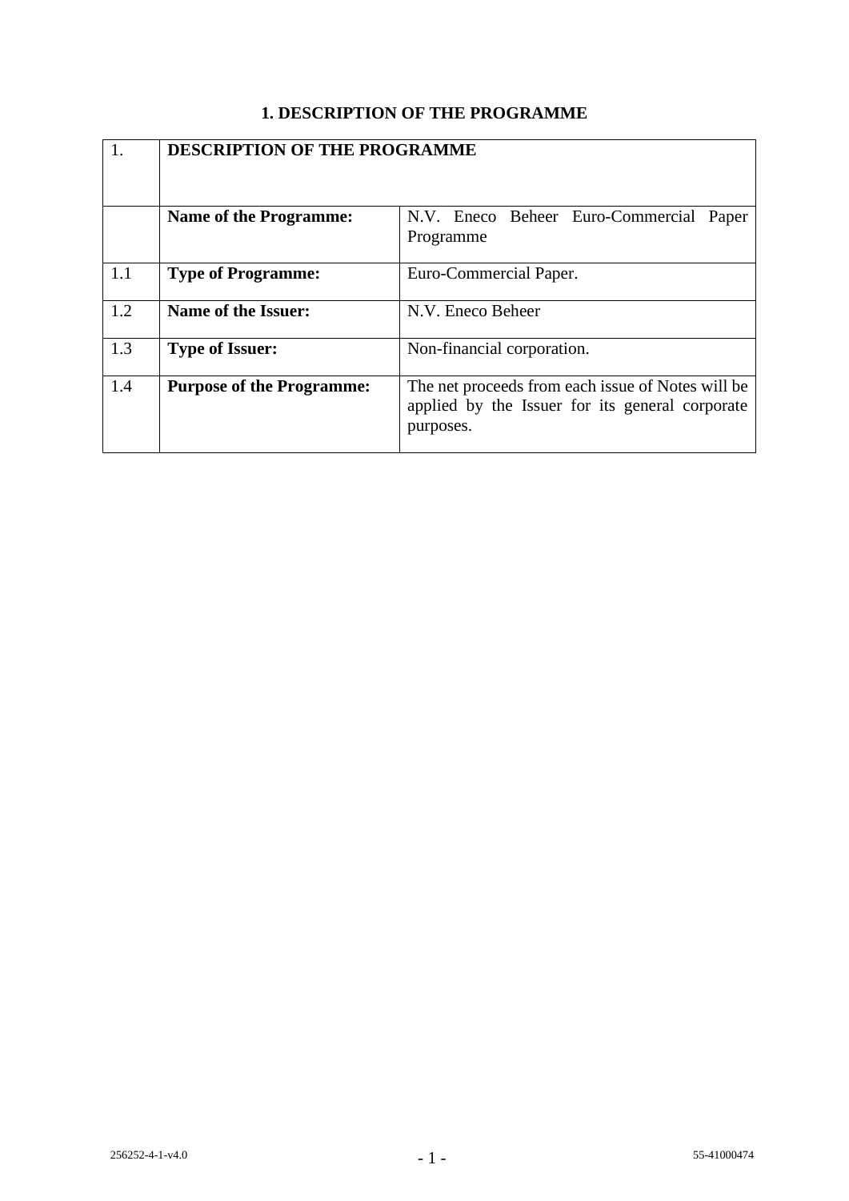# 1. DESCRIPTION OF THE PROGRAMME

| 1. | **DESCRIPTION OF THE PROGRAMME** | |
|---|---|---|
| | **Name of the Programme:** | N.V. Eneco Beheer Euro-Commercial Paper Programme |
| 1.1 | **Type of Programme:** | Euro-Commercial Paper. |
| 1.2 | **Name of the Issuer:** | N.V. Eneco Beheer |
| 1.3 | **Type of Issuer:** | Non-financial corporation. |
| 1.4 | **Purpose of the Programme:** | The net proceeds from each issue of Notes will be applied by the Issuer for its general corporate purposes. |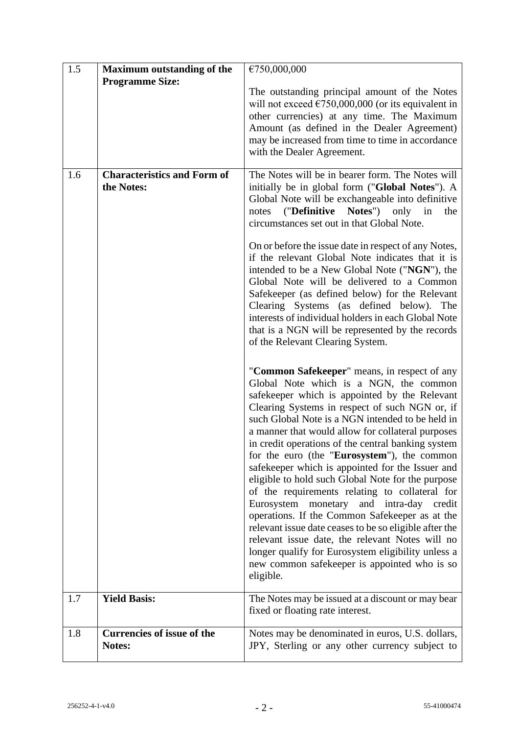| | | |
|---|---|---|
| 1.5 | **Maximum outstanding of the Programme Size:** | €750,000,000<br><br>The outstanding principal amount of the Notes will not exceed €750,000,000 (or its equivalent in other currencies) at any time. The Maximum Amount (as defined in the Dealer Agreement) may be increased from time to time in accordance with the Dealer Agreement. |
| 1.6 | **Characteristics and Form of the Notes:** | The Notes will be in bearer form. The Notes will initially be in global form ("**Global Notes**"). A Global Note will be exchangeable into definitive notes ("**Definitive Notes**") only in the circumstances set out in that Global Note.<br><br>On or before the issue date in respect of any Notes, if the relevant Global Note indicates that it is intended to be a New Global Note ("**NGN**"), the Global Note will be delivered to a Common Safekeeper (as defined below) for the Relevant Clearing Systems (as defined below). The interests of individual holders in each Global Note that is a NGN will be represented by the records of the Relevant Clearing System.<br><br>"**Common Safekeeper**" means, in respect of any Global Note which is a NGN, the common safekeeper which is appointed by the Relevant Clearing Systems in respect of such NGN or, if such Global Note is a NGN intended to be held in a manner that would allow for collateral purposes in credit operations of the central banking system for the euro (the "**Eurosystem**"), the common safekeeper which is appointed for the Issuer and eligible to hold such Global Note for the purpose of the requirements relating to collateral for Eurosystem monetary and intra-day credit operations. If the Common Safekeeper as at the relevant issue date ceases to be so eligible after the relevant issue date, the relevant Notes will no longer qualify for Eurosystem eligibility unless a new common safekeeper is appointed who is so eligible. |
| 1.7 | **Yield Basis:** | The Notes may be issued at a discount or may bear fixed or floating rate interest. |
| 1.8 | **Currencies of issue of the Notes:** | Notes may be denominated in euros, U.S. dollars, JPY, Sterling or any other currency subject to |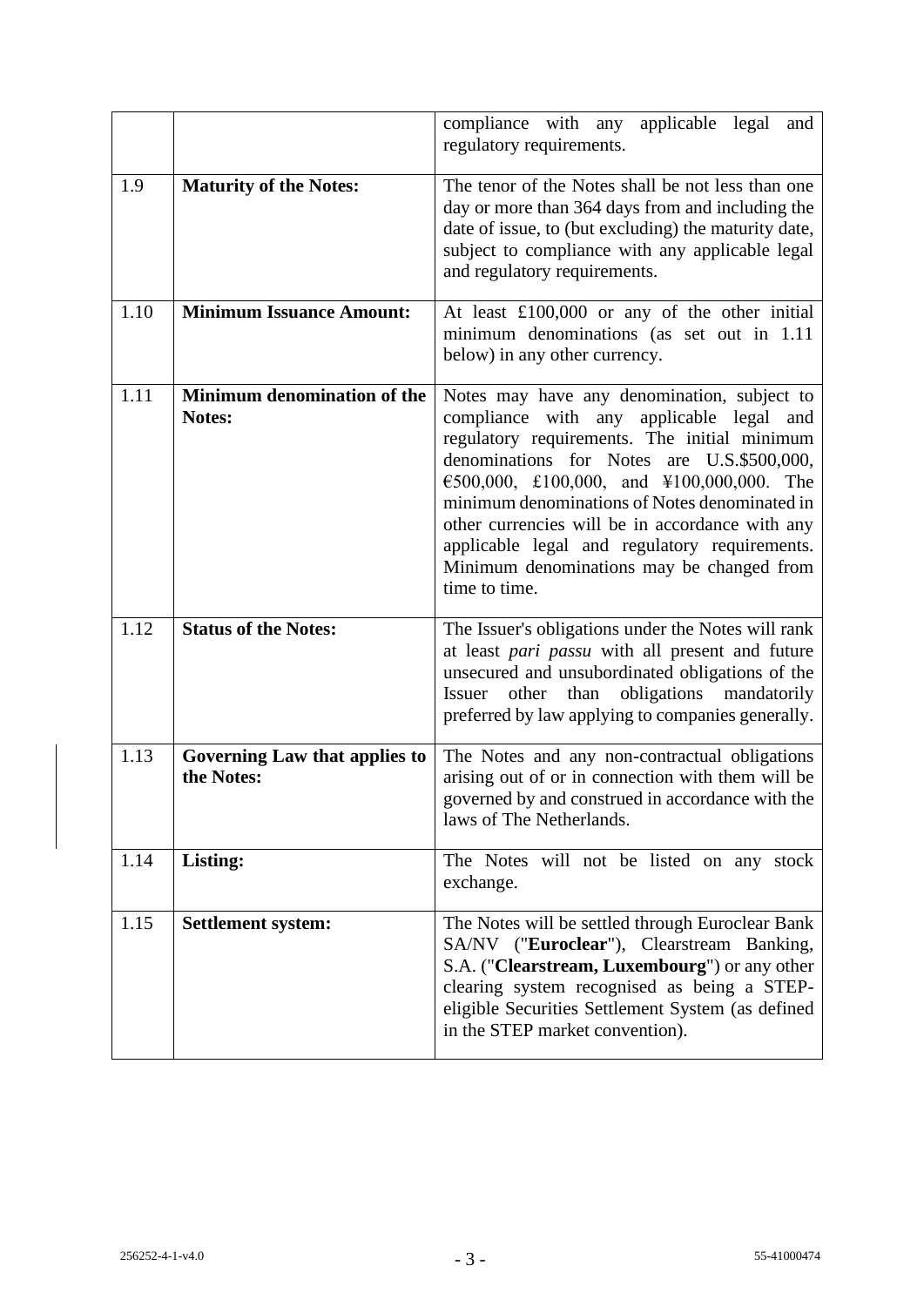| | | |
|---|---|---|
| | | compliance with any applicable legal and regulatory requirements. |
| 1.9 | **Maturity of the Notes:** | The tenor of the Notes shall be not less than one day or more than 364 days from and including the date of issue, to (but excluding) the maturity date, subject to compliance with any applicable legal and regulatory requirements. |
| 1.10 | **Minimum Issuance Amount:** | At least £100,000 or any of the other initial minimum denominations (as set out in 1.11 below) in any other currency. |
| 1.11 | **Minimum denomination of the Notes:** | Notes may have any denomination, subject to compliance with any applicable legal and regulatory requirements. The initial minimum denominations for Notes are U.S.$500,000, €500,000, £100,000, and ¥100,000,000. The minimum denominations of Notes denominated in other currencies will be in accordance with any applicable legal and regulatory requirements. Minimum denominations may be changed from time to time. |
| 1.12 | **Status of the Notes:** | The Issuer's obligations under the Notes will rank at least *pari passu* with all present and future unsecured and unsubordinated obligations of the Issuer other than obligations mandatorily preferred by law applying to companies generally. |
| 1.13 | **Governing Law that applies to the Notes:** | The Notes and any non-contractual obligations arising out of or in connection with them will be governed by and construed in accordance with the laws of The Netherlands. |
| 1.14 | **Listing:** | The Notes will not be listed on any stock exchange. |
| 1.15 | **Settlement system:** | The Notes will be settled through Euroclear Bank SA/NV ("**Euroclear**"), Clearstream Banking, S.A. ("**Clearstream, Luxembourg**") or any other clearing system recognised as being a STEP-eligible Securities Settlement System (as defined in the STEP market convention). |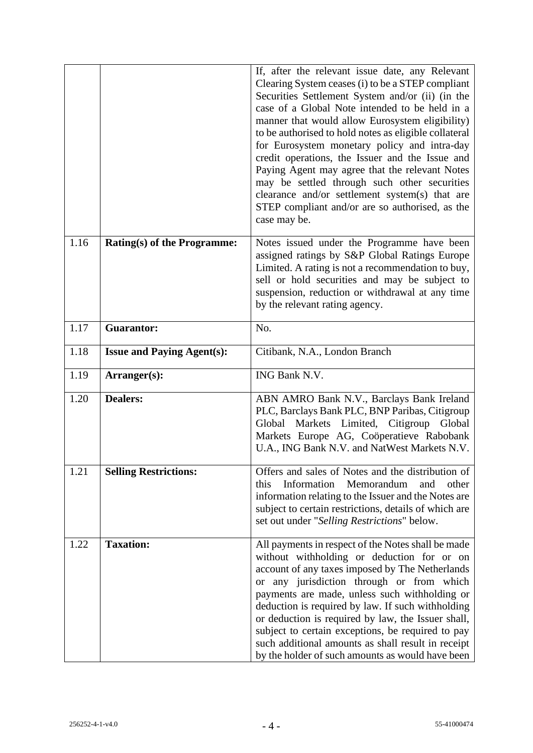| | | |
|---|---|---|
| | | If, after the relevant issue date, any Relevant Clearing System ceases (i) to be a STEP compliant Securities Settlement System and/or (ii) (in the case of a Global Note intended to be held in a manner that would allow Eurosystem eligibility) to be authorised to hold notes as eligible collateral for Eurosystem monetary policy and intra-day credit operations, the Issuer and the Issue and Paying Agent may agree that the relevant Notes may be settled through such other securities clearance and/or settlement system(s) that are STEP compliant and/or are so authorised, as the case may be. |
| 1.16 | **Rating(s) of the Programme:** | Notes issued under the Programme have been assigned ratings by S&P Global Ratings Europe Limited. A rating is not a recommendation to buy, sell or hold securities and may be subject to suspension, reduction or withdrawal at any time by the relevant rating agency. |
| 1.17 | **Guarantor:** | No. |
| 1.18 | **Issue and Paying Agent(s):** | Citibank, N.A., London Branch |
| 1.19 | **Arranger(s):** | ING Bank N.V. |
| 1.20 | **Dealers:** | ABN AMRO Bank N.V., Barclays Bank Ireland PLC, Barclays Bank PLC, BNP Paribas, Citigroup Global Markets Limited, Citigroup Global Markets Europe AG, Coöperatieve Rabobank U.A., ING Bank N.V. and NatWest Markets N.V. |
| 1.21 | **Selling Restrictions:** | Offers and sales of Notes and the distribution of this Information Memorandum and other information relating to the Issuer and the Notes are subject to certain restrictions, details of which are set out under "*Selling Restrictions*" below. |
| 1.22 | **Taxation:** | All payments in respect of the Notes shall be made without withholding or deduction for or on account of any taxes imposed by The Netherlands or any jurisdiction through or from which payments are made, unless such withholding or deduction is required by law. If such withholding or deduction is required by law, the Issuer shall, subject to certain exceptions, be required to pay such additional amounts as shall result in receipt by the holder of such amounts as would have been |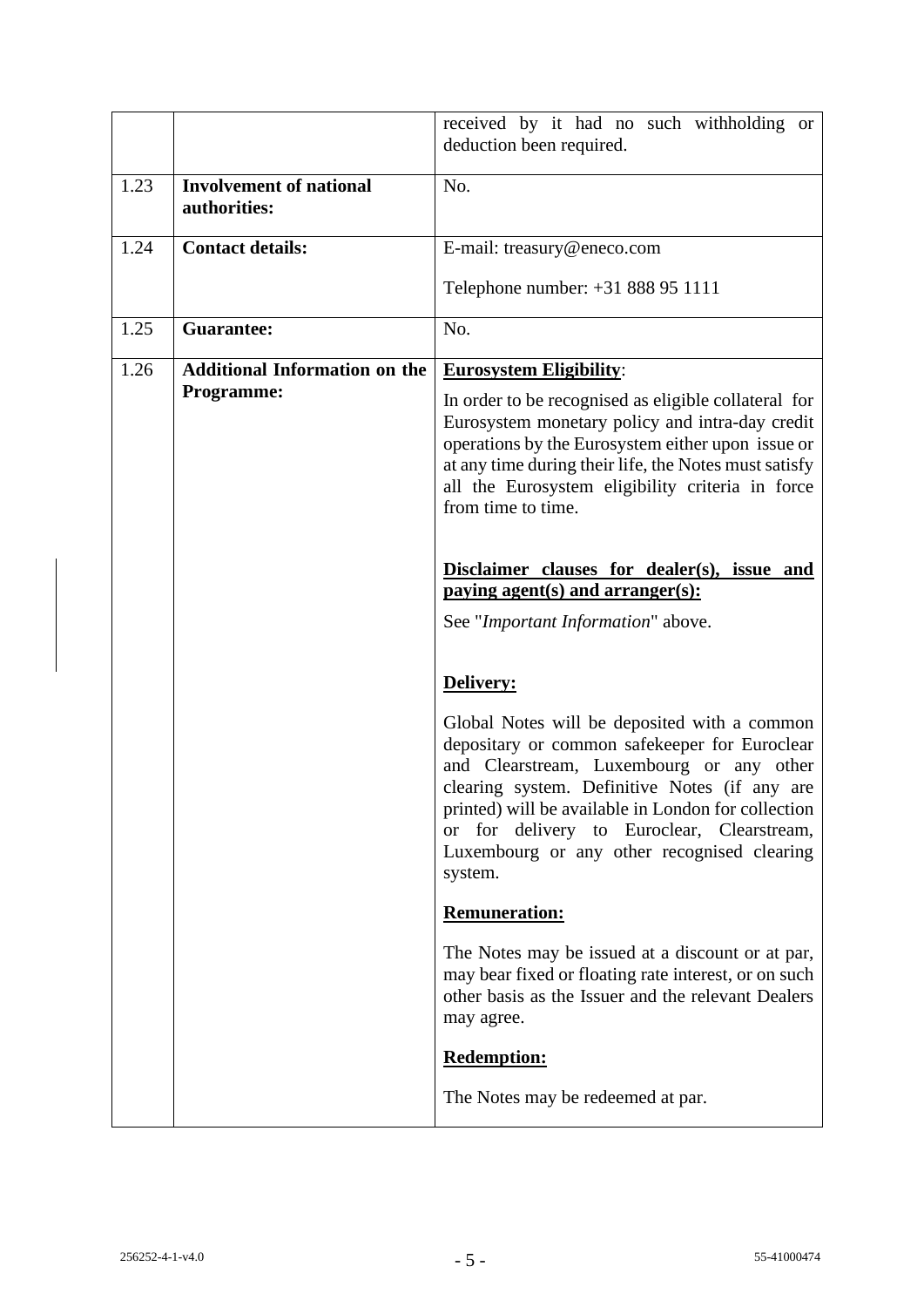| | | |
|---|---|---|
| | | received by it had no such withholding or deduction been required. |
| 1.23 | **Involvement of national authorities:** | No. |
| 1.24 | **Contact details:** | E-mail: treasury@eneco.com<br><br>Telephone number: +31 888 95 1111 |
| 1.25 | **Guarantee:** | No. |
| 1.26 | **Additional Information on the Programme:** | **<u>Eurosystem Eligibility</u>**:<br><br>In order to be recognised as eligible collateral for Eurosystem monetary policy and intra-day credit operations by the Eurosystem either upon issue or at any time during their life, the Notes must satisfy all the Eurosystem eligibility criteria in force from time to time.<br><br>**<u>Disclaimer clauses for dealer(s), issue and paying agent(s) and arranger(s):</u>**<br><br>See "*Important Information*" above.<br><br>**<u>Delivery:</u>**<br><br>Global Notes will be deposited with a common depositary or common safekeeper for Euroclear and Clearstream, Luxembourg or any other clearing system. Definitive Notes (if any are printed) will be available in London for collection or for delivery to Euroclear, Clearstream, Luxembourg or any other recognised clearing system.<br><br>**<u>Remuneration:</u>**<br><br>The Notes may be issued at a discount or at par, may bear fixed or floating rate interest, or on such other basis as the Issuer and the relevant Dealers may agree.<br><br>**<u>Redemption:</u>**<br><br>The Notes may be redeemed at par. |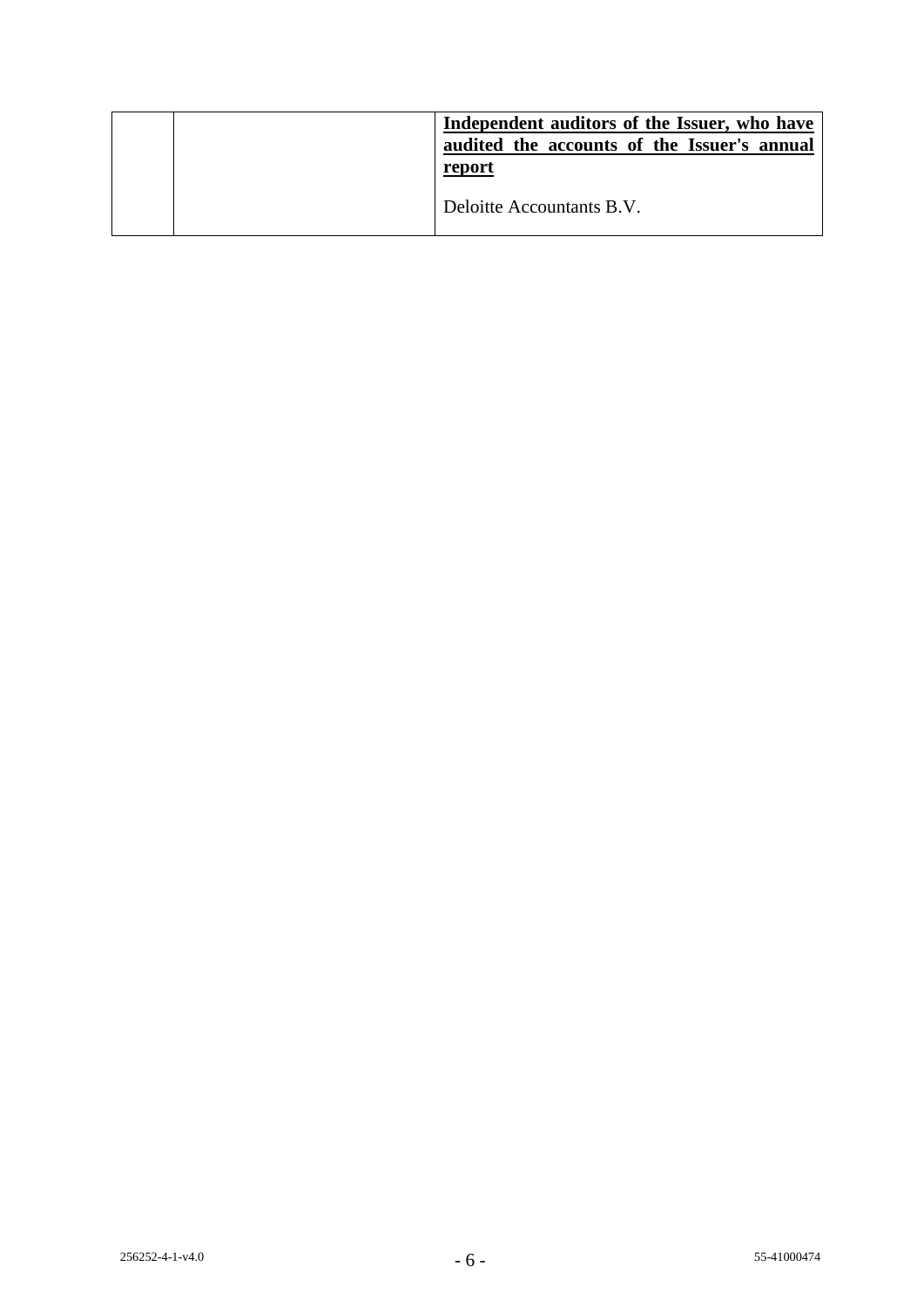|  |  | **Independent auditors of the Issuer, who have audited the accounts of the Issuer's annual report**<br><br>Deloitte Accountants B.V. |
|---|---|---|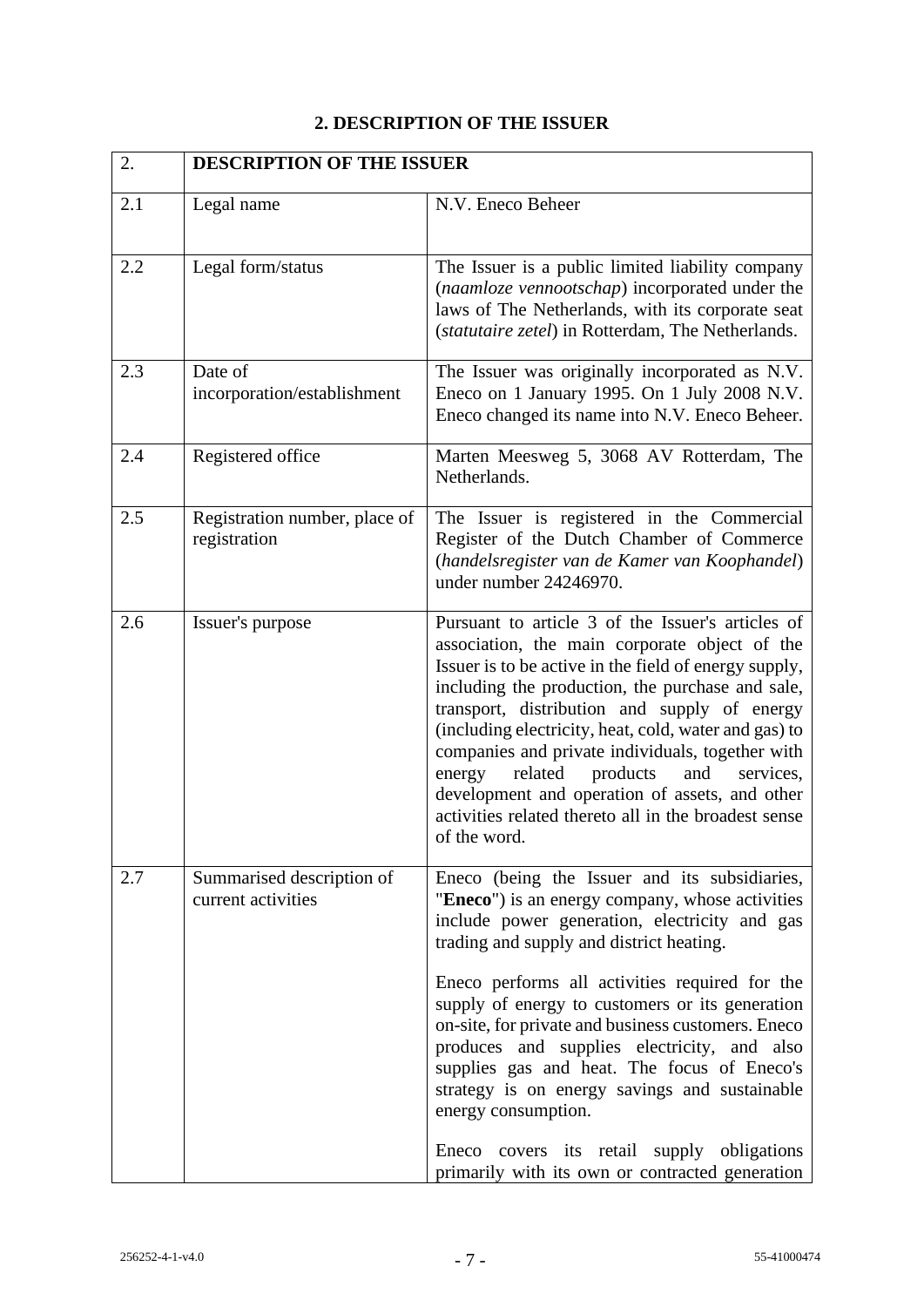## 2. DESCRIPTION OF THE ISSUER

| 2. | **DESCRIPTION OF THE ISSUER** | |
|---|---|---|
| 2.1 | Legal name | N.V. Eneco Beheer |
| 2.2 | Legal form/status | The Issuer is a public limited liability company (*naamloze vennootschap*) incorporated under the laws of The Netherlands, with its corporate seat (*statutaire zetel*) in Rotterdam, The Netherlands. |
| 2.3 | Date of incorporation/establishment | The Issuer was originally incorporated as N.V. Eneco on 1 January 1995. On 1 July 2008 N.V. Eneco changed its name into N.V. Eneco Beheer. |
| 2.4 | Registered office | Marten Meesweg 5, 3068 AV Rotterdam, The Netherlands. |
| 2.5 | Registration number, place of registration | The Issuer is registered in the Commercial Register of the Dutch Chamber of Commerce (*handelsregister van de Kamer van Koophandel*) under number 24246970. |
| 2.6 | Issuer's purpose | Pursuant to article 3 of the Issuer's articles of association, the main corporate object of the Issuer is to be active in the field of energy supply, including the production, the purchase and sale, transport, distribution and supply of energy (including electricity, heat, cold, water and gas) to companies and private individuals, together with energy related products and services, development and operation of assets, and other activities related thereto all in the broadest sense of the word. |
| 2.7 | Summarised description of current activities | Eneco (being the Issuer and its subsidiaries, "**Eneco**") is an energy company, whose activities include power generation, electricity and gas trading and supply and district heating.<br><br>Eneco performs all activities required for the supply of energy to customers or its generation on-site, for private and business customers. Eneco produces and supplies electricity, and also supplies gas and heat. The focus of Eneco's strategy is on energy savings and sustainable energy consumption.<br><br>Eneco covers its retail supply obligations primarily with its own or contracted generation |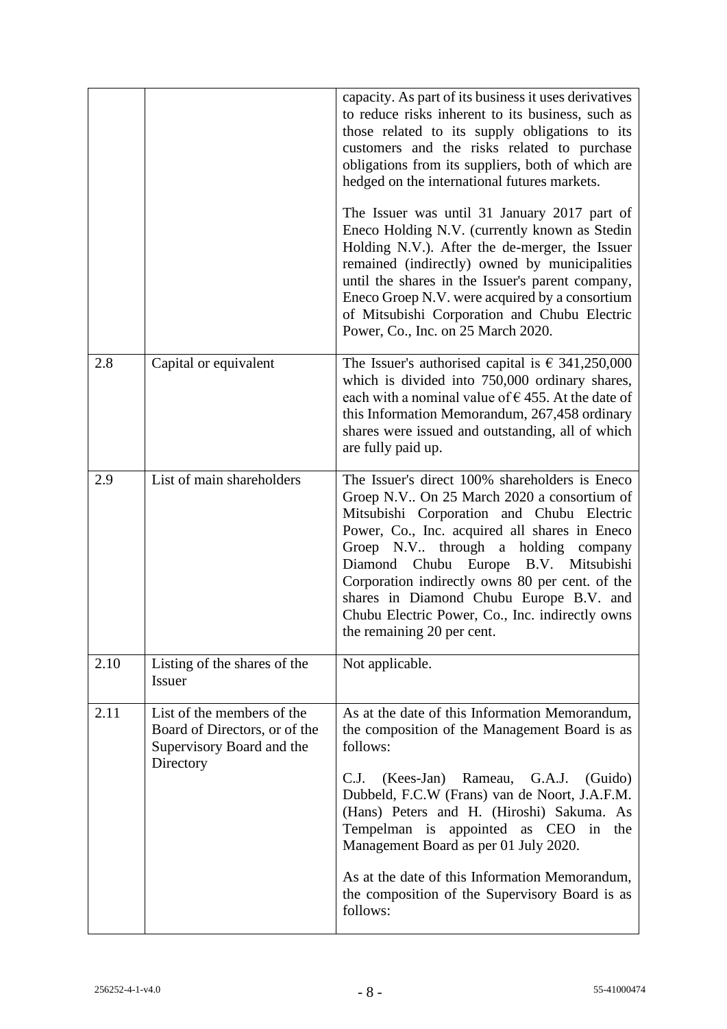| | | |
|---|---|---|
| | | capacity. As part of its business it uses derivatives to reduce risks inherent to its business, such as those related to its supply obligations to its customers and the risks related to purchase obligations from its suppliers, both of which are hedged on the international futures markets.<br><br>The Issuer was until 31 January 2017 part of Eneco Holding N.V. (currently known as Stedin Holding N.V.). After the de-merger, the Issuer remained (indirectly) owned by municipalities until the shares in the Issuer's parent company, Eneco Groep N.V. were acquired by a consortium of Mitsubishi Corporation and Chubu Electric Power, Co., Inc. on 25 March 2020. |
| 2.8 | Capital or equivalent | The Issuer's authorised capital is € 341,250,000 which is divided into 750,000 ordinary shares, each with a nominal value of € 455. At the date of this Information Memorandum, 267,458 ordinary shares were issued and outstanding, all of which are fully paid up. |
| 2.9 | List of main shareholders | The Issuer's direct 100% shareholders is Eneco Groep N.V.. On 25 March 2020 a consortium of Mitsubishi Corporation and Chubu Electric Power, Co., Inc. acquired all shares in Eneco Groep N.V.. through a holding company Diamond Chubu Europe B.V. Mitsubishi Corporation indirectly owns 80 per cent. of the shares in Diamond Chubu Europe B.V. and Chubu Electric Power, Co., Inc. indirectly owns the remaining 20 per cent. |
| 2.10 | Listing of the shares of the Issuer | Not applicable. |
| 2.11 | List of the members of the Board of Directors, or of the Supervisory Board and the Directory | As at the date of this Information Memorandum, the composition of the Management Board is as follows:<br><br>C.J. (Kees-Jan) Rameau, G.A.J. (Guido) Dubbeld, F.C.W (Frans) van de Noort, J.A.F.M. (Hans) Peters and H. (Hiroshi) Sakuma. As Tempelman is appointed as CEO in the Management Board as per 01 July 2020.<br><br>As at the date of this Information Memorandum, the composition of the Supervisory Board is as follows: |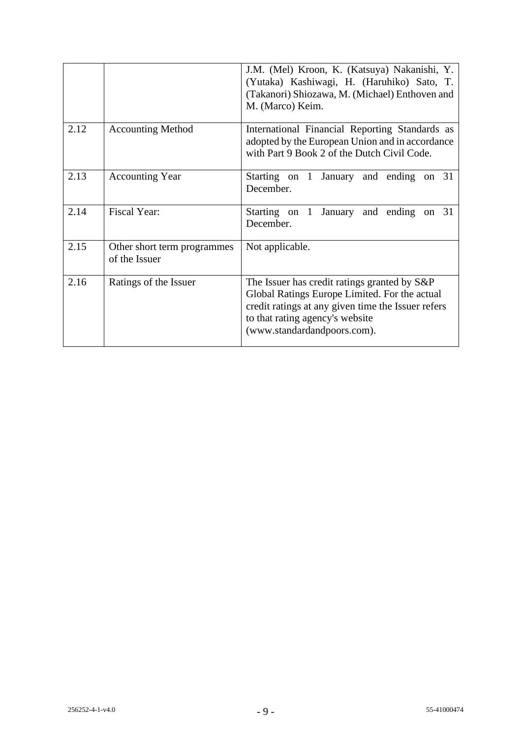| | | |
|---|---|---|
| | | J.M. (Mel) Kroon, K. (Katsuya) Nakanishi, Y. (Yutaka) Kashiwagi, H. (Haruhiko) Sato, T. (Takanori) Shiozawa, M. (Michael) Enthoven and M. (Marco) Keim. |
| 2.12 | Accounting Method | International Financial Reporting Standards as adopted by the European Union and in accordance with Part 9 Book 2 of the Dutch Civil Code. |
| 2.13 | Accounting Year | Starting on 1 January and ending on 31 December. |
| 2.14 | Fiscal Year: | Starting on 1 January and ending on 31 December. |
| 2.15 | Other short term programmes of the Issuer | Not applicable. |
| 2.16 | Ratings of the Issuer | The Issuer has credit ratings granted by S&P Global Ratings Europe Limited. For the actual credit ratings at any given time the Issuer refers to that rating agency's website (www.standardandpoors.com). |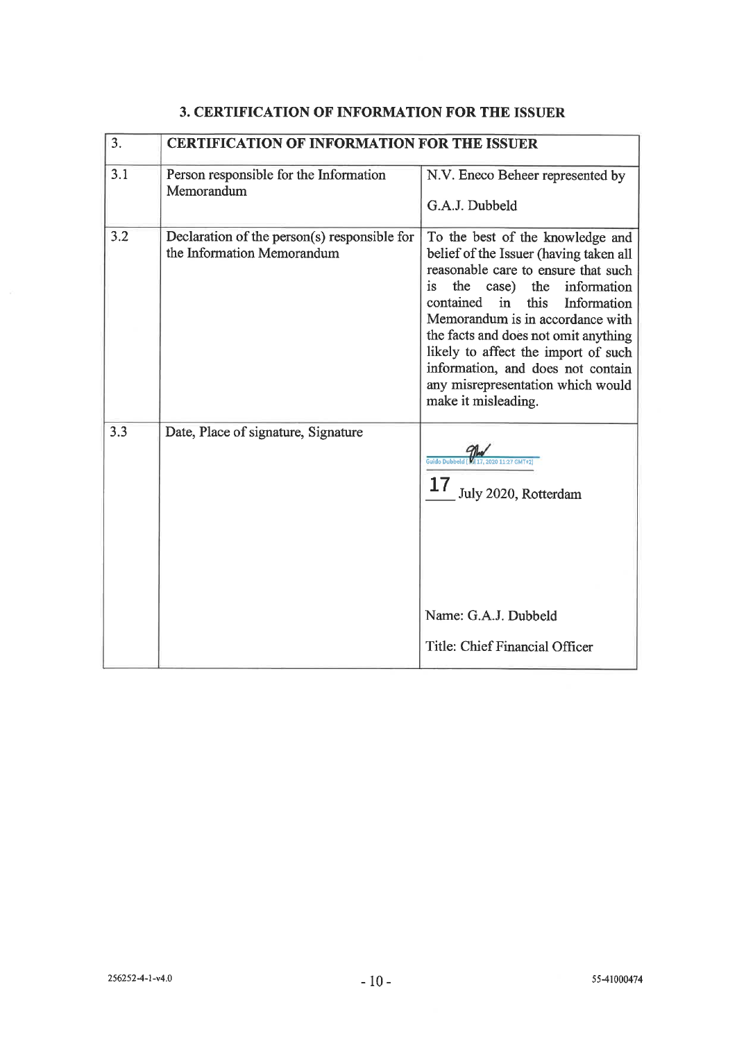## 3. CERTIFICATION OF INFORMATION FOR THE ISSUER

| 3. | **CERTIFICATION OF INFORMATION FOR THE ISSUER** | |
|---|---|---|
| 3.1 | Person responsible for the Information Memorandum | N.V. Eneco Beheer represented by<br><br>G.A.J. Dubbeld |
| 3.2 | Declaration of the person(s) responsible for the Information Memorandum | To the best of the knowledge and belief of the Issuer (having taken all reasonable care to ensure that such is the case) the information contained in this Information Memorandum is in accordance with the facts and does not omit anything likely to affect the import of such information, and does not contain any misrepresentation which would make it misleading. |
| 3.3 | Date, Place of signature, Signature | Guido Dubbeld (Jul 17, 2020 11:27 GMT+2)<br><br>17 July 2020, Rotterdam<br><br>Name: G.A.J. Dubbeld<br><br>Title: Chief Financial Officer |

256252-4-1-v4.0 55-41000474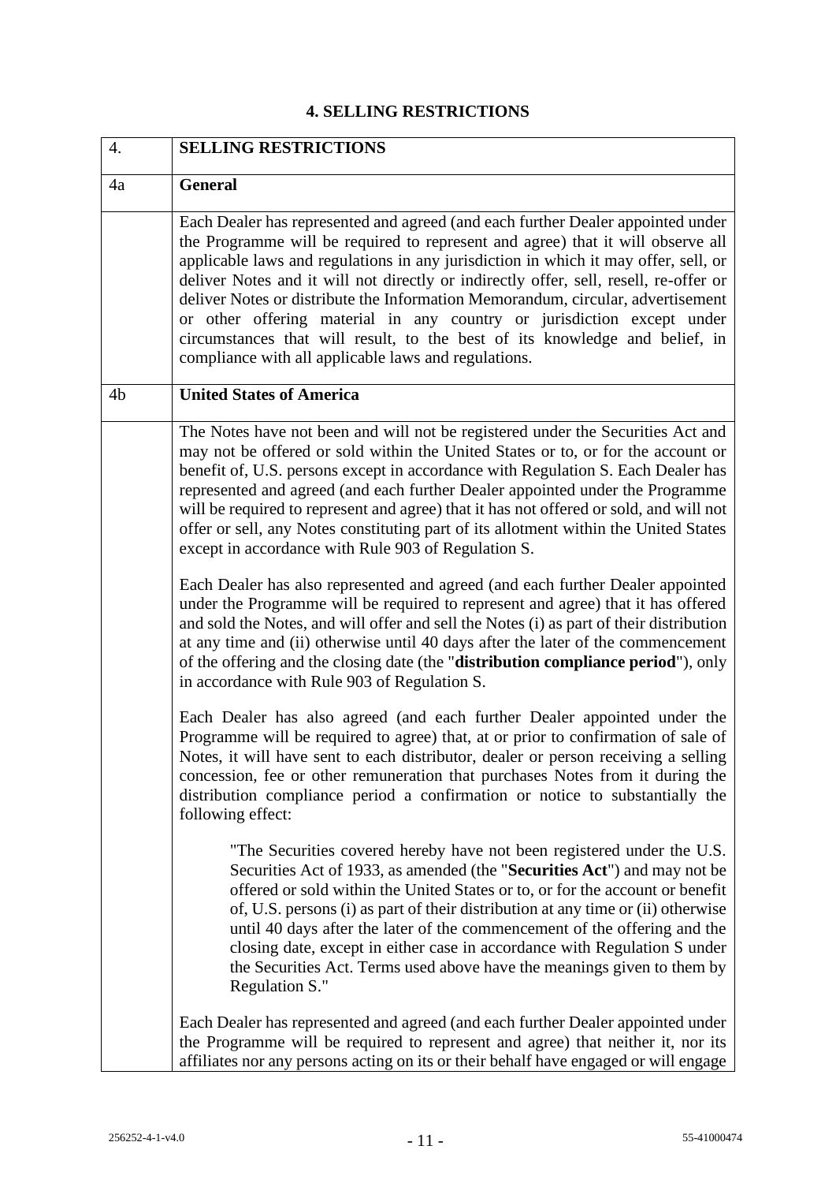# 4. SELLING RESTRICTIONS

| 4. | **SELLING RESTRICTIONS** |
|---|---|
| 4a | **General** |
| | Each Dealer has represented and agreed (and each further Dealer appointed under the Programme will be required to represent and agree) that it will observe all applicable laws and regulations in any jurisdiction in which it may offer, sell, or deliver Notes and it will not directly or indirectly offer, sell, resell, re-offer or deliver Notes or distribute the Information Memorandum, circular, advertisement or other offering material in any country or jurisdiction except under circumstances that will result, to the best of its knowledge and belief, in compliance with all applicable laws and regulations. |
| 4b | **United States of America** |
| | The Notes have not been and will not be registered under the Securities Act and may not be offered or sold within the United States or to, or for the account or benefit of, U.S. persons except in accordance with Regulation S. Each Dealer has represented and agreed (and each further Dealer appointed under the Programme will be required to represent and agree) that it has not offered or sold, and will not offer or sell, any Notes constituting part of its allotment within the United States except in accordance with Rule 903 of Regulation S.<br><br>Each Dealer has also represented and agreed (and each further Dealer appointed under the Programme will be required to represent and agree) that it has offered and sold the Notes, and will offer and sell the Notes (i) as part of their distribution at any time and (ii) otherwise until 40 days after the later of the commencement of the offering and the closing date (the "**distribution compliance period**"), only in accordance with Rule 903 of Regulation S.<br><br>Each Dealer has also agreed (and each further Dealer appointed under the Programme will be required to agree) that, at or prior to confirmation of sale of Notes, it will have sent to each distributor, dealer or person receiving a selling concession, fee or other remuneration that purchases Notes from it during the distribution compliance period a confirmation or notice to substantially the following effect:<br><br>"The Securities covered hereby have not been registered under the U.S. Securities Act of 1933, as amended (the "**Securities Act**") and may not be offered or sold within the United States or to, or for the account or benefit of, U.S. persons (i) as part of their distribution at any time or (ii) otherwise until 40 days after the later of the commencement of the offering and the closing date, except in either case in accordance with Regulation S under the Securities Act. Terms used above have the meanings given to them by Regulation S."<br><br>Each Dealer has represented and agreed (and each further Dealer appointed under the Programme will be required to represent and agree) that neither it, nor its affiliates nor any persons acting on its or their behalf have engaged or will engage |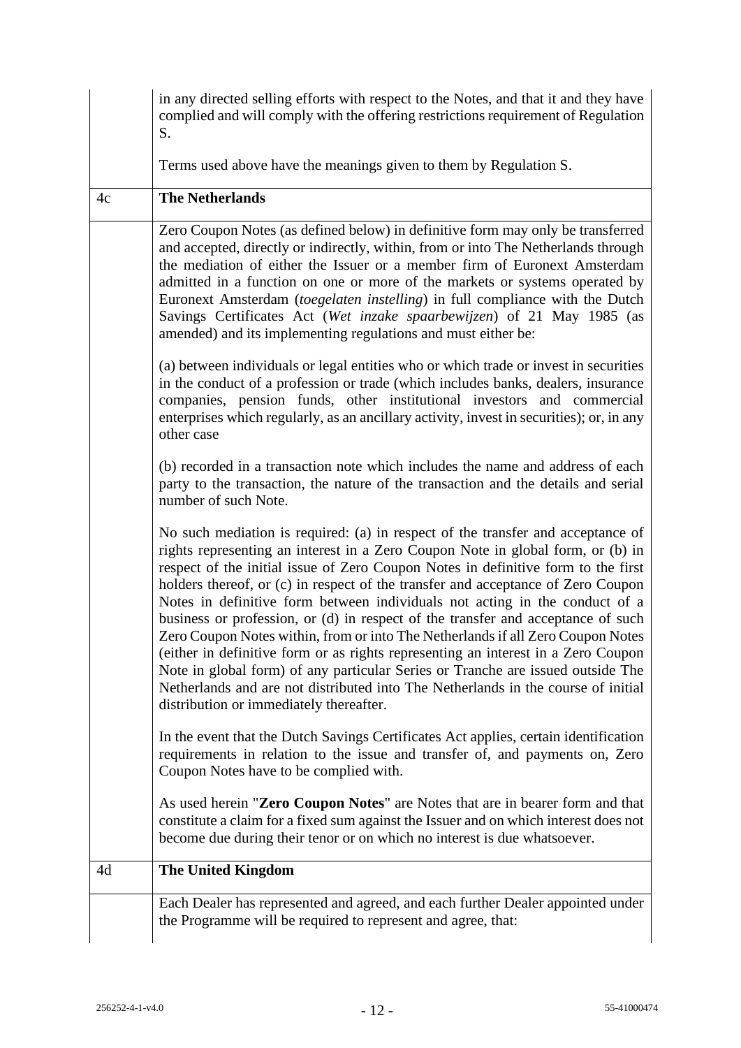|  |  |
| --- | --- |
|  | in any directed selling efforts with respect to the Notes, and that it and they have complied and will comply with the offering restrictions requirement of Regulation S.<br><br>Terms used above have the meanings given to them by Regulation S. |
| 4c | **The Netherlands** |
|  | Zero Coupon Notes (as defined below) in definitive form may only be transferred and accepted, directly or indirectly, within, from or into The Netherlands through the mediation of either the Issuer or a member firm of Euronext Amsterdam admitted in a function on one or more of the markets or systems operated by Euronext Amsterdam (*toegelaten instelling*) in full compliance with the Dutch Savings Certificates Act (*Wet inzake spaarbewijzen*) of 21 May 1985 (as amended) and its implementing regulations and must either be:<br><br>(a) between individuals or legal entities who or which trade or invest in securities in the conduct of a profession or trade (which includes banks, dealers, insurance companies, pension funds, other institutional investors and commercial enterprises which regularly, as an ancillary activity, invest in securities); or, in any other case<br><br>(b) recorded in a transaction note which includes the name and address of each party to the transaction, the nature of the transaction and the details and serial number of such Note.<br><br>No such mediation is required: (a) in respect of the transfer and acceptance of rights representing an interest in a Zero Coupon Note in global form, or (b) in respect of the initial issue of Zero Coupon Notes in definitive form to the first holders thereof, or (c) in respect of the transfer and acceptance of Zero Coupon Notes in definitive form between individuals not acting in the conduct of a business or profession, or (d) in respect of the transfer and acceptance of such Zero Coupon Notes within, from or into The Netherlands if all Zero Coupon Notes (either in definitive form or as rights representing an interest in a Zero Coupon Note in global form) of any particular Series or Tranche are issued outside The Netherlands and are not distributed into The Netherlands in the course of initial distribution or immediately thereafter.<br><br>In the event that the Dutch Savings Certificates Act applies, certain identification requirements in relation to the issue and transfer of, and payments on, Zero Coupon Notes have to be complied with.<br><br>As used herein "**Zero Coupon Notes**" are Notes that are in bearer form and that constitute a claim for a fixed sum against the Issuer and on which interest does not become due during their tenor or on which no interest is due whatsoever. |
| 4d | **The United Kingdom** |
|  | Each Dealer has represented and agreed, and each further Dealer appointed under the Programme will be required to represent and agree, that: |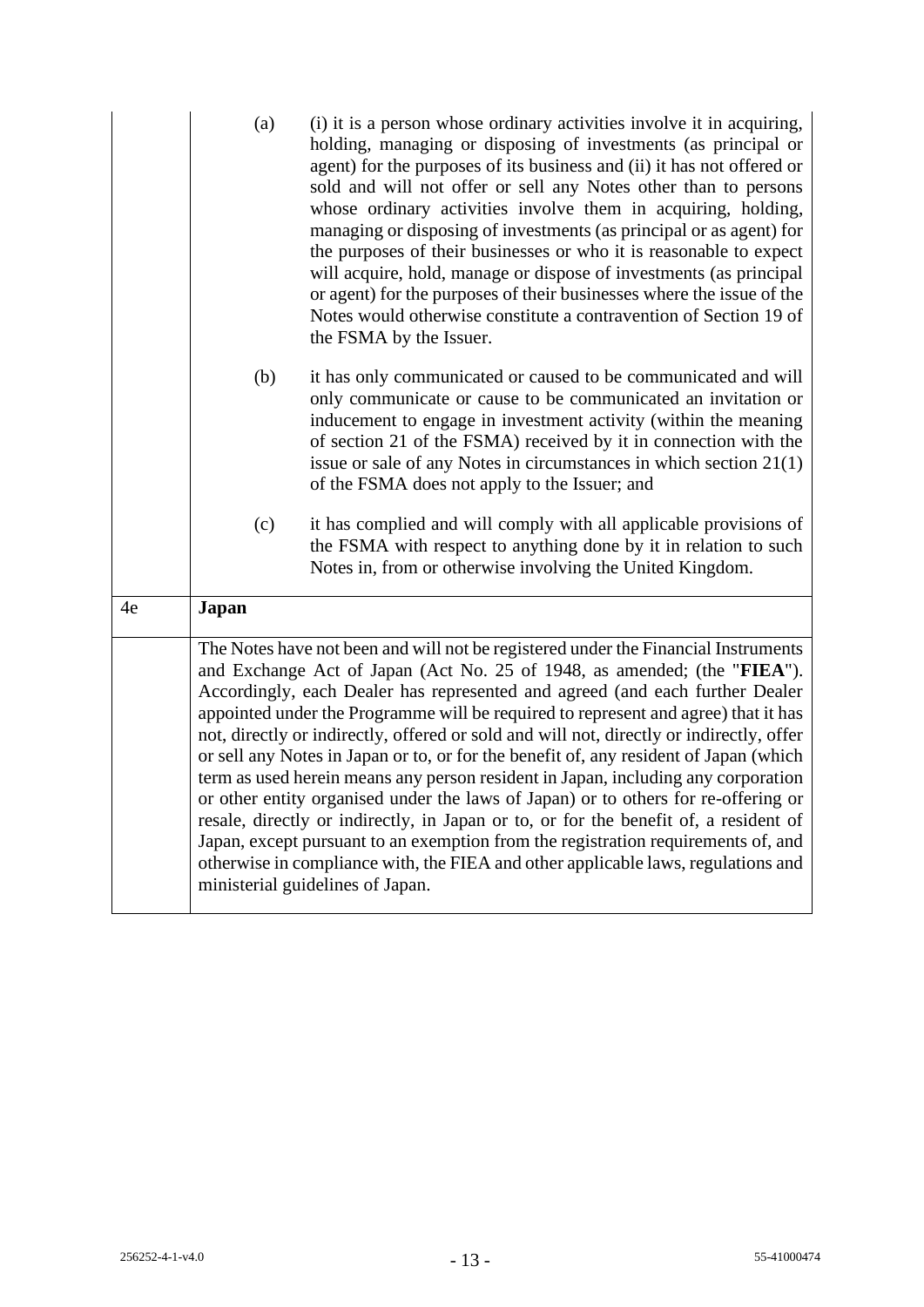| | |
|---|---|
| | (a) (i) it is a person whose ordinary activities involve it in acquiring, holding, managing or disposing of investments (as principal or agent) for the purposes of its business and (ii) it has not offered or sold and will not offer or sell any Notes other than to persons whose ordinary activities involve them in acquiring, holding, managing or disposing of investments (as principal or as agent) for the purposes of their businesses or who it is reasonable to expect will acquire, hold, manage or dispose of investments (as principal or agent) for the purposes of their businesses where the issue of the Notes would otherwise constitute a contravention of Section 19 of the FSMA by the Issuer.<br><br>(b) it has only communicated or caused to be communicated and will only communicate or cause to be communicated an invitation or inducement to engage in investment activity (within the meaning of section 21 of the FSMA) received by it in connection with the issue or sale of any Notes in circumstances in which section 21(1) of the FSMA does not apply to the Issuer; and<br><br>(c) it has complied and will comply with all applicable provisions of the FSMA with respect to anything done by it in relation to such Notes in, from or otherwise involving the United Kingdom. |
| 4e | **Japan** |
| | The Notes have not been and will not be registered under the Financial Instruments and Exchange Act of Japan (Act No. 25 of 1948, as amended; (the "**FIEA**"). Accordingly, each Dealer has represented and agreed (and each further Dealer appointed under the Programme will be required to represent and agree) that it has not, directly or indirectly, offered or sold and will not, directly or indirectly, offer or sell any Notes in Japan or to, or for the benefit of, any resident of Japan (which term as used herein means any person resident in Japan, including any corporation or other entity organised under the laws of Japan) or to others for re-offering or resale, directly or indirectly, in Japan or to, or for the benefit of, a resident of Japan, except pursuant to an exemption from the registration requirements of, and otherwise in compliance with, the FIEA and other applicable laws, regulations and ministerial guidelines of Japan. |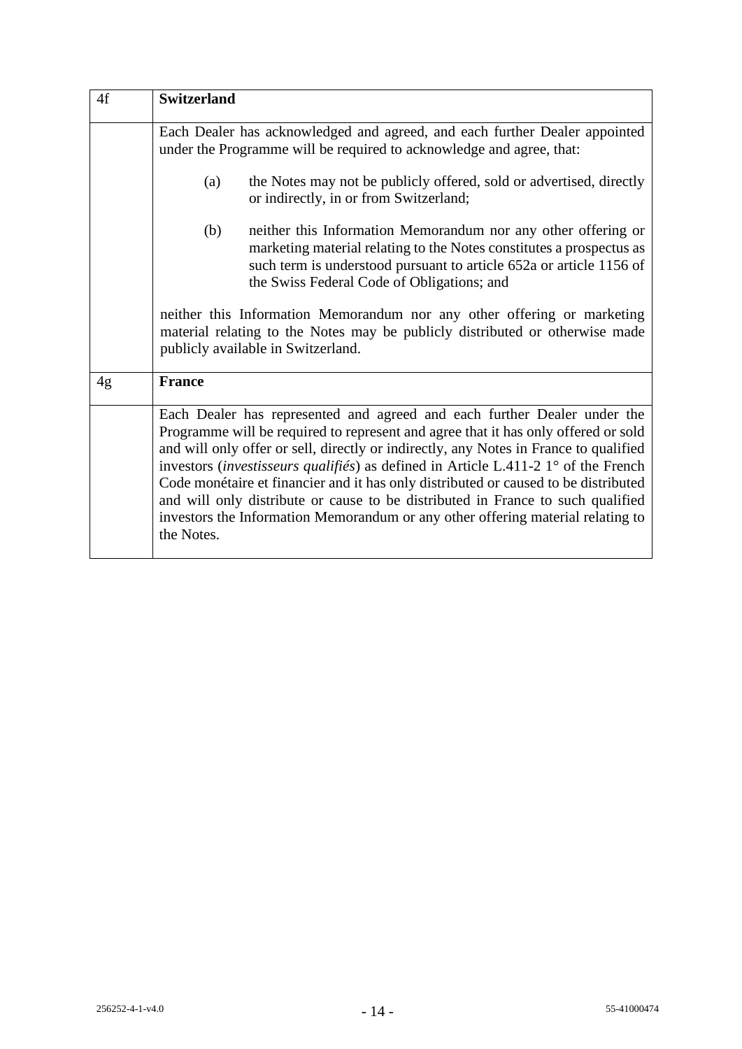| 4f | **Switzerland** |
|---|---|
| | Each Dealer has acknowledged and agreed, and each further Dealer appointed under the Programme will be required to acknowledge and agree, that:<br><br>(a) the Notes may not be publicly offered, sold or advertised, directly or indirectly, in or from Switzerland;<br><br>(b) neither this Information Memorandum nor any other offering or marketing material relating to the Notes constitutes a prospectus as such term is understood pursuant to article 652a or article 1156 of the Swiss Federal Code of Obligations; and<br><br>neither this Information Memorandum nor any other offering or marketing material relating to the Notes may be publicly distributed or otherwise made publicly available in Switzerland. |
| 4g | **France** |
| | Each Dealer has represented and agreed and each further Dealer under the Programme will be required to represent and agree that it has only offered or sold and will only offer or sell, directly or indirectly, any Notes in France to qualified investors (*investisseurs qualifiés*) as defined in Article L.411-2 1° of the French Code monétaire et financier and it has only distributed or caused to be distributed and will only distribute or cause to be distributed in France to such qualified investors the Information Memorandum or any other offering material relating to the Notes. |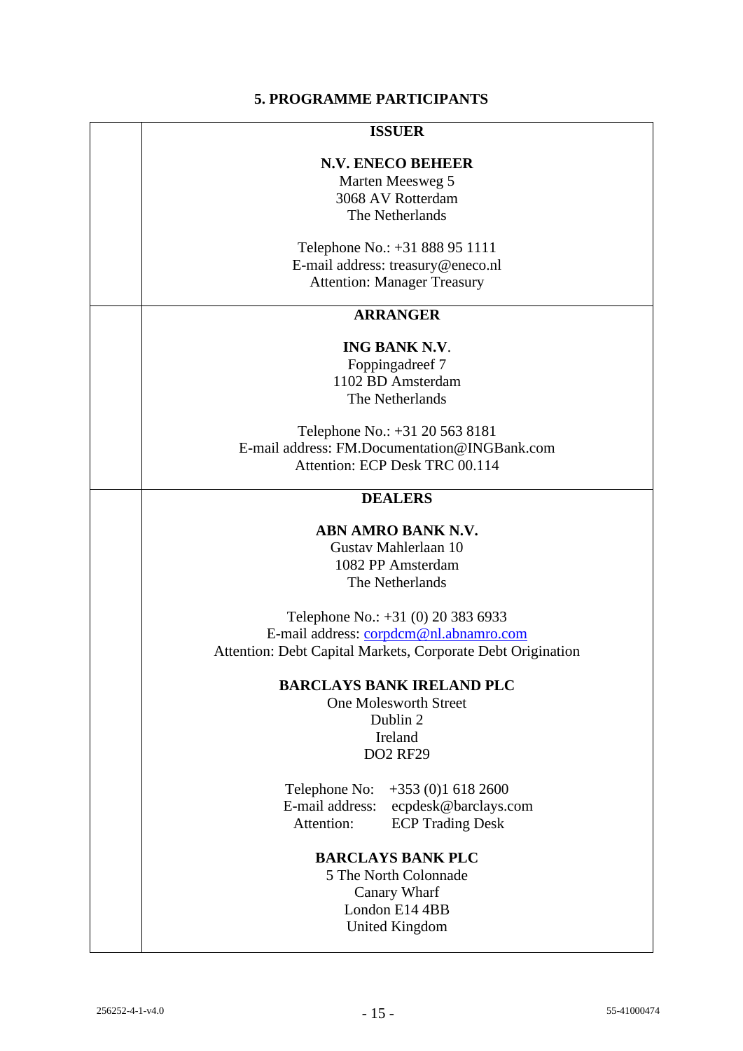## 5. PROGRAMME PARTICIPANTS

| | |
|---|---|
| | **ISSUER**<br><br>**N.V. ENECO BEHEER**<br>Marten Meesweg 5<br>3068 AV Rotterdam<br>The Netherlands<br><br>Telephone No.: +31 888 95 1111<br>E-mail address: treasury@eneco.nl<br>Attention: Manager Treasury |
| | **ARRANGER**<br><br>**ING BANK N.V**.<br>Foppingadreef 7<br>1102 BD Amsterdam<br>The Netherlands<br><br>Telephone No.: +31 20 563 8181<br>E-mail address: FM.Documentation@INGBank.com<br>Attention: ECP Desk TRC 00.114 |
| | **DEALERS**<br><br>**ABN AMRO BANK N.V.**<br>Gustav Mahlerlaan 10<br>1082 PP Amsterdam<br>The Netherlands<br><br>Telephone No.: +31 (0) 20 383 6933<br>E-mail address: corpdcm@nl.abnamro.com<br>Attention: Debt Capital Markets, Corporate Debt Origination<br><br>**BARCLAYS BANK IRELAND PLC**<br>One Molesworth Street<br>Dublin 2<br>Ireland<br>DO2 RF29<br><br>Telephone No: +353 (0)1 618 2600<br>E-mail address: ecpdesk@barclays.com<br>Attention: ECP Trading Desk<br><br>**BARCLAYS BANK PLC**<br>5 The North Colonnade<br>Canary Wharf<br>London E14 4BB<br>United Kingdom |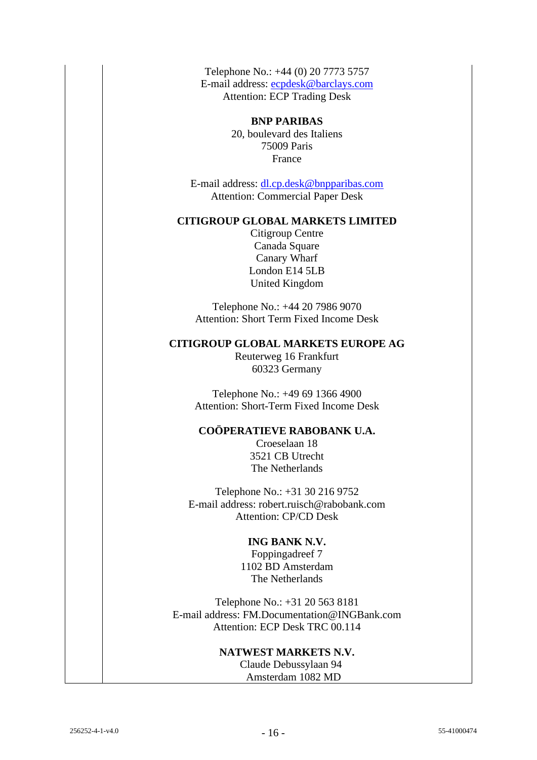Telephone No.: +44 (0) 20 7773 5757
E-mail address: ecpdesk@barclays.com
Attention: ECP Trading Desk

**BNP PARIBAS**
20, boulevard des Italiens
75009 Paris
France

E-mail address: dl.cp.desk@bnpparibas.com
Attention: Commercial Paper Desk

**CITIGROUP GLOBAL MARKETS LIMITED**
Citigroup Centre
Canada Square
Canary Wharf
London E14 5LB
United Kingdom

Telephone No.: +44 20 7986 9070
Attention: Short Term Fixed Income Desk

**CITIGROUP GLOBAL MARKETS EUROPE AG**
Reuterweg 16 Frankfurt
60323 Germany

Telephone No.: +49 69 1366 4900
Attention: Short-Term Fixed Income Desk

**COÖPERATIEVE RABOBANK U.A.**
Croeselaan 18
3521 CB Utrecht
The Netherlands

Telephone No.: +31 30 216 9752
E-mail address: robert.ruisch@rabobank.com
Attention: CP/CD Desk

**ING BANK N.V.**
Foppingadreef 7
1102 BD Amsterdam
The Netherlands

Telephone No.: +31 20 563 8181
E-mail address: FM.Documentation@INGBank.com
Attention: ECP Desk TRC 00.114

**NATWEST MARKETS N.V.**
Claude Debussylaan 94
Amsterdam 1082 MD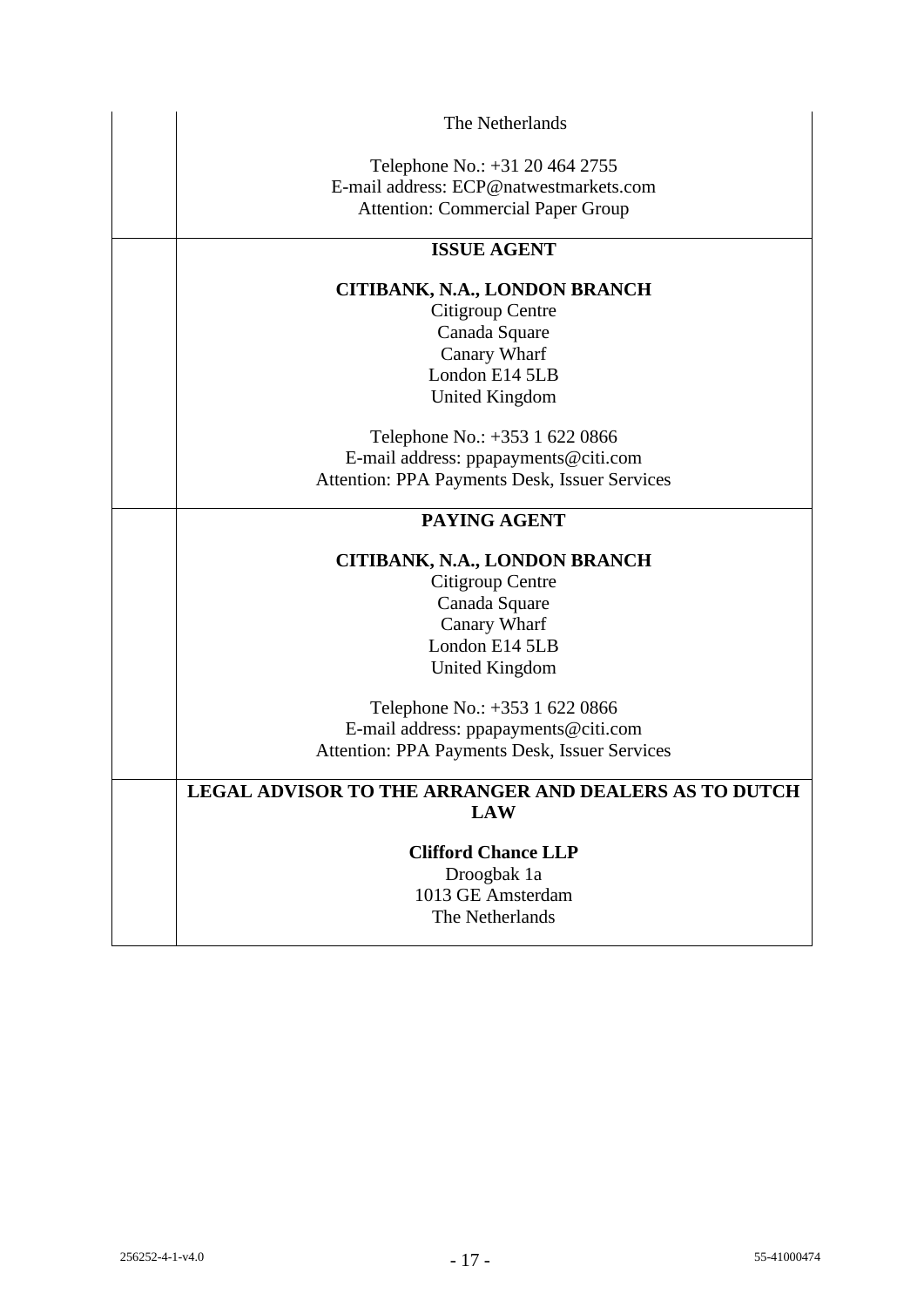| | |
|---|---|
| | The Netherlands<br><br>Telephone No.: +31 20 464 2755<br>E-mail address: ECP@natwestmarkets.com<br>Attention: Commercial Paper Group |
| | **ISSUE AGENT**<br><br>**CITIBANK, N.A., LONDON BRANCH**<br>Citigroup Centre<br>Canada Square<br>Canary Wharf<br>London E14 5LB<br>United Kingdom<br><br>Telephone No.: +353 1 622 0866<br>E-mail address: ppapayments@citi.com<br>Attention: PPA Payments Desk, Issuer Services |
| | **PAYING AGENT**<br><br>**CITIBANK, N.A., LONDON BRANCH**<br>Citigroup Centre<br>Canada Square<br>Canary Wharf<br>London E14 5LB<br>United Kingdom<br><br>Telephone No.: +353 1 622 0866<br>E-mail address: ppapayments@citi.com<br>Attention: PPA Payments Desk, Issuer Services |
| | **LEGAL ADVISOR TO THE ARRANGER AND DEALERS AS TO DUTCH LAW**<br><br>**Clifford Chance LLP**<br>Droogbak 1a<br>1013 GE Amsterdam<br>The Netherlands |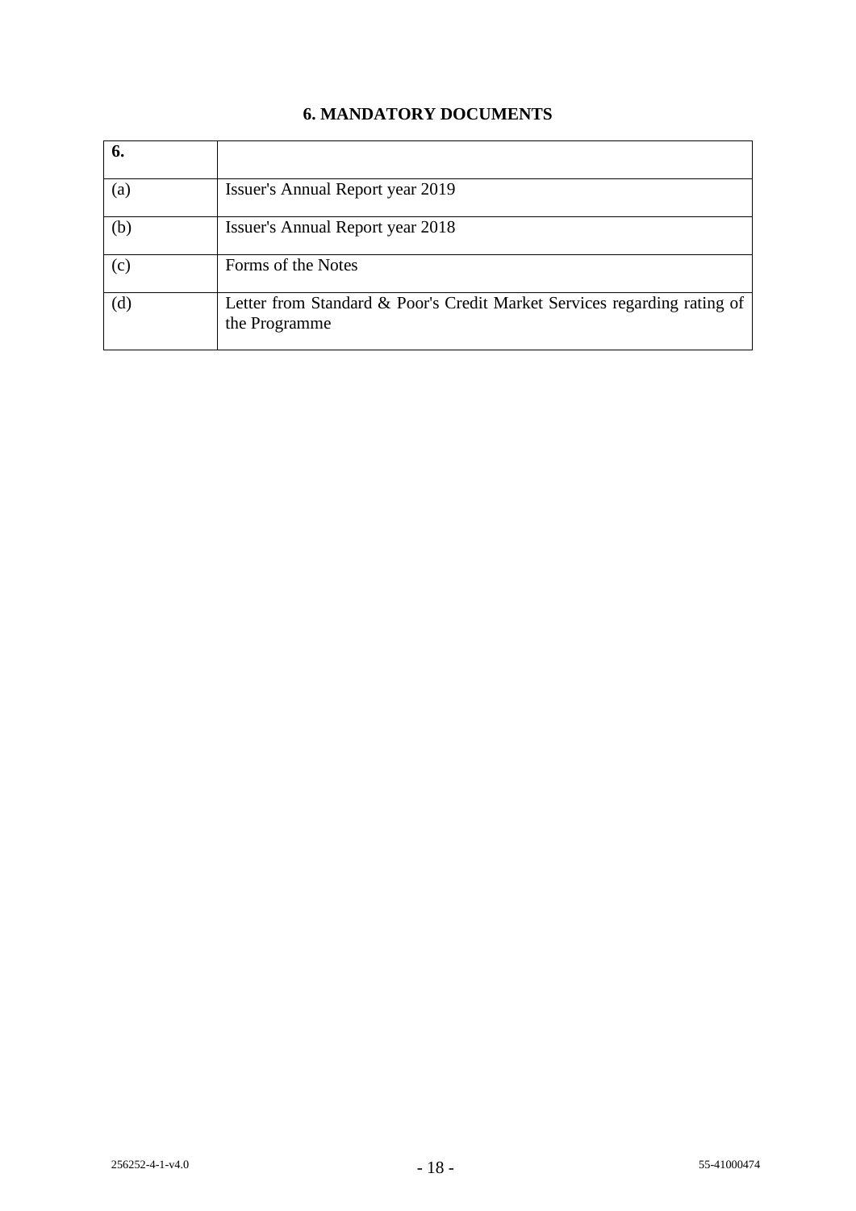## 6. MANDATORY DOCUMENTS

| **6.** | |
|---|---|
| (a) | Issuer's Annual Report year 2019 |
| (b) | Issuer's Annual Report year 2018 |
| (c) | Forms of the Notes |
| (d) | Letter from Standard & Poor's Credit Market Services regarding rating of the Programme |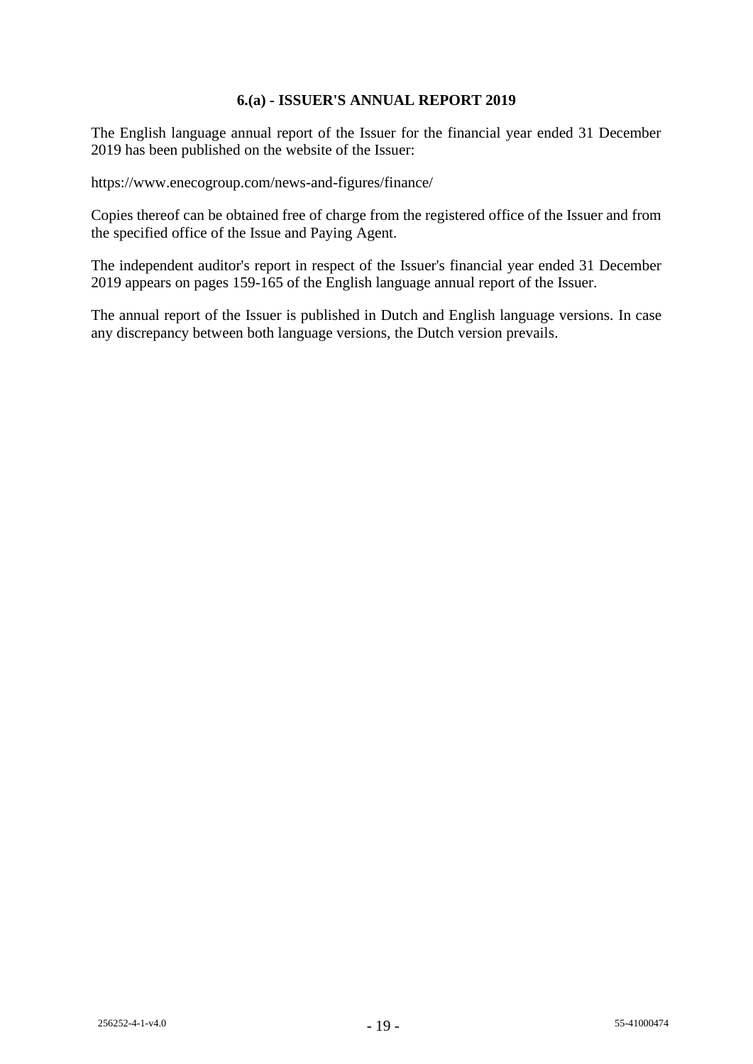## 6.(a) - ISSUER'S ANNUAL REPORT 2019

The English language annual report of the Issuer for the financial year ended 31 December 2019 has been published on the website of the Issuer:

https://www.enecogroup.com/news-and-figures/finance/

Copies thereof can be obtained free of charge from the registered office of the Issuer and from the specified office of the Issue and Paying Agent.

The independent auditor's report in respect of the Issuer's financial year ended 31 December 2019 appears on pages 159-165 of the English language annual report of the Issuer.

The annual report of the Issuer is published in Dutch and English language versions. In case any discrepancy between both language versions, the Dutch version prevails.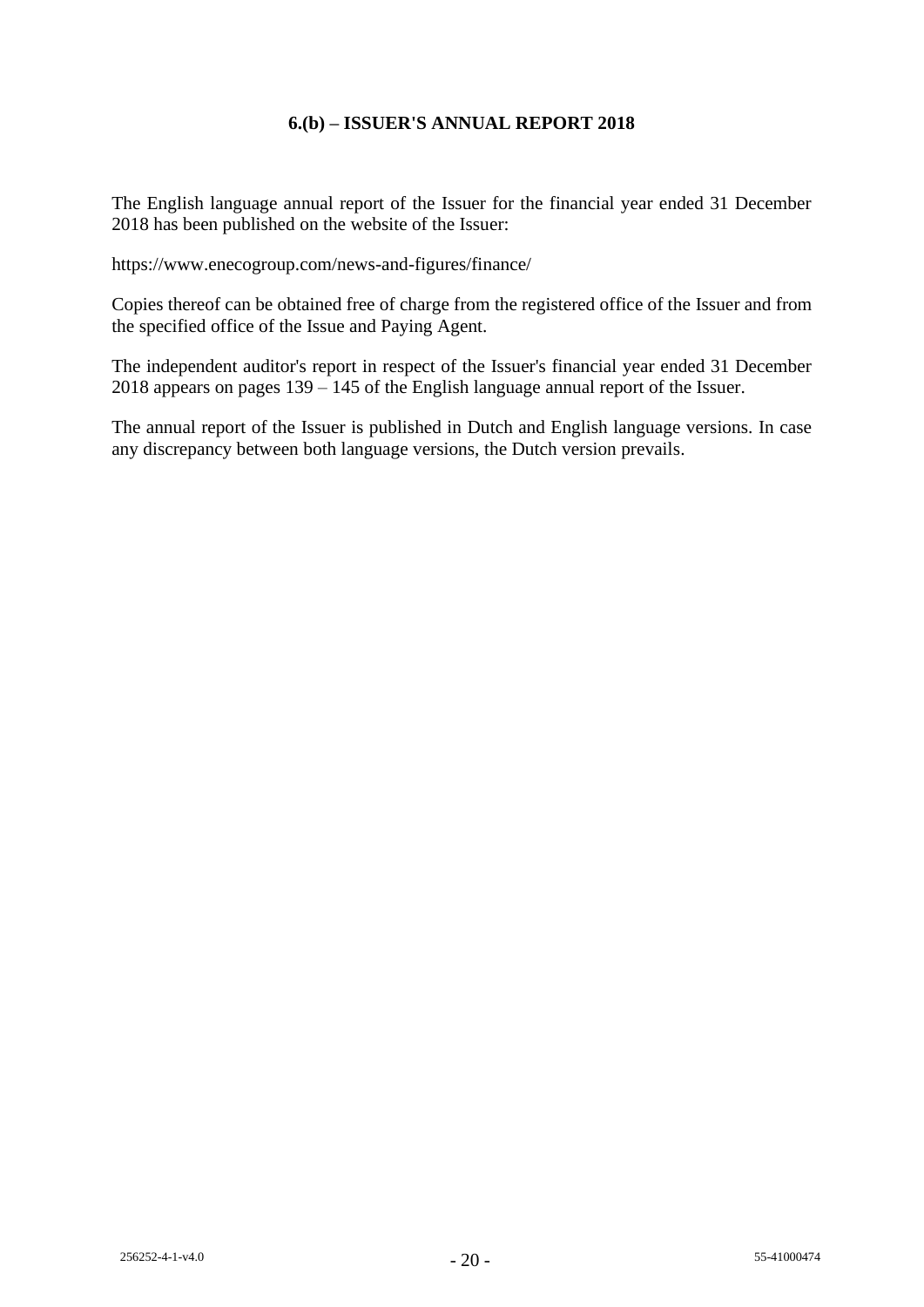## 6.(b) – ISSUER'S ANNUAL REPORT 2018

The English language annual report of the Issuer for the financial year ended 31 December 2018 has been published on the website of the Issuer:

https://www.enecogroup.com/news-and-figures/finance/

Copies thereof can be obtained free of charge from the registered office of the Issuer and from the specified office of the Issue and Paying Agent.

The independent auditor's report in respect of the Issuer's financial year ended 31 December 2018 appears on pages 139 – 145 of the English language annual report of the Issuer.

The annual report of the Issuer is published in Dutch and English language versions. In case any discrepancy between both language versions, the Dutch version prevails.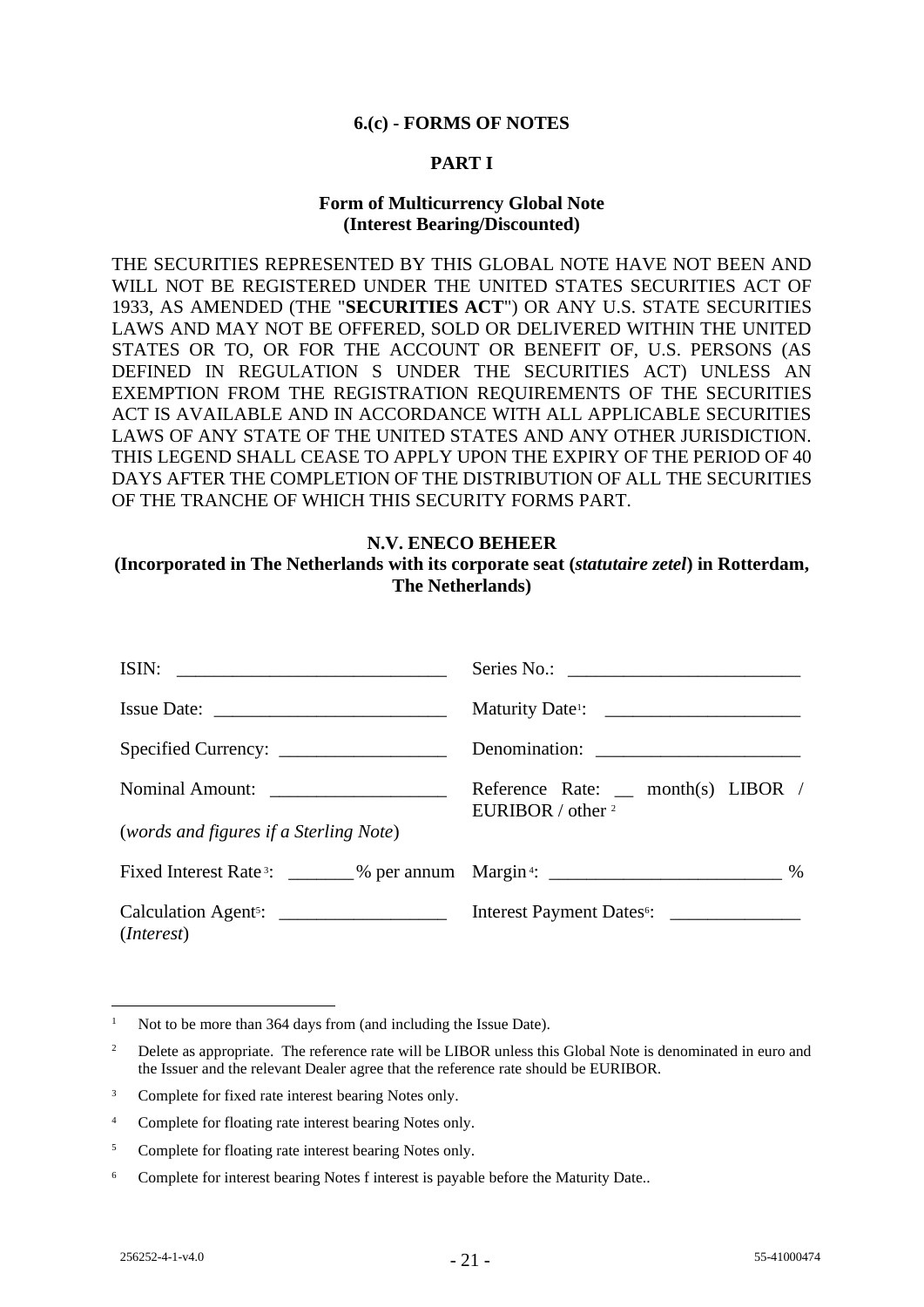**6.(c) - FORMS OF NOTES**

**PART I**

**Form of Multicurrency Global Note**
**(Interest Bearing/Discounted)**

THE SECURITIES REPRESENTED BY THIS GLOBAL NOTE HAVE NOT BEEN AND WILL NOT BE REGISTERED UNDER THE UNITED STATES SECURITIES ACT OF 1933, AS AMENDED (THE "**SECURITIES ACT**") OR ANY U.S. STATE SECURITIES LAWS AND MAY NOT BE OFFERED, SOLD OR DELIVERED WITHIN THE UNITED STATES OR TO, OR FOR THE ACCOUNT OR BENEFIT OF, U.S. PERSONS (AS DEFINED IN REGULATION S UNDER THE SECURITIES ACT) UNLESS AN EXEMPTION FROM THE REGISTRATION REQUIREMENTS OF THE SECURITIES ACT IS AVAILABLE AND IN ACCORDANCE WITH ALL APPLICABLE SECURITIES LAWS OF ANY STATE OF THE UNITED STATES AND ANY OTHER JURISDICTION. THIS LEGEND SHALL CEASE TO APPLY UPON THE EXPIRY OF THE PERIOD OF 40 DAYS AFTER THE COMPLETION OF THE DISTRIBUTION OF ALL THE SECURITIES OF THE TRANCHE OF WHICH THIS SECURITY FORMS PART.

**N.V. ENECO BEHEER**
**(Incorporated in The Netherlands with its corporate seat (*statutaire zetel*) in Rotterdam, The Netherlands)**

| | |
|---|---|
| ISIN: ____________________________ | Series No.: ________________________ |
| Issue Date: ________________________ | Maturity Date[1]: ____________________ |
| Specified Currency: _________________ | Denomination: ______________________ |
| Nominal Amount: ___________________ (*words and figures if a Sterling Note*) | Reference Rate: __ month(s) LIBOR / EURIBOR / other [2] |
| Fixed Interest Rate[3]: _______% per annum | Margin[4]: ________________________ % |
| Calculation Agent[5]: _________________ (*Interest*) | Interest Payment Dates[6]: _____________ |

---

[1] Not to be more than 364 days from (and including the Issue Date).

[2] Delete as appropriate. The reference rate will be LIBOR unless this Global Note is denominated in euro and the Issuer and the relevant Dealer agree that the reference rate should be EURIBOR.

[3] Complete for fixed rate interest bearing Notes only.

[4] Complete for floating rate interest bearing Notes only.

[5] Complete for floating rate interest bearing Notes only.

[6] Complete for interest bearing Notes f interest is payable before the Maturity Date..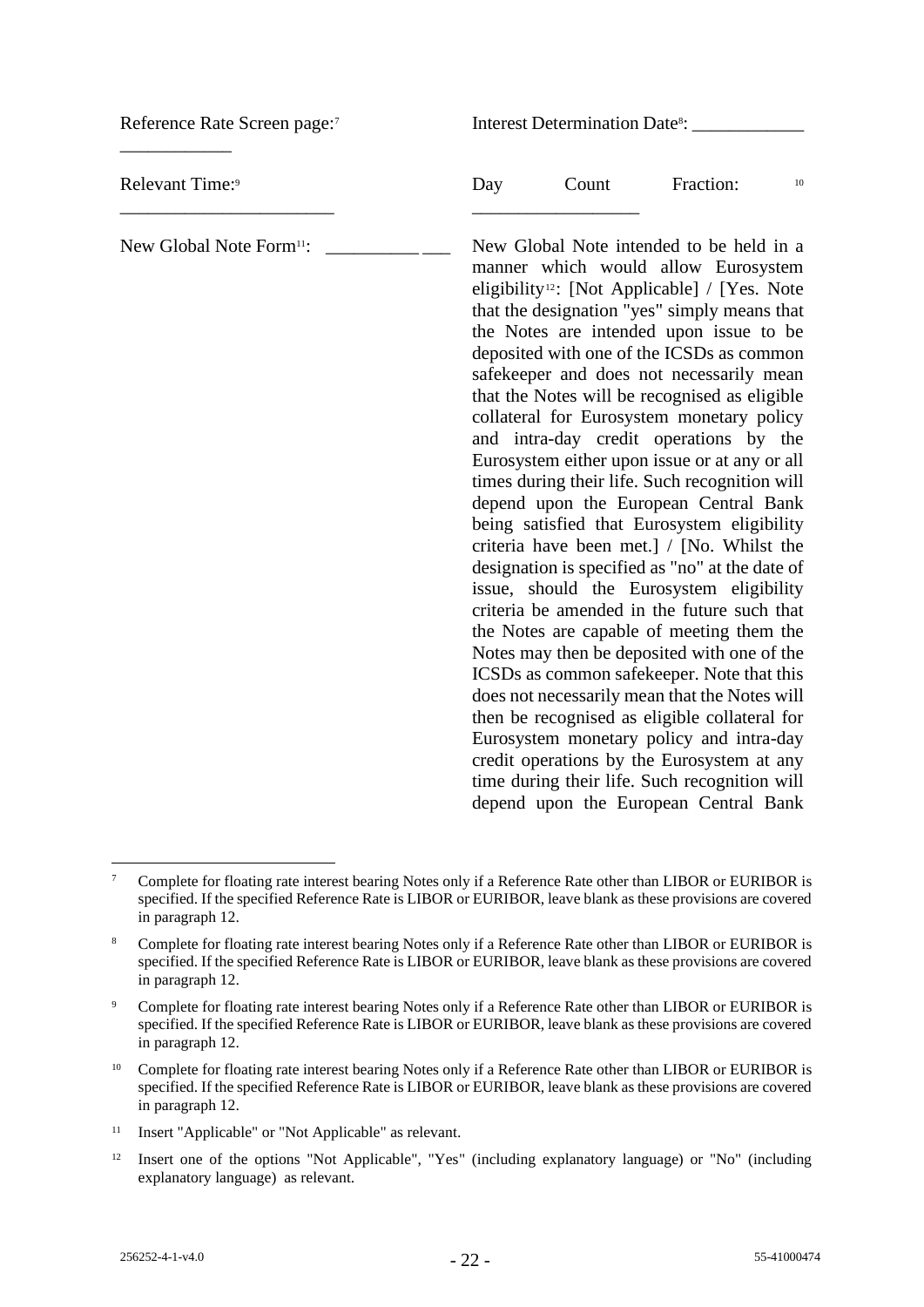Reference Rate Screen page:[7] ____________

Interest Determination Date[8]: ____________

Relevant Time:[9] ________________________

Day Count Fraction:[10] __________________

New Global Note Form[11]: _____________

New Global Note intended to be held in a manner which would allow Eurosystem eligibility[12]: [Not Applicable] / [Yes. Note that the designation "yes" simply means that the Notes are intended upon issue to be deposited with one of the ICSDs as common safekeeper and does not necessarily mean that the Notes will be recognised as eligible collateral for Eurosystem monetary policy and intra-day credit operations by the Eurosystem either upon issue or at any or all times during their life. Such recognition will depend upon the European Central Bank being satisfied that Eurosystem eligibility criteria have been met.] / [No. Whilst the designation is specified as "no" at the date of issue, should the Eurosystem eligibility criteria be amended in the future such that the Notes are capable of meeting them the Notes may then be deposited with one of the ICSDs as common safekeeper. Note that this does not necessarily mean that the Notes will then be recognised as eligible collateral for Eurosystem monetary policy and intra-day credit operations by the Eurosystem at any time during their life. Such recognition will depend upon the European Central Bank

---

[7] Complete for floating rate interest bearing Notes only if a Reference Rate other than LIBOR or EURIBOR is specified. If the specified Reference Rate is LIBOR or EURIBOR, leave blank as these provisions are covered in paragraph 12.

[8] Complete for floating rate interest bearing Notes only if a Reference Rate other than LIBOR or EURIBOR is specified. If the specified Reference Rate is LIBOR or EURIBOR, leave blank as these provisions are covered in paragraph 12.

[9] Complete for floating rate interest bearing Notes only if a Reference Rate other than LIBOR or EURIBOR is specified. If the specified Reference Rate is LIBOR or EURIBOR, leave blank as these provisions are covered in paragraph 12.

[10] Complete for floating rate interest bearing Notes only if a Reference Rate other than LIBOR or EURIBOR is specified. If the specified Reference Rate is LIBOR or EURIBOR, leave blank as these provisions are covered in paragraph 12.

[11] Insert "Applicable" or "Not Applicable" as relevant.

[12] Insert one of the options "Not Applicable", "Yes" (including explanatory language) or "No" (including explanatory language) as relevant.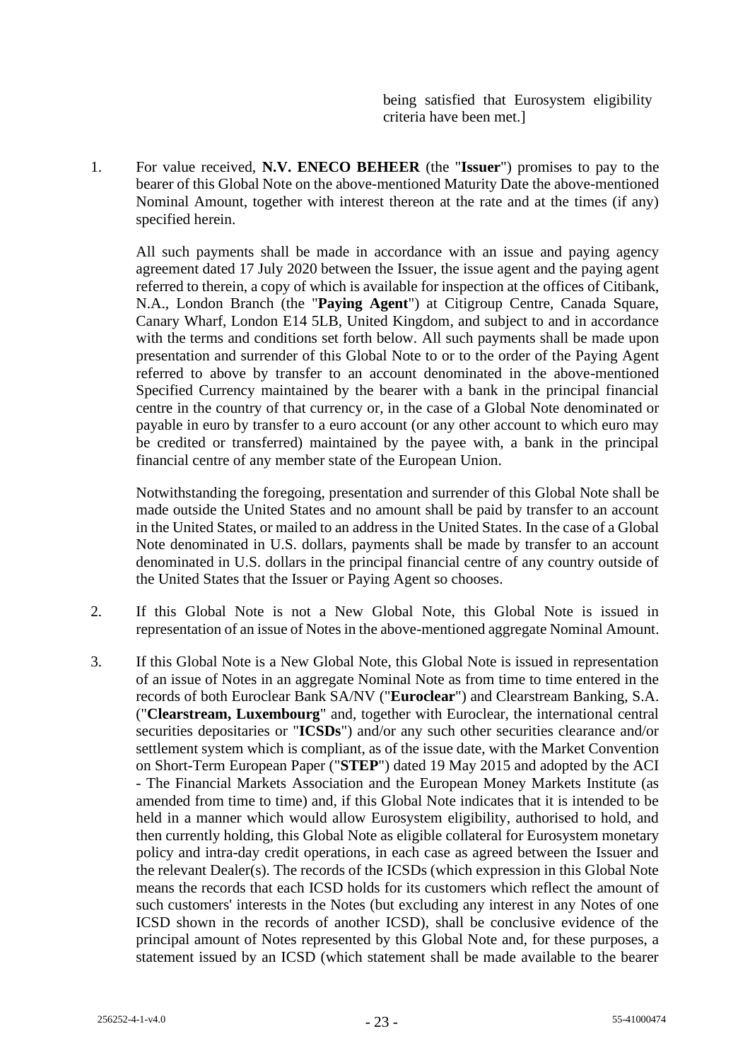being satisfied that Eurosystem eligibility criteria have been met.]

1. For value received, **N.V. ENECO BEHEER** (the "**Issuer**") promises to pay to the bearer of this Global Note on the above-mentioned Maturity Date the above-mentioned Nominal Amount, together with interest thereon at the rate and at the times (if any) specified herein.

   All such payments shall be made in accordance with an issue and paying agency agreement dated 17 July 2020 between the Issuer, the issue agent and the paying agent referred to therein, a copy of which is available for inspection at the offices of Citibank, N.A., London Branch (the "**Paying Agent**") at Citigroup Centre, Canada Square, Canary Wharf, London E14 5LB, United Kingdom, and subject to and in accordance with the terms and conditions set forth below. All such payments shall be made upon presentation and surrender of this Global Note to or to the order of the Paying Agent referred to above by transfer to an account denominated in the above-mentioned Specified Currency maintained by the bearer with a bank in the principal financial centre in the country of that currency or, in the case of a Global Note denominated or payable in euro by transfer to a euro account (or any other account to which euro may be credited or transferred) maintained by the payee with, a bank in the principal financial centre of any member state of the European Union.

   Notwithstanding the foregoing, presentation and surrender of this Global Note shall be made outside the United States and no amount shall be paid by transfer to an account in the United States, or mailed to an address in the United States. In the case of a Global Note denominated in U.S. dollars, payments shall be made by transfer to an account denominated in U.S. dollars in the principal financial centre of any country outside of the United States that the Issuer or Paying Agent so chooses.

2. If this Global Note is not a New Global Note, this Global Note is issued in representation of an issue of Notes in the above-mentioned aggregate Nominal Amount.

3. If this Global Note is a New Global Note, this Global Note is issued in representation of an issue of Notes in an aggregate Nominal Note as from time to time entered in the records of both Euroclear Bank SA/NV ("**Euroclear**") and Clearstream Banking, S.A. ("**Clearstream, Luxembourg**" and, together with Euroclear, the international central securities depositaries or "**ICSDs**") and/or any such other securities clearance and/or settlement system which is compliant, as of the issue date, with the Market Convention on Short-Term European Paper ("**STEP**") dated 19 May 2015 and adopted by the ACI - The Financial Markets Association and the European Money Markets Institute (as amended from time to time) and, if this Global Note indicates that it is intended to be held in a manner which would allow Eurosystem eligibility, authorised to hold, and then currently holding, this Global Note as eligible collateral for Eurosystem monetary policy and intra-day credit operations, in each case as agreed between the Issuer and the relevant Dealer(s). The records of the ICSDs (which expression in this Global Note means the records that each ICSD holds for its customers which reflect the amount of such customers' interests in the Notes (but excluding any interest in any Notes of one ICSD shown in the records of another ICSD), shall be conclusive evidence of the principal amount of Notes represented by this Global Note and, for these purposes, a statement issued by an ICSD (which statement shall be made available to the bearer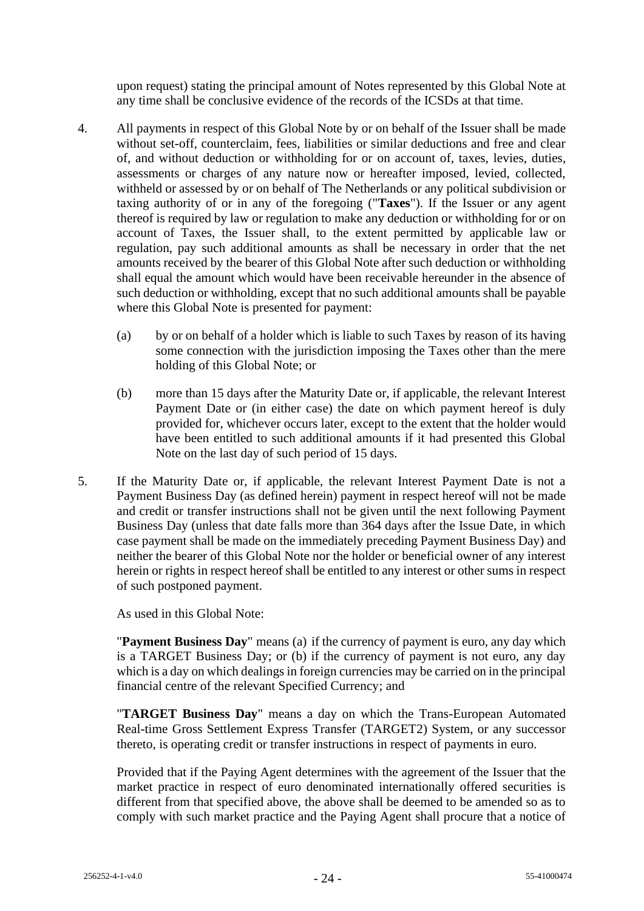upon request) stating the principal amount of Notes represented by this Global Note at any time shall be conclusive evidence of the records of the ICSDs at that time.

4. All payments in respect of this Global Note by or on behalf of the Issuer shall be made without set-off, counterclaim, fees, liabilities or similar deductions and free and clear of, and without deduction or withholding for or on account of, taxes, levies, duties, assessments or charges of any nature now or hereafter imposed, levied, collected, withheld or assessed by or on behalf of The Netherlands or any political subdivision or taxing authority of or in any of the foregoing ("**Taxes**"). If the Issuer or any agent thereof is required by law or regulation to make any deduction or withholding for or on account of Taxes, the Issuer shall, to the extent permitted by applicable law or regulation, pay such additional amounts as shall be necessary in order that the net amounts received by the bearer of this Global Note after such deduction or withholding shall equal the amount which would have been receivable hereunder in the absence of such deduction or withholding, except that no such additional amounts shall be payable where this Global Note is presented for payment:

   (a) by or on behalf of a holder which is liable to such Taxes by reason of its having some connection with the jurisdiction imposing the Taxes other than the mere holding of this Global Note; or

   (b) more than 15 days after the Maturity Date or, if applicable, the relevant Interest Payment Date or (in either case) the date on which payment hereof is duly provided for, whichever occurs later, except to the extent that the holder would have been entitled to such additional amounts if it had presented this Global Note on the last day of such period of 15 days.

5. If the Maturity Date or, if applicable, the relevant Interest Payment Date is not a Payment Business Day (as defined herein) payment in respect hereof will not be made and credit or transfer instructions shall not be given until the next following Payment Business Day (unless that date falls more than 364 days after the Issue Date, in which case payment shall be made on the immediately preceding Payment Business Day) and neither the bearer of this Global Note nor the holder or beneficial owner of any interest herein or rights in respect hereof shall be entitled to any interest or other sums in respect of such postponed payment.

   As used in this Global Note:

   "**Payment Business Day**" means (a) if the currency of payment is euro, any day which is a TARGET Business Day; or (b) if the currency of payment is not euro, any day which is a day on which dealings in foreign currencies may be carried on in the principal financial centre of the relevant Specified Currency; and

   "**TARGET Business Day**" means a day on which the Trans-European Automated Real-time Gross Settlement Express Transfer (TARGET2) System, or any successor thereto, is operating credit or transfer instructions in respect of payments in euro.

   Provided that if the Paying Agent determines with the agreement of the Issuer that the market practice in respect of euro denominated internationally offered securities is different from that specified above, the above shall be deemed to be amended so as to comply with such market practice and the Paying Agent shall procure that a notice of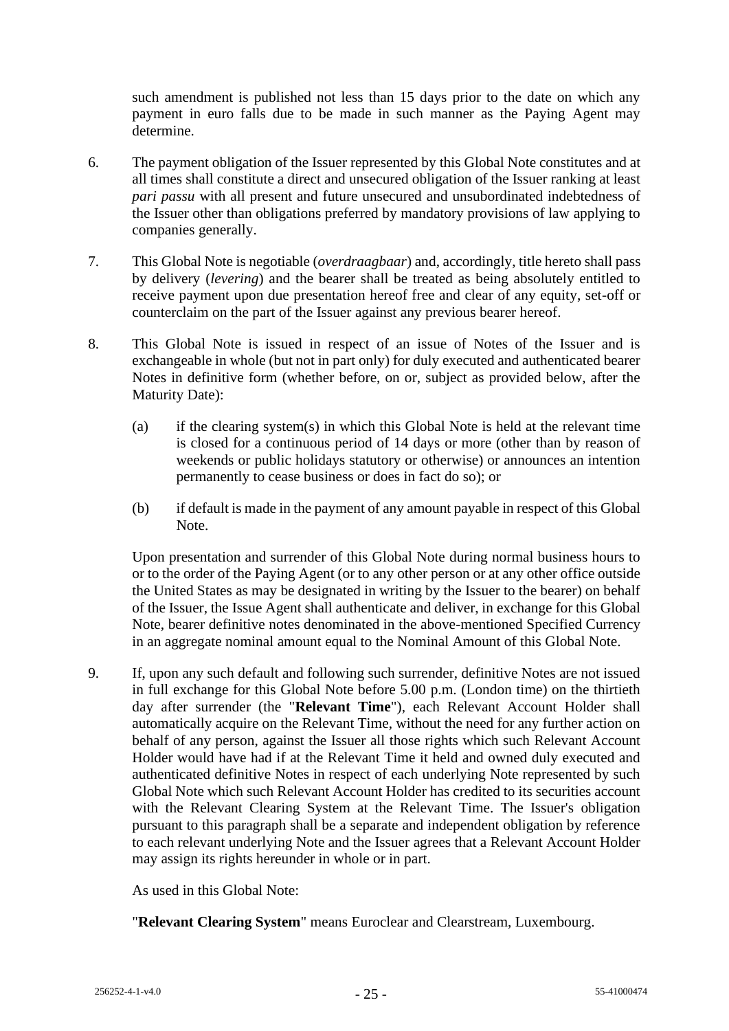such amendment is published not less than 15 days prior to the date on which any payment in euro falls due to be made in such manner as the Paying Agent may determine.

6. The payment obligation of the Issuer represented by this Global Note constitutes and at all times shall constitute a direct and unsecured obligation of the Issuer ranking at least *pari passu* with all present and future unsecured and unsubordinated indebtedness of the Issuer other than obligations preferred by mandatory provisions of law applying to companies generally.

7. This Global Note is negotiable (*overdraagbaar*) and, accordingly, title hereto shall pass by delivery (*levering*) and the bearer shall be treated as being absolutely entitled to receive payment upon due presentation hereof free and clear of any equity, set-off or counterclaim on the part of the Issuer against any previous bearer hereof.

8. This Global Note is issued in respect of an issue of Notes of the Issuer and is exchangeable in whole (but not in part only) for duly executed and authenticated bearer Notes in definitive form (whether before, on or, subject as provided below, after the Maturity Date):

   (a) if the clearing system(s) in which this Global Note is held at the relevant time is closed for a continuous period of 14 days or more (other than by reason of weekends or public holidays statutory or otherwise) or announces an intention permanently to cease business or does in fact do so); or

   (b) if default is made in the payment of any amount payable in respect of this Global Note.

   Upon presentation and surrender of this Global Note during normal business hours to or to the order of the Paying Agent (or to any other person or at any other office outside the United States as may be designated in writing by the Issuer to the bearer) on behalf of the Issuer, the Issue Agent shall authenticate and deliver, in exchange for this Global Note, bearer definitive notes denominated in the above-mentioned Specified Currency in an aggregate nominal amount equal to the Nominal Amount of this Global Note.

9. If, upon any such default and following such surrender, definitive Notes are not issued in full exchange for this Global Note before 5.00 p.m. (London time) on the thirtieth day after surrender (the "**Relevant Time**"), each Relevant Account Holder shall automatically acquire on the Relevant Time, without the need for any further action on behalf of any person, against the Issuer all those rights which such Relevant Account Holder would have had if at the Relevant Time it held and owned duly executed and authenticated definitive Notes in respect of each underlying Note represented by such Global Note which such Relevant Account Holder has credited to its securities account with the Relevant Clearing System at the Relevant Time. The Issuer's obligation pursuant to this paragraph shall be a separate and independent obligation by reference to each relevant underlying Note and the Issuer agrees that a Relevant Account Holder may assign its rights hereunder in whole or in part.

   As used in this Global Note:

   "**Relevant Clearing System**" means Euroclear and Clearstream, Luxembourg.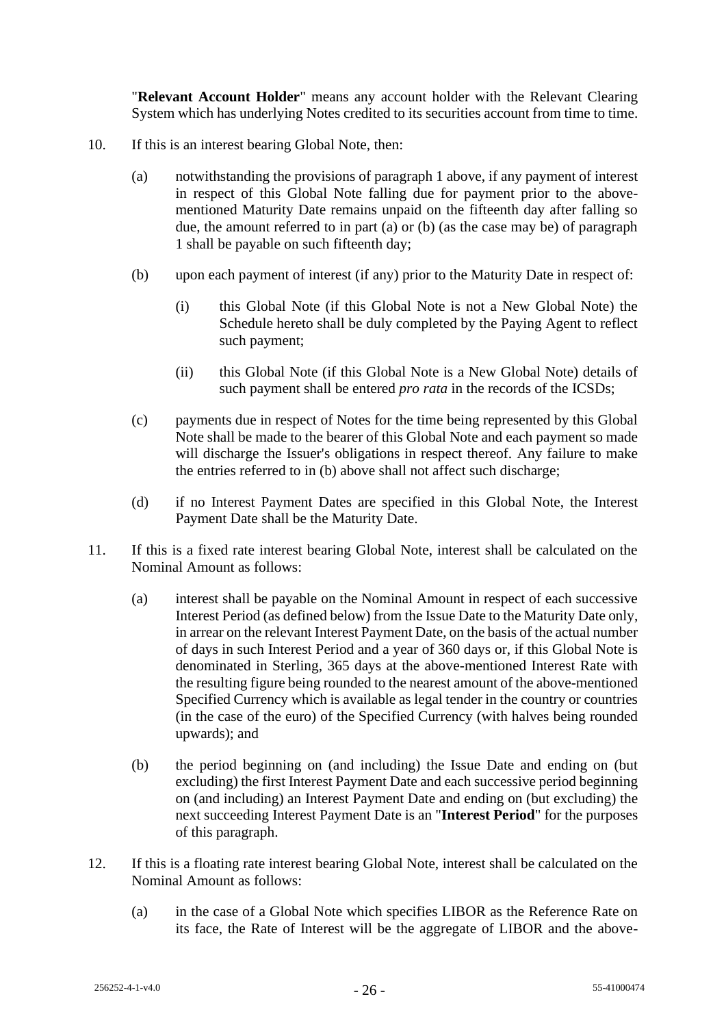"**Relevant Account Holder**" means any account holder with the Relevant Clearing System which has underlying Notes credited to its securities account from time to time.

10. If this is an interest bearing Global Note, then:

    (a) notwithstanding the provisions of paragraph 1 above, if any payment of interest in respect of this Global Note falling due for payment prior to the above-mentioned Maturity Date remains unpaid on the fifteenth day after falling so due, the amount referred to in part (a) or (b) (as the case may be) of paragraph 1 shall be payable on such fifteenth day;

    (b) upon each payment of interest (if any) prior to the Maturity Date in respect of:

        (i) this Global Note (if this Global Note is not a New Global Note) the Schedule hereto shall be duly completed by the Paying Agent to reflect such payment;

        (ii) this Global Note (if this Global Note is a New Global Note) details of such payment shall be entered *pro rata* in the records of the ICSDs;

    (c) payments due in respect of Notes for the time being represented by this Global Note shall be made to the bearer of this Global Note and each payment so made will discharge the Issuer's obligations in respect thereof. Any failure to make the entries referred to in (b) above shall not affect such discharge;

    (d) if no Interest Payment Dates are specified in this Global Note, the Interest Payment Date shall be the Maturity Date.

11. If this is a fixed rate interest bearing Global Note, interest shall be calculated on the Nominal Amount as follows:

    (a) interest shall be payable on the Nominal Amount in respect of each successive Interest Period (as defined below) from the Issue Date to the Maturity Date only, in arrear on the relevant Interest Payment Date, on the basis of the actual number of days in such Interest Period and a year of 360 days or, if this Global Note is denominated in Sterling, 365 days at the above-mentioned Interest Rate with the resulting figure being rounded to the nearest amount of the above-mentioned Specified Currency which is available as legal tender in the country or countries (in the case of the euro) of the Specified Currency (with halves being rounded upwards); and

    (b) the period beginning on (and including) the Issue Date and ending on (but excluding) the first Interest Payment Date and each successive period beginning on (and including) an Interest Payment Date and ending on (but excluding) the next succeeding Interest Payment Date is an "**Interest Period**" for the purposes of this paragraph.

12. If this is a floating rate interest bearing Global Note, interest shall be calculated on the Nominal Amount as follows:

    (a) in the case of a Global Note which specifies LIBOR as the Reference Rate on its face, the Rate of Interest will be the aggregate of LIBOR and the above-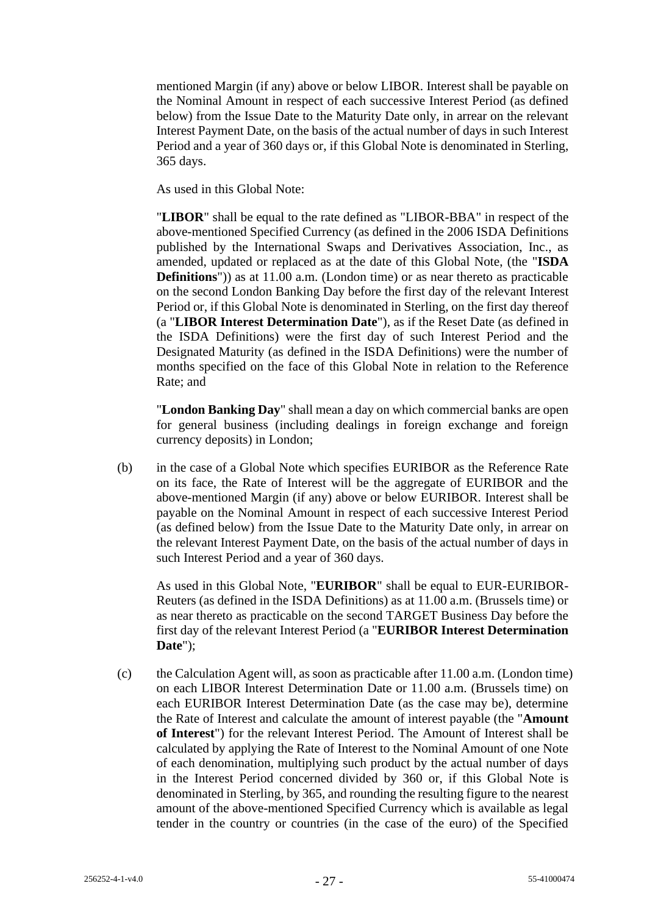mentioned Margin (if any) above or below LIBOR. Interest shall be payable on the Nominal Amount in respect of each successive Interest Period (as defined below) from the Issue Date to the Maturity Date only, in arrear on the relevant Interest Payment Date, on the basis of the actual number of days in such Interest Period and a year of 360 days or, if this Global Note is denominated in Sterling, 365 days.

As used in this Global Note:

"**LIBOR**" shall be equal to the rate defined as "LIBOR-BBA" in respect of the above-mentioned Specified Currency (as defined in the 2006 ISDA Definitions published by the International Swaps and Derivatives Association, Inc., as amended, updated or replaced as at the date of this Global Note, (the "**ISDA Definitions**")) as at 11.00 a.m. (London time) or as near thereto as practicable on the second London Banking Day before the first day of the relevant Interest Period or, if this Global Note is denominated in Sterling, on the first day thereof (a "**LIBOR Interest Determination Date**"), as if the Reset Date (as defined in the ISDA Definitions) were the first day of such Interest Period and the Designated Maturity (as defined in the ISDA Definitions) were the number of months specified on the face of this Global Note in relation to the Reference Rate; and

"**London Banking Day**" shall mean a day on which commercial banks are open for general business (including dealings in foreign exchange and foreign currency deposits) in London;

(b) in the case of a Global Note which specifies EURIBOR as the Reference Rate on its face, the Rate of Interest will be the aggregate of EURIBOR and the above-mentioned Margin (if any) above or below EURIBOR. Interest shall be payable on the Nominal Amount in respect of each successive Interest Period (as defined below) from the Issue Date to the Maturity Date only, in arrear on the relevant Interest Payment Date, on the basis of the actual number of days in such Interest Period and a year of 360 days.

As used in this Global Note, "**EURIBOR**" shall be equal to EUR-EURIBOR-Reuters (as defined in the ISDA Definitions) as at 11.00 a.m. (Brussels time) or as near thereto as practicable on the second TARGET Business Day before the first day of the relevant Interest Period (a "**EURIBOR Interest Determination Date**");

(c) the Calculation Agent will, as soon as practicable after 11.00 a.m. (London time) on each LIBOR Interest Determination Date or 11.00 a.m. (Brussels time) on each EURIBOR Interest Determination Date (as the case may be), determine the Rate of Interest and calculate the amount of interest payable (the "**Amount of Interest**") for the relevant Interest Period. The Amount of Interest shall be calculated by applying the Rate of Interest to the Nominal Amount of one Note of each denomination, multiplying such product by the actual number of days in the Interest Period concerned divided by 360 or, if this Global Note is denominated in Sterling, by 365, and rounding the resulting figure to the nearest amount of the above-mentioned Specified Currency which is available as legal tender in the country or countries (in the case of the euro) of the Specified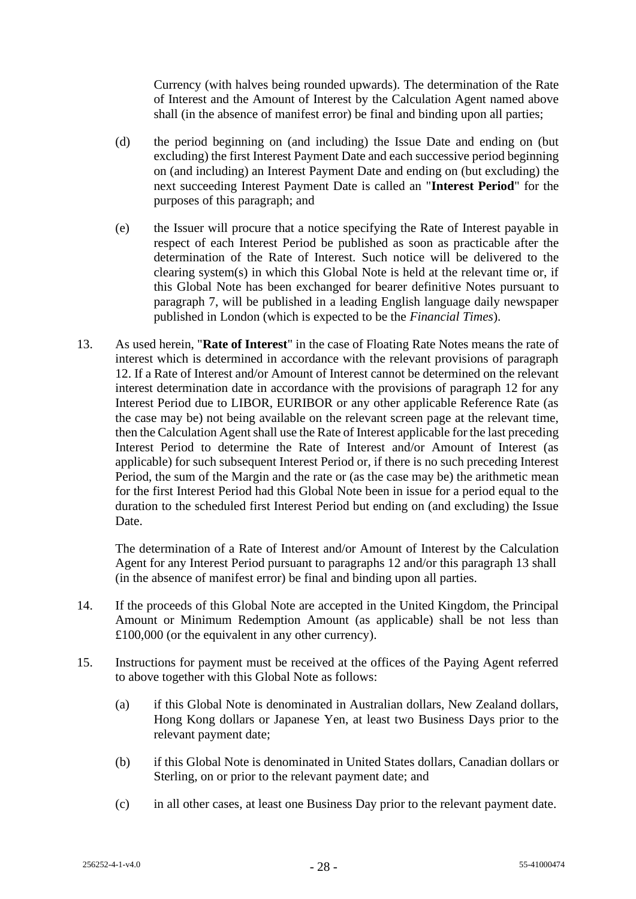Currency (with halves being rounded upwards). The determination of the Rate of Interest and the Amount of Interest by the Calculation Agent named above shall (in the absence of manifest error) be final and binding upon all parties;

(d) the period beginning on (and including) the Issue Date and ending on (but excluding) the first Interest Payment Date and each successive period beginning on (and including) an Interest Payment Date and ending on (but excluding) the next succeeding Interest Payment Date is called an "**Interest Period**" for the purposes of this paragraph; and

(e) the Issuer will procure that a notice specifying the Rate of Interest payable in respect of each Interest Period be published as soon as practicable after the determination of the Rate of Interest. Such notice will be delivered to the clearing system(s) in which this Global Note is held at the relevant time or, if this Global Note has been exchanged for bearer definitive Notes pursuant to paragraph 7, will be published in a leading English language daily newspaper published in London (which is expected to be the *Financial Times*).

13. As used herein, "**Rate of Interest**" in the case of Floating Rate Notes means the rate of interest which is determined in accordance with the relevant provisions of paragraph 12. If a Rate of Interest and/or Amount of Interest cannot be determined on the relevant interest determination date in accordance with the provisions of paragraph 12 for any Interest Period due to LIBOR, EURIBOR or any other applicable Reference Rate (as the case may be) not being available on the relevant screen page at the relevant time, then the Calculation Agent shall use the Rate of Interest applicable for the last preceding Interest Period to determine the Rate of Interest and/or Amount of Interest (as applicable) for such subsequent Interest Period or, if there is no such preceding Interest Period, the sum of the Margin and the rate or (as the case may be) the arithmetic mean for the first Interest Period had this Global Note been in issue for a period equal to the duration to the scheduled first Interest Period but ending on (and excluding) the Issue Date.

    The determination of a Rate of Interest and/or Amount of Interest by the Calculation Agent for any Interest Period pursuant to paragraphs 12 and/or this paragraph 13 shall (in the absence of manifest error) be final and binding upon all parties.

14. If the proceeds of this Global Note are accepted in the United Kingdom, the Principal Amount or Minimum Redemption Amount (as applicable) shall be not less than £100,000 (or the equivalent in any other currency).

15. Instructions for payment must be received at the offices of the Paying Agent referred to above together with this Global Note as follows:

    (a) if this Global Note is denominated in Australian dollars, New Zealand dollars, Hong Kong dollars or Japanese Yen, at least two Business Days prior to the relevant payment date;

    (b) if this Global Note is denominated in United States dollars, Canadian dollars or Sterling, on or prior to the relevant payment date; and

    (c) in all other cases, at least one Business Day prior to the relevant payment date.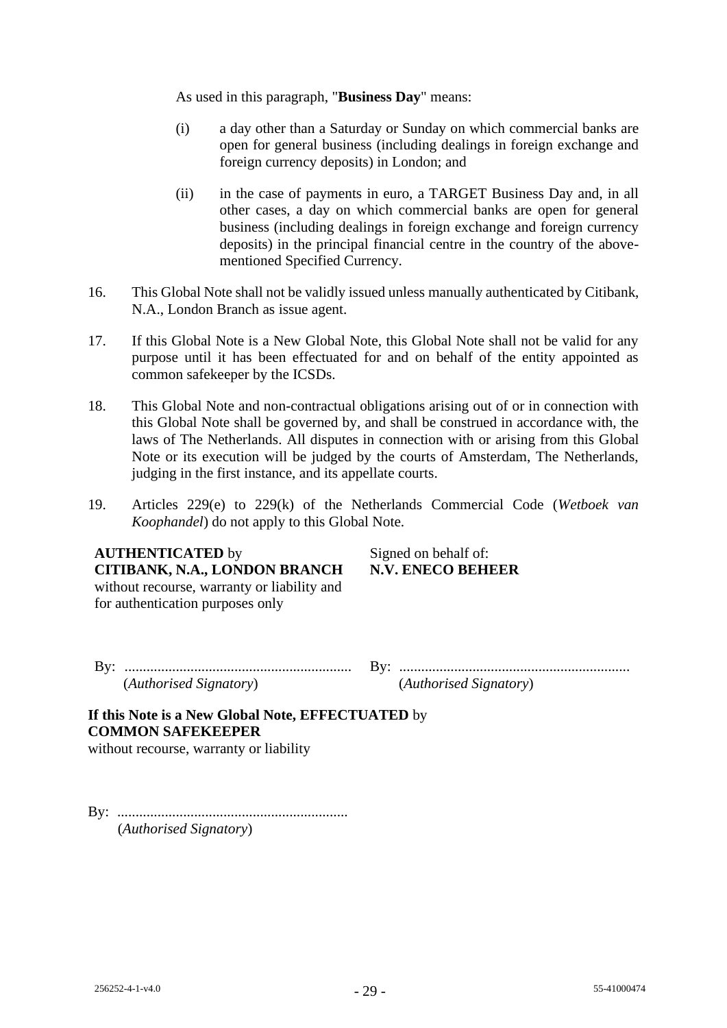As used in this paragraph, "**Business Day**" means:

(i) a day other than a Saturday or Sunday on which commercial banks are open for general business (including dealings in foreign exchange and foreign currency deposits) in London; and

(ii) in the case of payments in euro, a TARGET Business Day and, in all other cases, a day on which commercial banks are open for general business (including dealings in foreign exchange and foreign currency deposits) in the principal financial centre in the country of the above-mentioned Specified Currency.

16. This Global Note shall not be validly issued unless manually authenticated by Citibank, N.A., London Branch as issue agent.

17. If this Global Note is a New Global Note, this Global Note shall not be valid for any purpose until it has been effectuated for and on behalf of the entity appointed as common safekeeper by the ICSDs.

18. This Global Note and non-contractual obligations arising out of or in connection with this Global Note shall be governed by, and shall be construed in accordance with, the laws of The Netherlands. All disputes in connection with or arising from this Global Note or its execution will be judged by the courts of Amsterdam, The Netherlands, judging in the first instance, and its appellate courts.

19. Articles 229(e) to 229(k) of the Netherlands Commercial Code (*Wetboek van Koophandel*) do not apply to this Global Note.

**AUTHENTICATED** by
**CITIBANK, N.A., LONDON BRANCH**
without recourse, warranty or liability and for authentication purposes only

By: ..............................................................
(*Authorised Signatory*)

Signed on behalf of:
**N.V. ENECO BEHEER**

By: ..............................................................
(*Authorised Signatory*)

**If this Note is a New Global Note, EFFECTUATED** by
**COMMON SAFEKEEPER**
without recourse, warranty or liability

By: ..............................................................
(*Authorised Signatory*)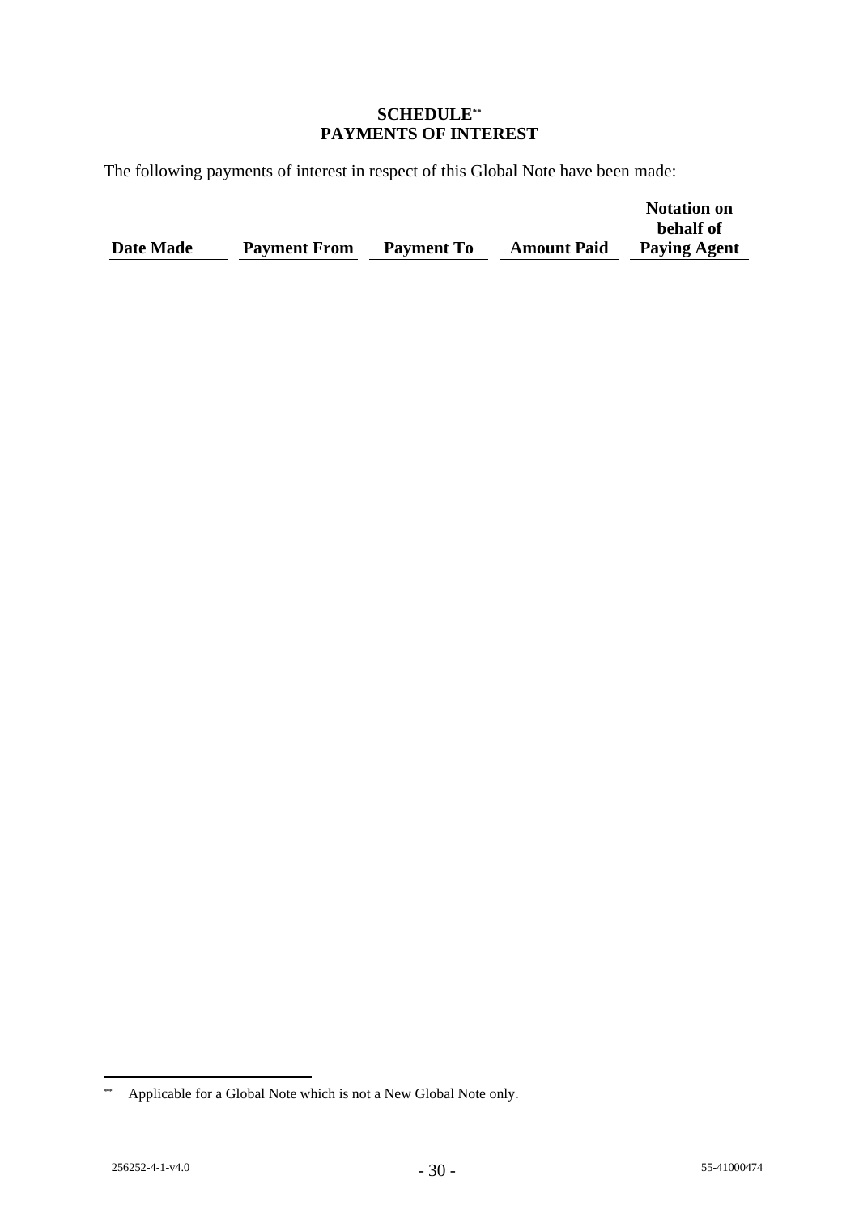# SCHEDULE[**]
# PAYMENTS OF INTEREST

The following payments of interest in respect of this Global Note have been made:

| Date Made | Payment From | Payment To | Amount Paid | Notation on behalf of Paying Agent |
|---|---|---|---|---|

[**] Applicable for a Global Note which is not a New Global Note only.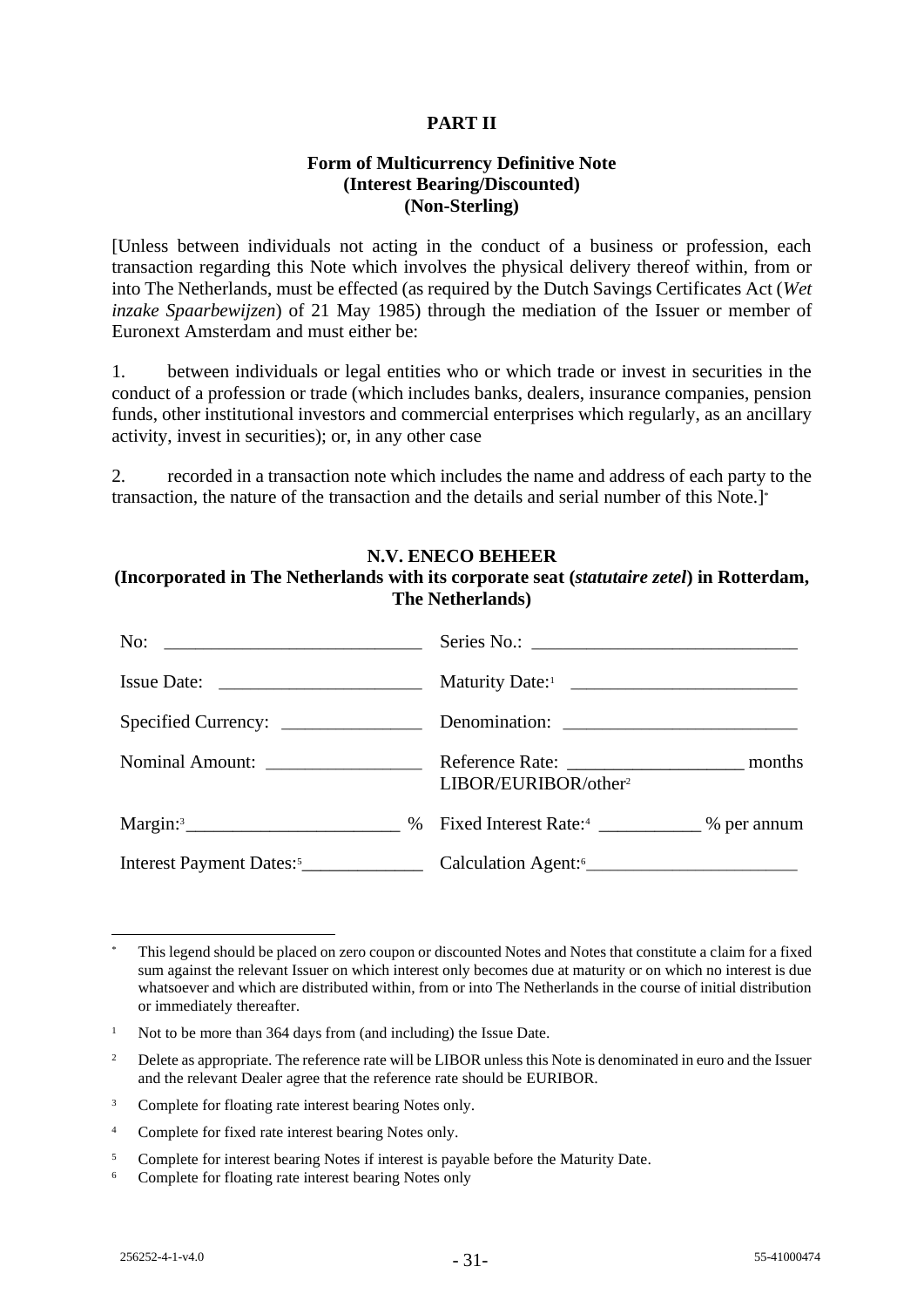**PART II**

**Form of Multicurrency Definitive Note**
**(Interest Bearing/Discounted)**
**(Non-Sterling)**

[Unless between individuals not acting in the conduct of a business or profession, each transaction regarding this Note which involves the physical delivery thereof within, from or into The Netherlands, must be effected (as required by the Dutch Savings Certificates Act (*Wet inzake Spaarbewijzen*) of 21 May 1985) through the mediation of the Issuer or member of Euronext Amsterdam and must either be:

1. between individuals or legal entities who or which trade or invest in securities in the conduct of a profession or trade (which includes banks, dealers, insurance companies, pension funds, other institutional investors and commercial enterprises which regularly, as an ancillary activity, invest in securities); or, in any other case

2. recorded in a transaction note which includes the name and address of each party to the transaction, the nature of the transaction and the details and serial number of this Note.][*]

**N.V. ENECO BEHEER**
**(Incorporated in The Netherlands with its corporate seat (*statutaire zetel*) in Rotterdam, The Netherlands)**

| | |
|---|---|
| No: ____________________________ | Series No.: _____________________________ |
| Issue Date: ______________________ | Maturity Date:[1] ________________________ |
| Specified Currency: _______________ | Denomination: __________________________ |
| Nominal Amount: _________________ | Reference Rate: ___________________ months LIBOR/EURIBOR/other[2] |
| Margin:[3]_______________________ % | Fixed Interest Rate:[4] ___________ % per annum |
| Interest Payment Dates:[5]_____________ | Calculation Agent:[6]_______________________ |

---

[*] This legend should be placed on zero coupon or discounted Notes and Notes that constitute a claim for a fixed sum against the relevant Issuer on which interest only becomes due at maturity or on which no interest is due whatsoever and which are distributed within, from or into The Netherlands in the course of initial distribution or immediately thereafter.

[1] Not to be more than 364 days from (and including) the Issue Date.

[2] Delete as appropriate. The reference rate will be LIBOR unless this Note is denominated in euro and the Issuer and the relevant Dealer agree that the reference rate should be EURIBOR.

[3] Complete for floating rate interest bearing Notes only.

[4] Complete for fixed rate interest bearing Notes only.

[5] Complete for interest bearing Notes if interest is payable before the Maturity Date.

[6] Complete for floating rate interest bearing Notes only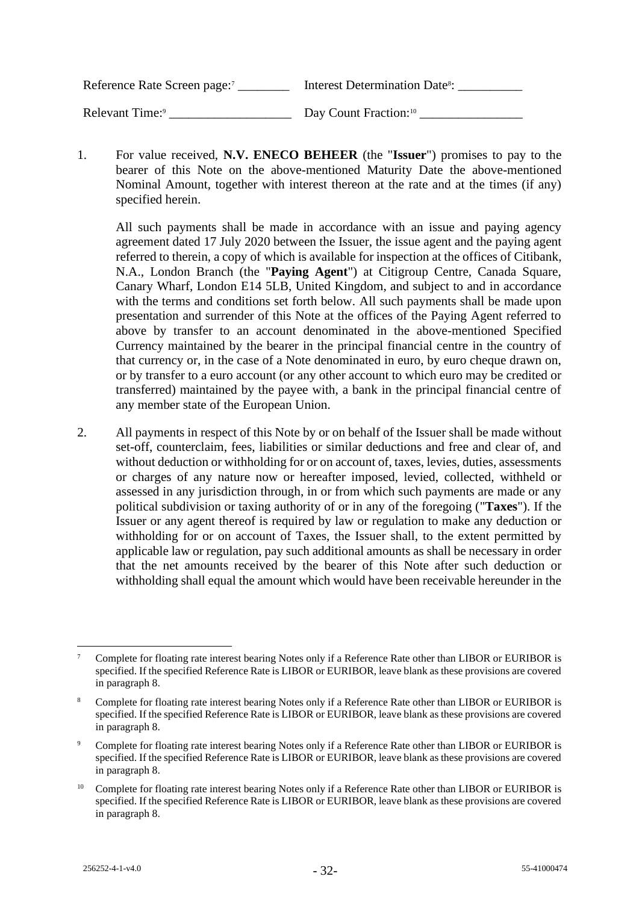Reference Rate Screen page:[7] ________ Interest Determination Date[8]: __________

Relevant Time:[9] ___________________ Day Count Fraction:[10] ________________

1. For value received, **N.V. ENECO BEHEER** (the "**Issuer**") promises to pay to the bearer of this Note on the above-mentioned Maturity Date the above-mentioned Nominal Amount, together with interest thereon at the rate and at the times (if any) specified herein.

   All such payments shall be made in accordance with an issue and paying agency agreement dated 17 July 2020 between the Issuer, the issue agent and the paying agent referred to therein, a copy of which is available for inspection at the offices of Citibank, N.A., London Branch (the "**Paying Agent**") at Citigroup Centre, Canada Square, Canary Wharf, London E14 5LB, United Kingdom, and subject to and in accordance with the terms and conditions set forth below. All such payments shall be made upon presentation and surrender of this Note at the offices of the Paying Agent referred to above by transfer to an account denominated in the above-mentioned Specified Currency maintained by the bearer in the principal financial centre in the country of that currency or, in the case of a Note denominated in euro, by euro cheque drawn on, or by transfer to a euro account (or any other account to which euro may be credited or transferred) maintained by the payee with, a bank in the principal financial centre of any member state of the European Union.

2. All payments in respect of this Note by or on behalf of the Issuer shall be made without set-off, counterclaim, fees, liabilities or similar deductions and free and clear of, and without deduction or withholding for or on account of, taxes, levies, duties, assessments or charges of any nature now or hereafter imposed, levied, collected, withheld or assessed in any jurisdiction through, in or from which such payments are made or any political subdivision or taxing authority of or in any of the foregoing ("**Taxes**"). If the Issuer or any agent thereof is required by law or regulation to make any deduction or withholding for or on account of Taxes, the Issuer shall, to the extent permitted by applicable law or regulation, pay such additional amounts as shall be necessary in order that the net amounts received by the bearer of this Note after such deduction or withholding shall equal the amount which would have been receivable hereunder in the

---

[7] Complete for floating rate interest bearing Notes only if a Reference Rate other than LIBOR or EURIBOR is specified. If the specified Reference Rate is LIBOR or EURIBOR, leave blank as these provisions are covered in paragraph 8.

[8] Complete for floating rate interest bearing Notes only if a Reference Rate other than LIBOR or EURIBOR is specified. If the specified Reference Rate is LIBOR or EURIBOR, leave blank as these provisions are covered in paragraph 8.

[9] Complete for floating rate interest bearing Notes only if a Reference Rate other than LIBOR or EURIBOR is specified. If the specified Reference Rate is LIBOR or EURIBOR, leave blank as these provisions are covered in paragraph 8.

[10] Complete for floating rate interest bearing Notes only if a Reference Rate other than LIBOR or EURIBOR is specified. If the specified Reference Rate is LIBOR or EURIBOR, leave blank as these provisions are covered in paragraph 8.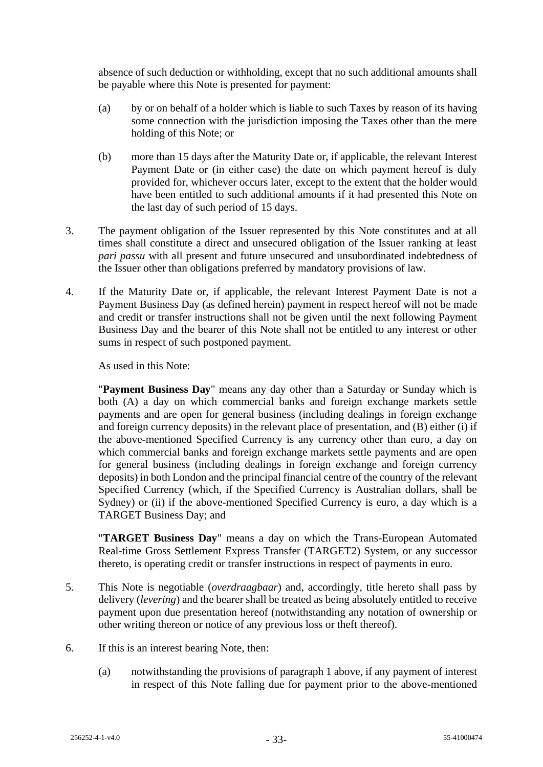absence of such deduction or withholding, except that no such additional amounts shall be payable where this Note is presented for payment:

(a) by or on behalf of a holder which is liable to such Taxes by reason of its having some connection with the jurisdiction imposing the Taxes other than the mere holding of this Note; or

(b) more than 15 days after the Maturity Date or, if applicable, the relevant Interest Payment Date or (in either case) the date on which payment hereof is duly provided for, whichever occurs later, except to the extent that the holder would have been entitled to such additional amounts if it had presented this Note on the last day of such period of 15 days.

3. The payment obligation of the Issuer represented by this Note constitutes and at all times shall constitute a direct and unsecured obligation of the Issuer ranking at least *pari passu* with all present and future unsecured and unsubordinated indebtedness of the Issuer other than obligations preferred by mandatory provisions of law.

4. If the Maturity Date or, if applicable, the relevant Interest Payment Date is not a Payment Business Day (as defined herein) payment in respect hereof will not be made and credit or transfer instructions shall not be given until the next following Payment Business Day and the bearer of this Note shall not be entitled to any interest or other sums in respect of such postponed payment.

   As used in this Note:

   "**Payment Business Day**" means any day other than a Saturday or Sunday which is both (A) a day on which commercial banks and foreign exchange markets settle payments and are open for general business (including dealings in foreign exchange and foreign currency deposits) in the relevant place of presentation, and (B) either (i) if the above-mentioned Specified Currency is any currency other than euro, a day on which commercial banks and foreign exchange markets settle payments and are open for general business (including dealings in foreign exchange and foreign currency deposits) in both London and the principal financial centre of the country of the relevant Specified Currency (which, if the Specified Currency is Australian dollars, shall be Sydney) or (ii) if the above-mentioned Specified Currency is euro, a day which is a TARGET Business Day; and

   "**TARGET Business Day**" means a day on which the Trans-European Automated Real-time Gross Settlement Express Transfer (TARGET2) System, or any successor thereto, is operating credit or transfer instructions in respect of payments in euro.

5. This Note is negotiable (*overdraagbaar*) and, accordingly, title hereto shall pass by delivery (*levering*) and the bearer shall be treated as being absolutely entitled to receive payment upon due presentation hereof (notwithstanding any notation of ownership or other writing thereon or notice of any previous loss or theft thereof).

6. If this is an interest bearing Note, then:

(a) notwithstanding the provisions of paragraph 1 above, if any payment of interest in respect of this Note falling due for payment prior to the above-mentioned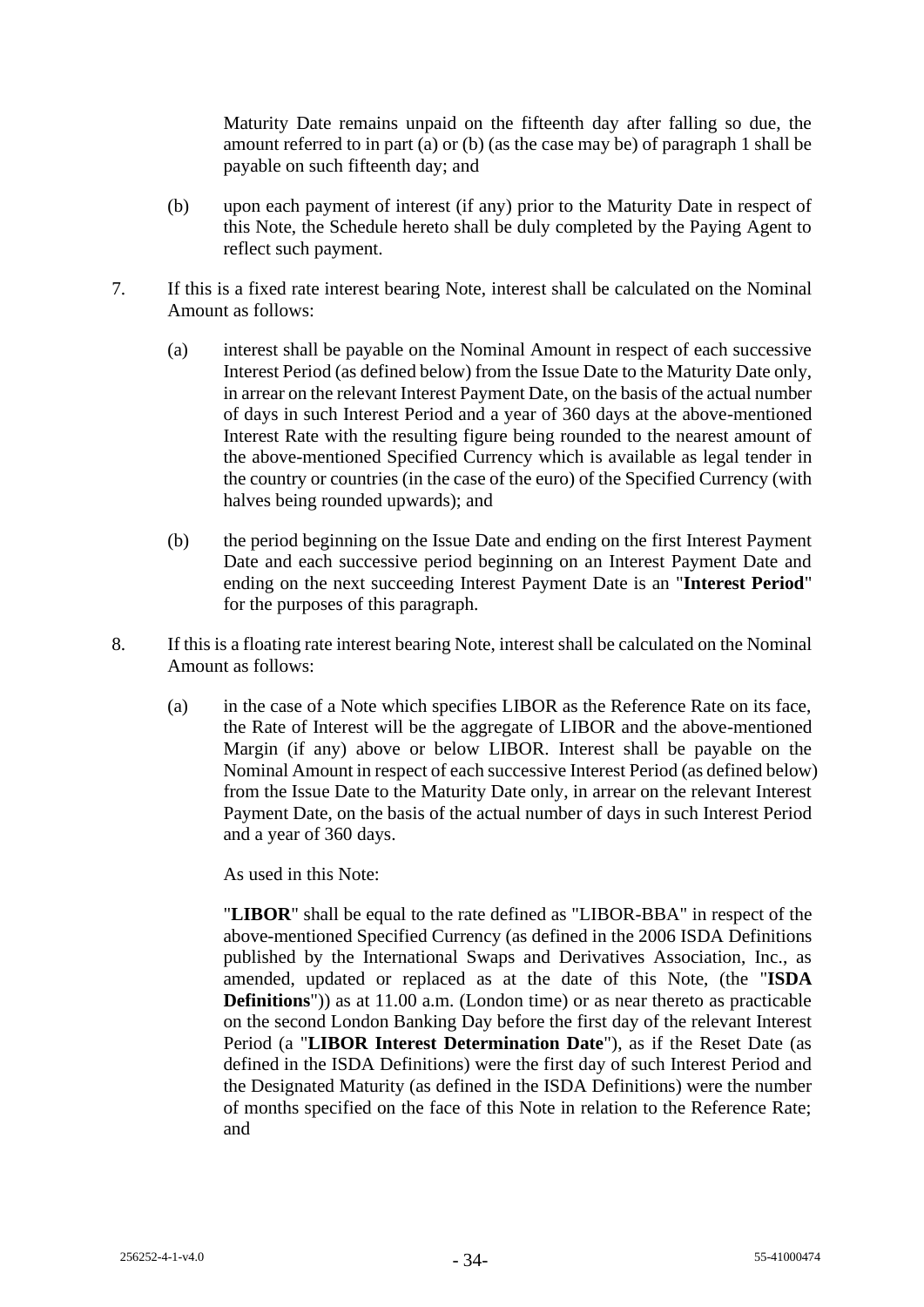Maturity Date remains unpaid on the fifteenth day after falling so due, the amount referred to in part (a) or (b) (as the case may be) of paragraph 1 shall be payable on such fifteenth day; and

(b) upon each payment of interest (if any) prior to the Maturity Date in respect of this Note, the Schedule hereto shall be duly completed by the Paying Agent to reflect such payment.

7. If this is a fixed rate interest bearing Note, interest shall be calculated on the Nominal Amount as follows:

   (a) interest shall be payable on the Nominal Amount in respect of each successive Interest Period (as defined below) from the Issue Date to the Maturity Date only, in arrear on the relevant Interest Payment Date, on the basis of the actual number of days in such Interest Period and a year of 360 days at the above-mentioned Interest Rate with the resulting figure being rounded to the nearest amount of the above-mentioned Specified Currency which is available as legal tender in the country or countries (in the case of the euro) of the Specified Currency (with halves being rounded upwards); and

   (b) the period beginning on the Issue Date and ending on the first Interest Payment Date and each successive period beginning on an Interest Payment Date and ending on the next succeeding Interest Payment Date is an "**Interest Period**" for the purposes of this paragraph.

8. If this is a floating rate interest bearing Note, interest shall be calculated on the Nominal Amount as follows:

   (a) in the case of a Note which specifies LIBOR as the Reference Rate on its face, the Rate of Interest will be the aggregate of LIBOR and the above-mentioned Margin (if any) above or below LIBOR. Interest shall be payable on the Nominal Amount in respect of each successive Interest Period (as defined below) from the Issue Date to the Maturity Date only, in arrear on the relevant Interest Payment Date, on the basis of the actual number of days in such Interest Period and a year of 360 days.

   As used in this Note:

   "**LIBOR**" shall be equal to the rate defined as "LIBOR-BBA" in respect of the above-mentioned Specified Currency (as defined in the 2006 ISDA Definitions published by the International Swaps and Derivatives Association, Inc., as amended, updated or replaced as at the date of this Note, (the "**ISDA Definitions**")) as at 11.00 a.m. (London time) or as near thereto as practicable on the second London Banking Day before the first day of the relevant Interest Period (a "**LIBOR Interest Determination Date**"), as if the Reset Date (as defined in the ISDA Definitions) were the first day of such Interest Period and the Designated Maturity (as defined in the ISDA Definitions) were the number of months specified on the face of this Note in relation to the Reference Rate; and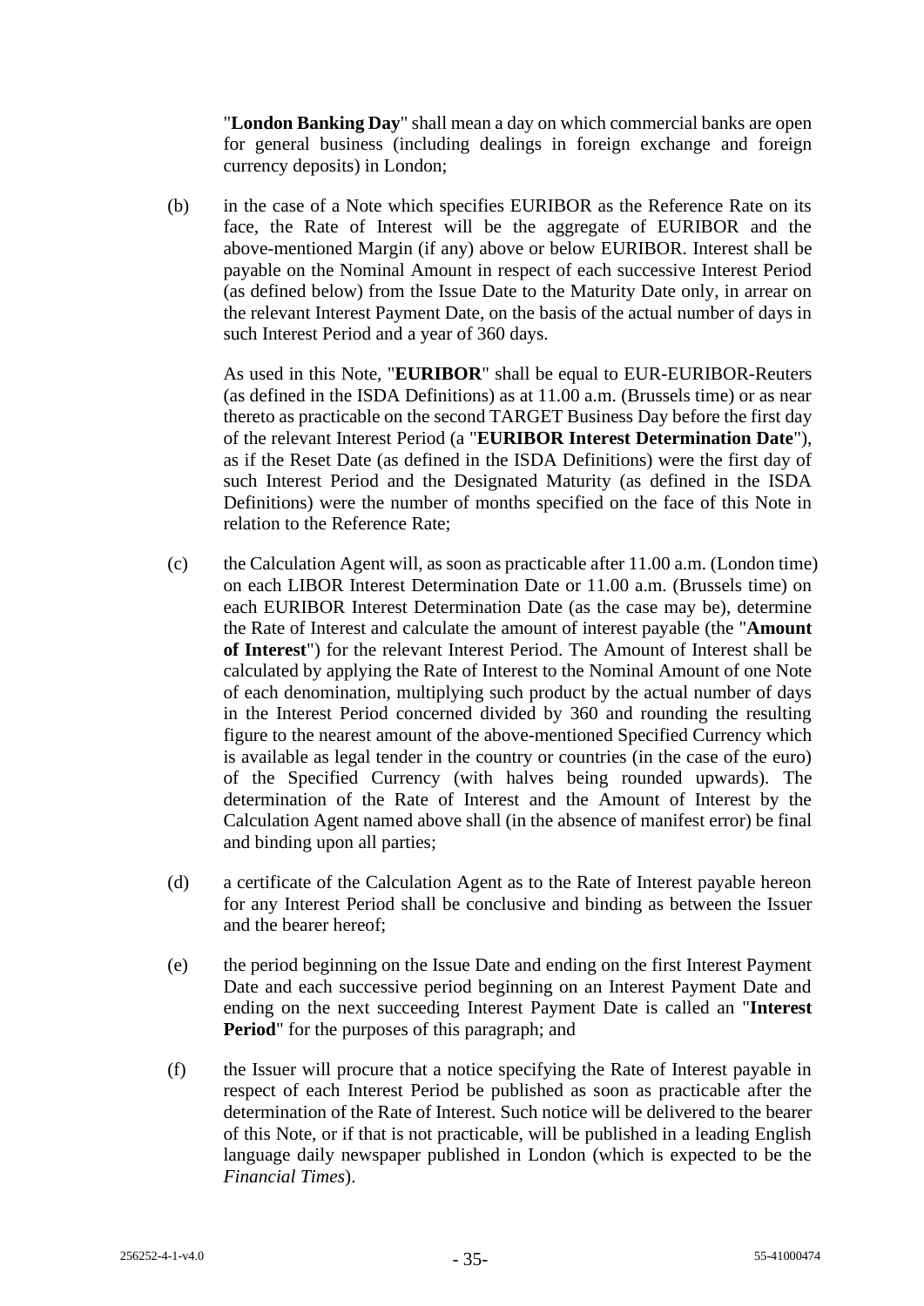"**London Banking Day**" shall mean a day on which commercial banks are open for general business (including dealings in foreign exchange and foreign currency deposits) in London;

(b) in the case of a Note which specifies EURIBOR as the Reference Rate on its face, the Rate of Interest will be the aggregate of EURIBOR and the above-mentioned Margin (if any) above or below EURIBOR. Interest shall be payable on the Nominal Amount in respect of each successive Interest Period (as defined below) from the Issue Date to the Maturity Date only, in arrear on the relevant Interest Payment Date, on the basis of the actual number of days in such Interest Period and a year of 360 days.

As used in this Note, "**EURIBOR**" shall be equal to EUR-EURIBOR-Reuters (as defined in the ISDA Definitions) as at 11.00 a.m. (Brussels time) or as near thereto as practicable on the second TARGET Business Day before the first day of the relevant Interest Period (a "**EURIBOR Interest Determination Date**"), as if the Reset Date (as defined in the ISDA Definitions) were the first day of such Interest Period and the Designated Maturity (as defined in the ISDA Definitions) were the number of months specified on the face of this Note in relation to the Reference Rate;

(c) the Calculation Agent will, as soon as practicable after 11.00 a.m. (London time) on each LIBOR Interest Determination Date or 11.00 a.m. (Brussels time) on each EURIBOR Interest Determination Date (as the case may be), determine the Rate of Interest and calculate the amount of interest payable (the "**Amount of Interest**") for the relevant Interest Period. The Amount of Interest shall be calculated by applying the Rate of Interest to the Nominal Amount of one Note of each denomination, multiplying such product by the actual number of days in the Interest Period concerned divided by 360 and rounding the resulting figure to the nearest amount of the above-mentioned Specified Currency which is available as legal tender in the country or countries (in the case of the euro) of the Specified Currency (with halves being rounded upwards). The determination of the Rate of Interest and the Amount of Interest by the Calculation Agent named above shall (in the absence of manifest error) be final and binding upon all parties;

(d) a certificate of the Calculation Agent as to the Rate of Interest payable hereon for any Interest Period shall be conclusive and binding as between the Issuer and the bearer hereof;

(e) the period beginning on the Issue Date and ending on the first Interest Payment Date and each successive period beginning on an Interest Payment Date and ending on the next succeeding Interest Payment Date is called an "**Interest Period**" for the purposes of this paragraph; and

(f) the Issuer will procure that a notice specifying the Rate of Interest payable in respect of each Interest Period be published as soon as practicable after the determination of the Rate of Interest. Such notice will be delivered to the bearer of this Note, or if that is not practicable, will be published in a leading English language daily newspaper published in London (which is expected to be the *Financial Times*).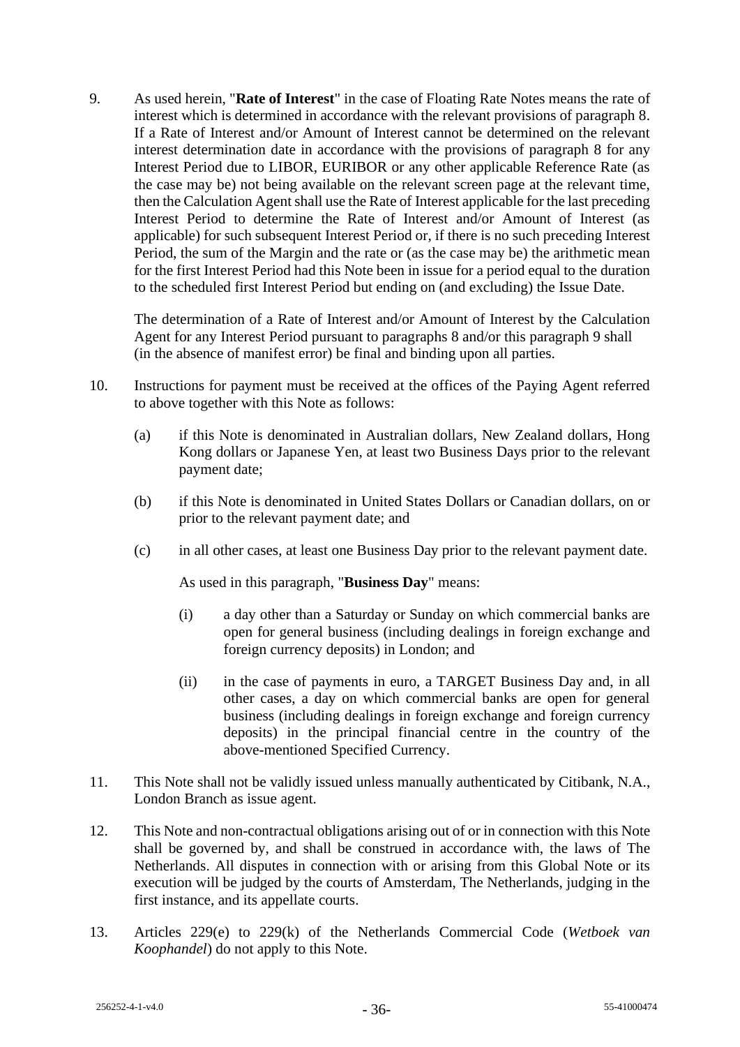9. As used herein, "**Rate of Interest**" in the case of Floating Rate Notes means the rate of interest which is determined in accordance with the relevant provisions of paragraph 8. If a Rate of Interest and/or Amount of Interest cannot be determined on the relevant interest determination date in accordance with the provisions of paragraph 8 for any Interest Period due to LIBOR, EURIBOR or any other applicable Reference Rate (as the case may be) not being available on the relevant screen page at the relevant time, then the Calculation Agent shall use the Rate of Interest applicable for the last preceding Interest Period to determine the Rate of Interest and/or Amount of Interest (as applicable) for such subsequent Interest Period or, if there is no such preceding Interest Period, the sum of the Margin and the rate or (as the case may be) the arithmetic mean for the first Interest Period had this Note been in issue for a period equal to the duration to the scheduled first Interest Period but ending on (and excluding) the Issue Date.

   The determination of a Rate of Interest and/or Amount of Interest by the Calculation Agent for any Interest Period pursuant to paragraphs 8 and/or this paragraph 9 shall (in the absence of manifest error) be final and binding upon all parties.

10. Instructions for payment must be received at the offices of the Paying Agent referred to above together with this Note as follows:

    (a) if this Note is denominated in Australian dollars, New Zealand dollars, Hong Kong dollars or Japanese Yen, at least two Business Days prior to the relevant payment date;

    (b) if this Note is denominated in United States Dollars or Canadian dollars, on or prior to the relevant payment date; and

    (c) in all other cases, at least one Business Day prior to the relevant payment date.

    As used in this paragraph, "**Business Day**" means:

    (i) a day other than a Saturday or Sunday on which commercial banks are open for general business (including dealings in foreign exchange and foreign currency deposits) in London; and

    (ii) in the case of payments in euro, a TARGET Business Day and, in all other cases, a day on which commercial banks are open for general business (including dealings in foreign exchange and foreign currency deposits) in the principal financial centre in the country of the above-mentioned Specified Currency.

11. This Note shall not be validly issued unless manually authenticated by Citibank, N.A., London Branch as issue agent.

12. This Note and non-contractual obligations arising out of or in connection with this Note shall be governed by, and shall be construed in accordance with, the laws of The Netherlands. All disputes in connection with or arising from this Global Note or its execution will be judged by the courts of Amsterdam, The Netherlands, judging in the first instance, and its appellate courts.

13. Articles 229(e) to 229(k) of the Netherlands Commercial Code (*Wetboek van Koophandel*) do not apply to this Note.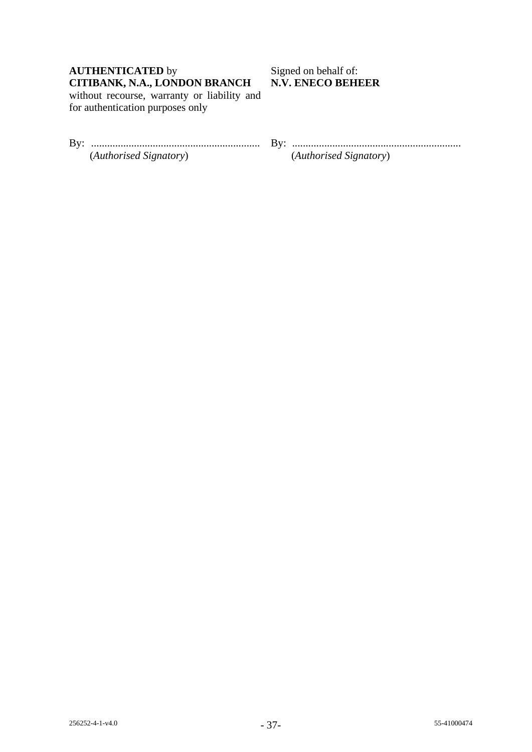**AUTHENTICATED** by
**CITIBANK, N.A., LONDON BRANCH**
without recourse, warranty or liability and for authentication purposes only

By: ...............................................................
(*Authorised Signatory*)

Signed on behalf of:
**N.V. ENECO BEHEER**

By: ...............................................................
(*Authorised Signatory*)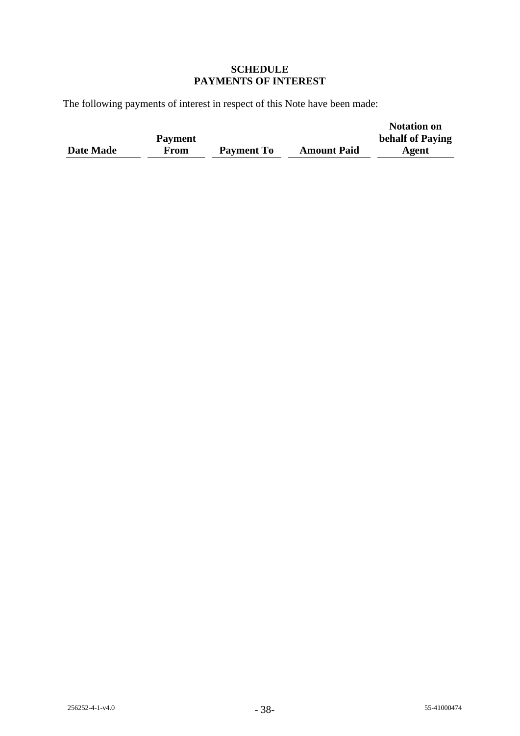# SCHEDULE
# PAYMENTS OF INTEREST

The following payments of interest in respect of this Note have been made:

| Date Made | Payment From | Payment To | Amount Paid | Notation on behalf of Paying Agent |
|---|---|---|---|---|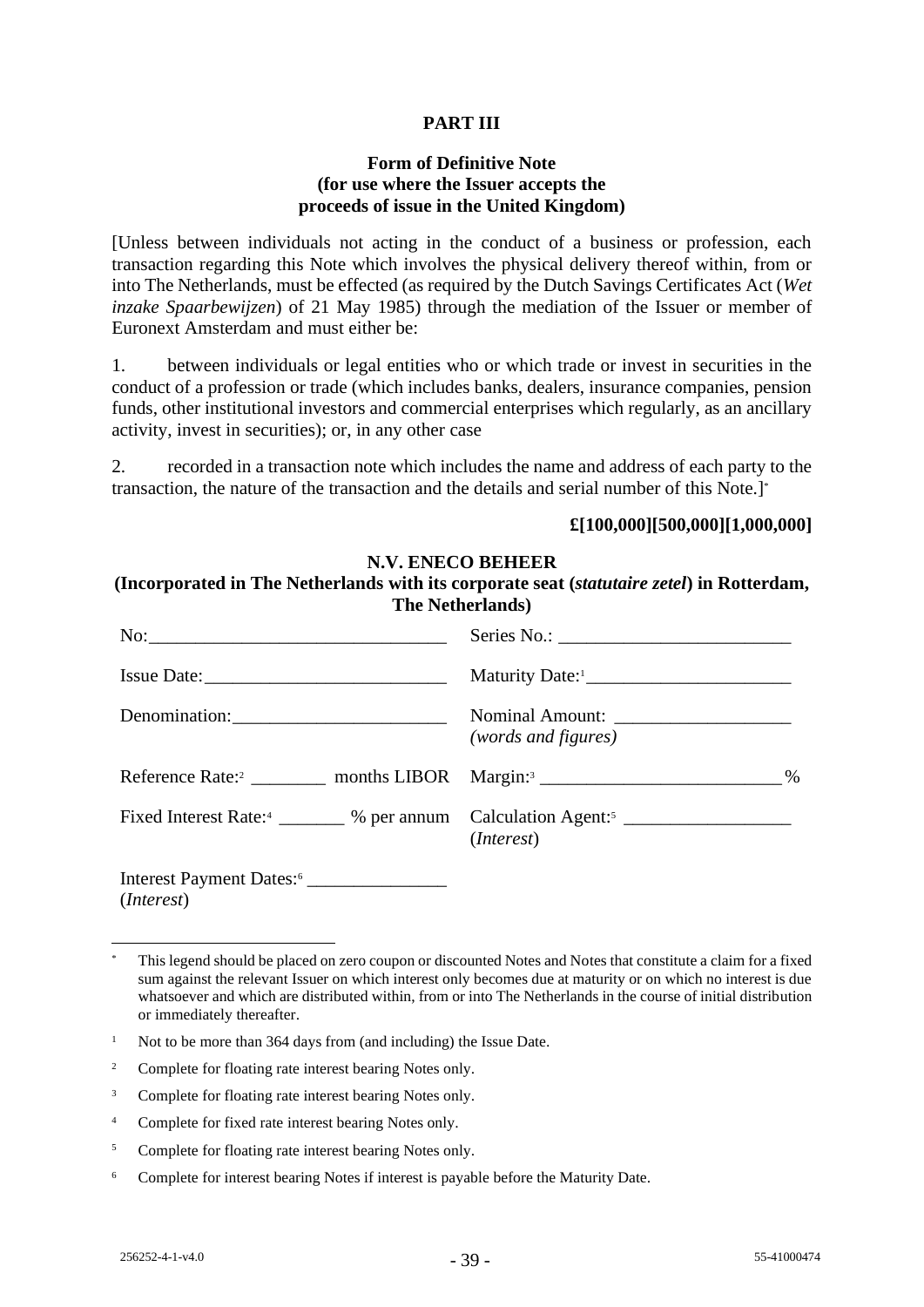**PART III**

**Form of Definitive Note**
**(for use where the Issuer accepts the proceeds of issue in the United Kingdom)**

[Unless between individuals not acting in the conduct of a business or profession, each transaction regarding this Note which involves the physical delivery thereof within, from or into The Netherlands, must be effected (as required by the Dutch Savings Certificates Act (*Wet inzake Spaarbewijzen*) of 21 May 1985) through the mediation of the Issuer or member of Euronext Amsterdam and must either be:

1. between individuals or legal entities who or which trade or invest in securities in the conduct of a profession or trade (which includes banks, dealers, insurance companies, pension funds, other institutional investors and commercial enterprises which regularly, as an ancillary activity, invest in securities); or, in any other case

2. recorded in a transaction note which includes the name and address of each party to the transaction, the nature of the transaction and the details and serial number of this Note.][*]

**£[100,000][500,000][1,000,000]**

**N.V. ENECO BEHEER**
**(Incorporated in The Netherlands with its corporate seat (*statutaire zetel*) in Rotterdam, The Netherlands)**

| | |
|---|---|
| No:______________________________ | Series No.: ________________________ |
| Issue Date:________________________ | Maturity Date:[1]_____________________ |
| Denomination:______________________ | Nominal Amount: __________________ *(words and figures)* |
| Reference Rate:[2] ________ months LIBOR | Margin:[3] _________________________% |
| Fixed Interest Rate:[4] _______ % per annum | Calculation Agent:[5] _________________ (*Interest*) |
| Interest Payment Dates:[6] ______________ (*Interest*) | |

---

[*] This legend should be placed on zero coupon or discounted Notes and Notes that constitute a claim for a fixed sum against the relevant Issuer on which interest only becomes due at maturity or on which no interest is due whatsoever and which are distributed within, from or into The Netherlands in the course of initial distribution or immediately thereafter.

[1] Not to be more than 364 days from (and including) the Issue Date.

[2] Complete for floating rate interest bearing Notes only.

[3] Complete for floating rate interest bearing Notes only.

[4] Complete for fixed rate interest bearing Notes only.

[5] Complete for floating rate interest bearing Notes only.

[6] Complete for interest bearing Notes if interest is payable before the Maturity Date.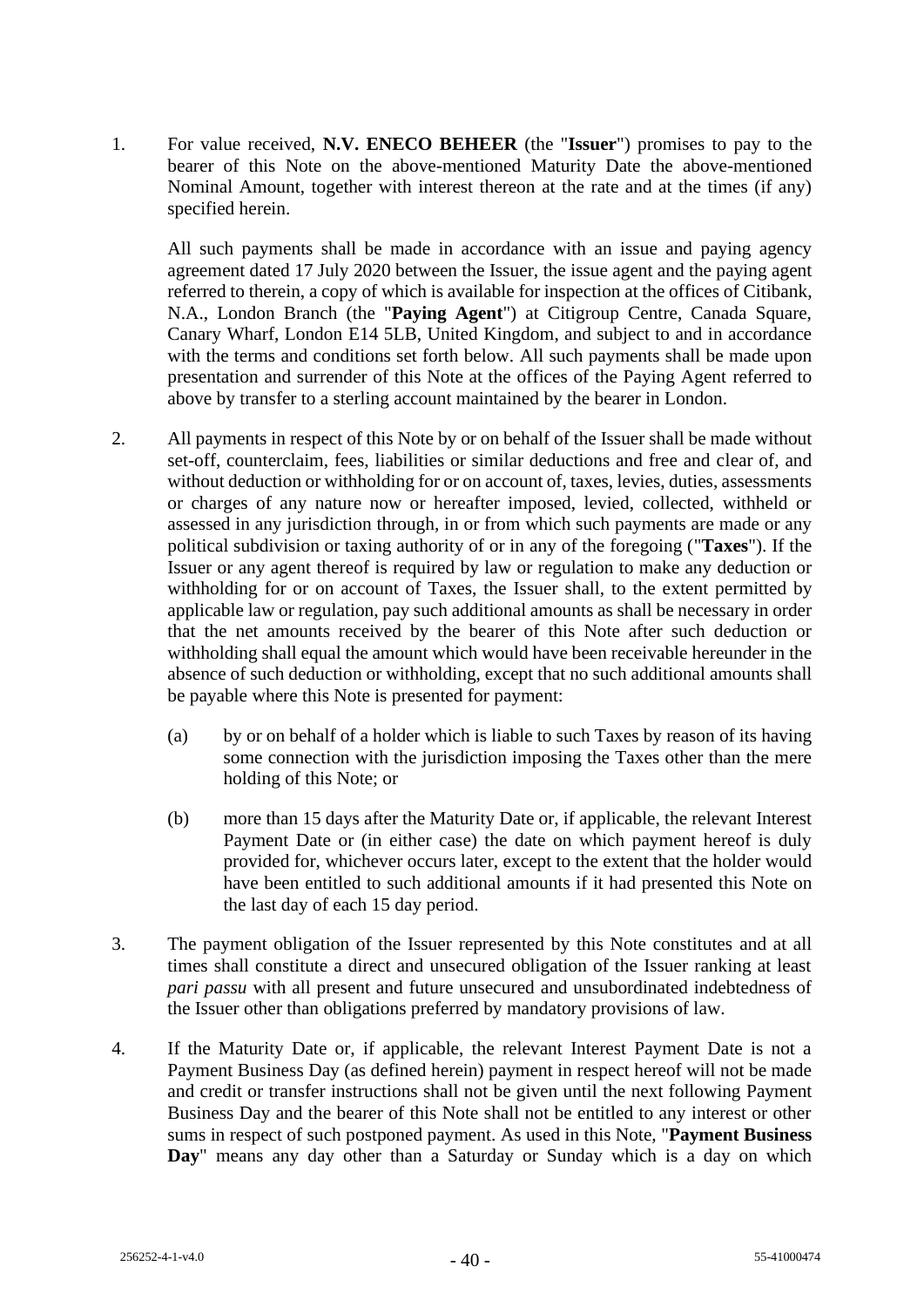1. For value received, **N.V. ENECO BEHEER** (the "**Issuer**") promises to pay to the bearer of this Note on the above-mentioned Maturity Date the above-mentioned Nominal Amount, together with interest thereon at the rate and at the times (if any) specified herein.

   All such payments shall be made in accordance with an issue and paying agency agreement dated 17 July 2020 between the Issuer, the issue agent and the paying agent referred to therein, a copy of which is available for inspection at the offices of Citibank, N.A., London Branch (the "**Paying Agent**") at Citigroup Centre, Canada Square, Canary Wharf, London E14 5LB, United Kingdom, and subject to and in accordance with the terms and conditions set forth below. All such payments shall be made upon presentation and surrender of this Note at the offices of the Paying Agent referred to above by transfer to a sterling account maintained by the bearer in London.

2. All payments in respect of this Note by or on behalf of the Issuer shall be made without set-off, counterclaim, fees, liabilities or similar deductions and free and clear of, and without deduction or withholding for or on account of, taxes, levies, duties, assessments or charges of any nature now or hereafter imposed, levied, collected, withheld or assessed in any jurisdiction through, in or from which such payments are made or any political subdivision or taxing authority of or in any of the foregoing ("**Taxes**"). If the Issuer or any agent thereof is required by law or regulation to make any deduction or withholding for or on account of Taxes, the Issuer shall, to the extent permitted by applicable law or regulation, pay such additional amounts as shall be necessary in order that the net amounts received by the bearer of this Note after such deduction or withholding shall equal the amount which would have been receivable hereunder in the absence of such deduction or withholding, except that no such additional amounts shall be payable where this Note is presented for payment:

   (a) by or on behalf of a holder which is liable to such Taxes by reason of its having some connection with the jurisdiction imposing the Taxes other than the mere holding of this Note; or

   (b) more than 15 days after the Maturity Date or, if applicable, the relevant Interest Payment Date or (in either case) the date on which payment hereof is duly provided for, whichever occurs later, except to the extent that the holder would have been entitled to such additional amounts if it had presented this Note on the last day of each 15 day period.

3. The payment obligation of the Issuer represented by this Note constitutes and at all times shall constitute a direct and unsecured obligation of the Issuer ranking at least *pari passu* with all present and future unsecured and unsubordinated indebtedness of the Issuer other than obligations preferred by mandatory provisions of law.

4. If the Maturity Date or, if applicable, the relevant Interest Payment Date is not a Payment Business Day (as defined herein) payment in respect hereof will not be made and credit or transfer instructions shall not be given until the next following Payment Business Day and the bearer of this Note shall not be entitled to any interest or other sums in respect of such postponed payment. As used in this Note, "**Payment Business Day**" means any day other than a Saturday or Sunday which is a day on which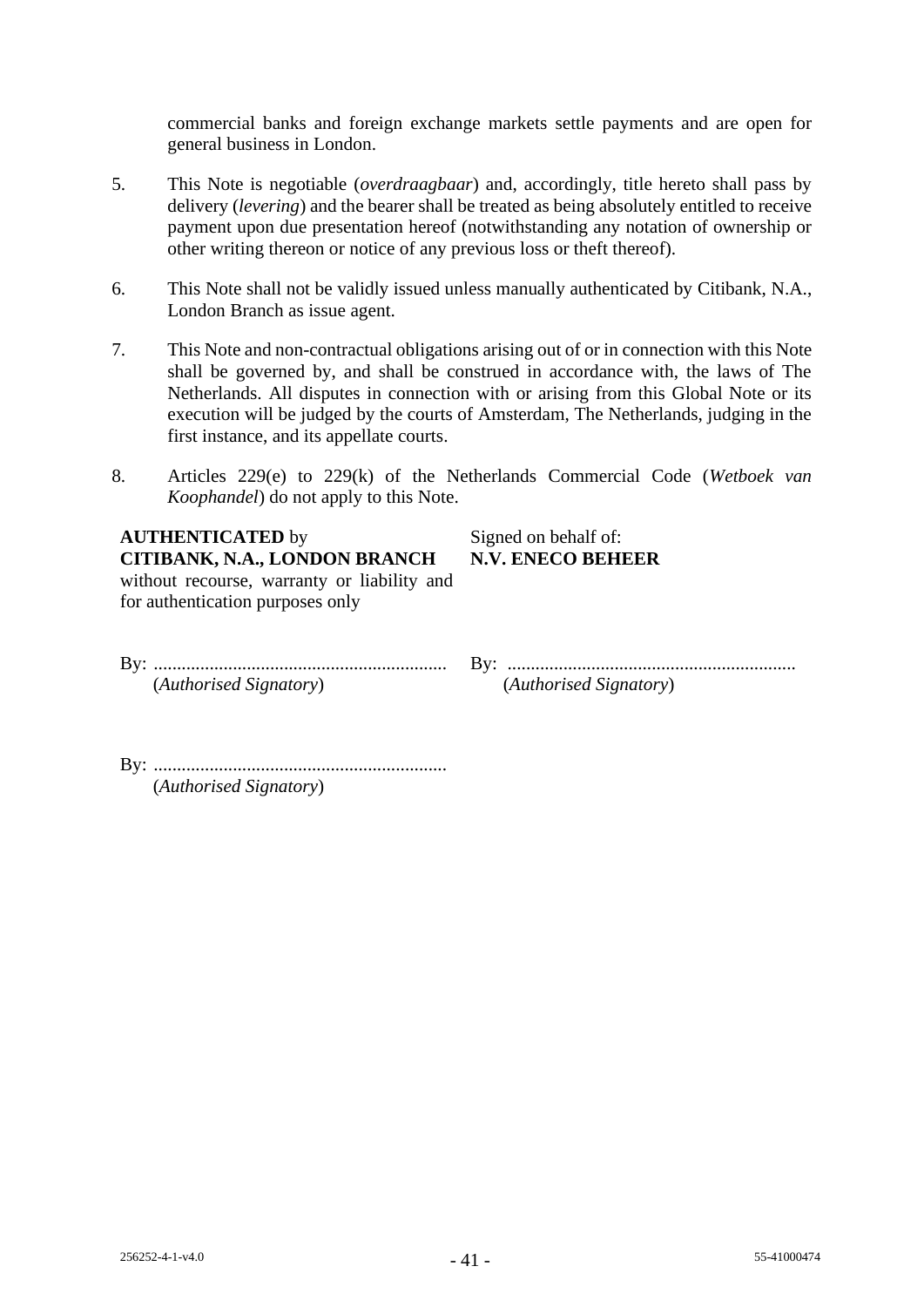commercial banks and foreign exchange markets settle payments and are open for general business in London.

5. This Note is negotiable (*overdraagbaar*) and, accordingly, title hereto shall pass by delivery (*levering*) and the bearer shall be treated as being absolutely entitled to receive payment upon due presentation hereof (notwithstanding any notation of ownership or other writing thereon or notice of any previous loss or theft thereof).

6. This Note shall not be validly issued unless manually authenticated by Citibank, N.A., London Branch as issue agent.

7. This Note and non-contractual obligations arising out of or in connection with this Note shall be governed by, and shall be construed in accordance with, the laws of The Netherlands. All disputes in connection with or arising from this Global Note or its execution will be judged by the courts of Amsterdam, The Netherlands, judging in the first instance, and its appellate courts.

8. Articles 229(e) to 229(k) of the Netherlands Commercial Code (*Wetboek van Koophandel*) do not apply to this Note.

**AUTHENTICATED** by
**CITIBANK, N.A., LONDON BRANCH**
without recourse, warranty or liability and for authentication purposes only

By: ...............................................................
(*Authorised Signatory*)

By: ...............................................................
(*Authorised Signatory*)

Signed on behalf of:
**N.V. ENECO BEHEER**

By: ...............................................................
(*Authorised Signatory*)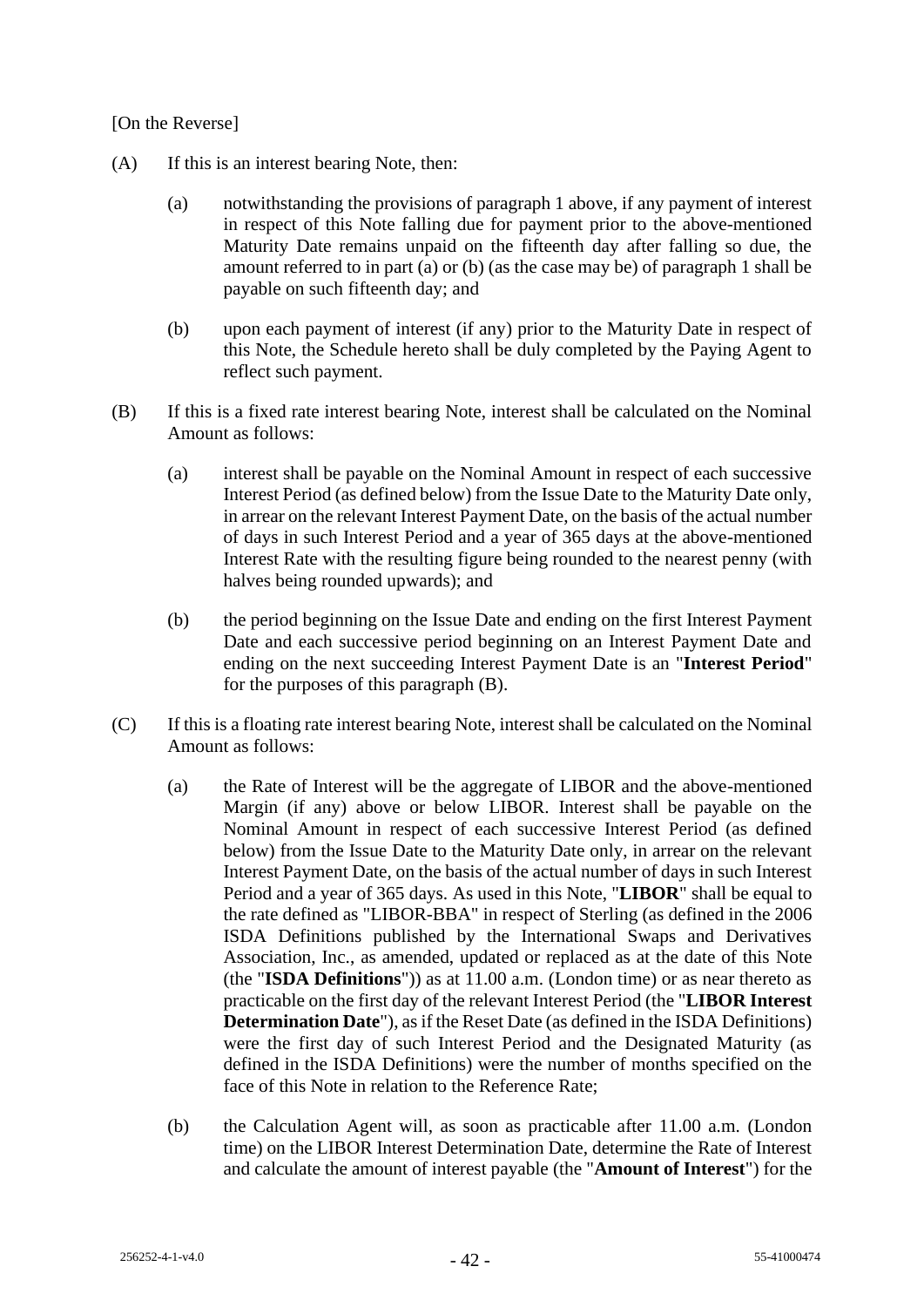[On the Reverse]

(A) If this is an interest bearing Note, then:

(a) notwithstanding the provisions of paragraph 1 above, if any payment of interest in respect of this Note falling due for payment prior to the above-mentioned Maturity Date remains unpaid on the fifteenth day after falling so due, the amount referred to in part (a) or (b) (as the case may be) of paragraph 1 shall be payable on such fifteenth day; and

(b) upon each payment of interest (if any) prior to the Maturity Date in respect of this Note, the Schedule hereto shall be duly completed by the Paying Agent to reflect such payment.

(B) If this is a fixed rate interest bearing Note, interest shall be calculated on the Nominal Amount as follows:

(a) interest shall be payable on the Nominal Amount in respect of each successive Interest Period (as defined below) from the Issue Date to the Maturity Date only, in arrear on the relevant Interest Payment Date, on the basis of the actual number of days in such Interest Period and a year of 365 days at the above-mentioned Interest Rate with the resulting figure being rounded to the nearest penny (with halves being rounded upwards); and

(b) the period beginning on the Issue Date and ending on the first Interest Payment Date and each successive period beginning on an Interest Payment Date and ending on the next succeeding Interest Payment Date is an "**Interest Period**" for the purposes of this paragraph (B).

(C) If this is a floating rate interest bearing Note, interest shall be calculated on the Nominal Amount as follows:

(a) the Rate of Interest will be the aggregate of LIBOR and the above-mentioned Margin (if any) above or below LIBOR. Interest shall be payable on the Nominal Amount in respect of each successive Interest Period (as defined below) from the Issue Date to the Maturity Date only, in arrear on the relevant Interest Payment Date, on the basis of the actual number of days in such Interest Period and a year of 365 days. As used in this Note, "**LIBOR**" shall be equal to the rate defined as "LIBOR-BBA" in respect of Sterling (as defined in the 2006 ISDA Definitions published by the International Swaps and Derivatives Association, Inc., as amended, updated or replaced as at the date of this Note (the "**ISDA Definitions**")) as at 11.00 a.m. (London time) or as near thereto as practicable on the first day of the relevant Interest Period (the "**LIBOR Interest Determination Date**"), as if the Reset Date (as defined in the ISDA Definitions) were the first day of such Interest Period and the Designated Maturity (as defined in the ISDA Definitions) were the number of months specified on the face of this Note in relation to the Reference Rate;

(b) the Calculation Agent will, as soon as practicable after 11.00 a.m. (London time) on the LIBOR Interest Determination Date, determine the Rate of Interest and calculate the amount of interest payable (the "**Amount of Interest**") for the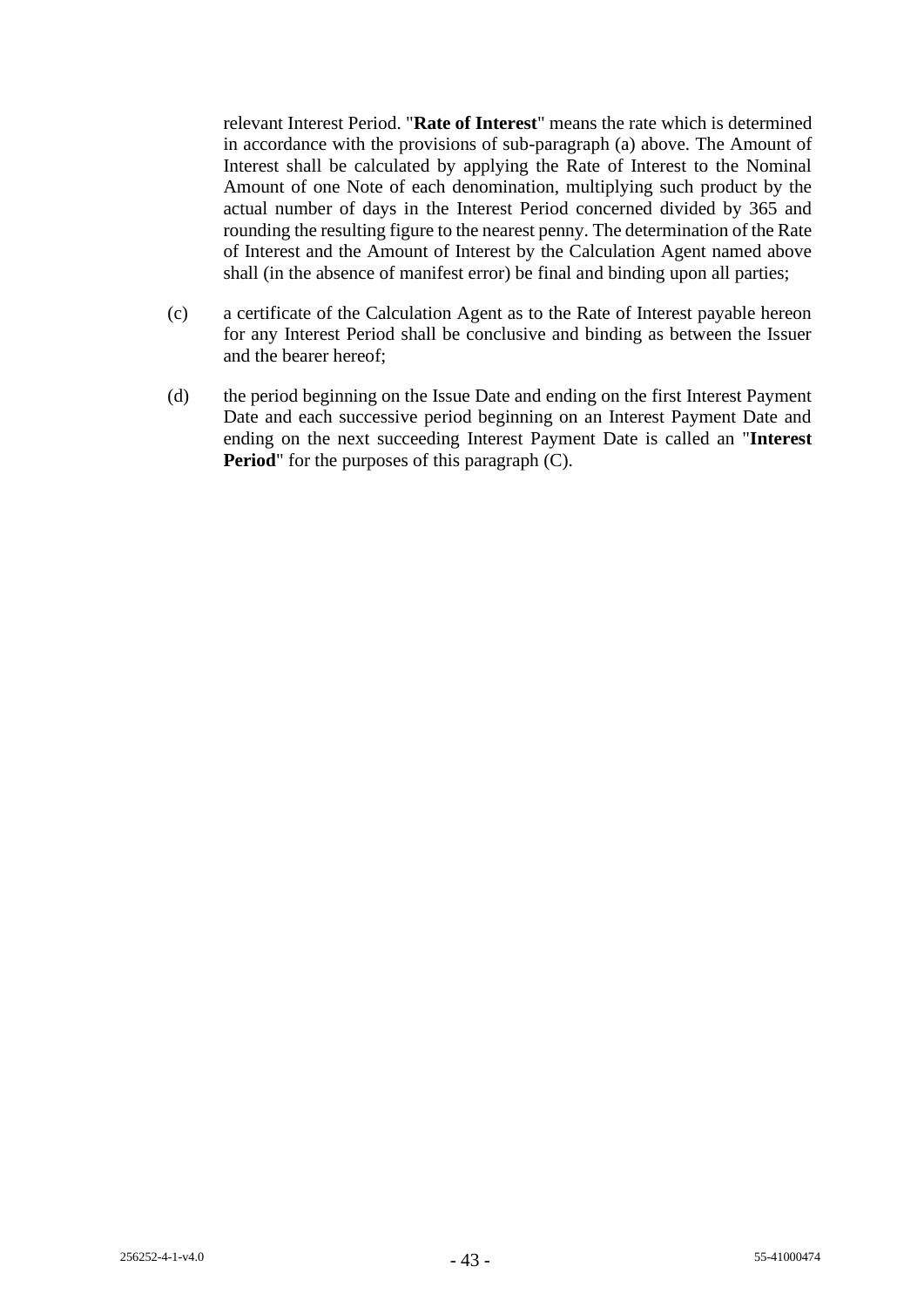relevant Interest Period. "**Rate of Interest**" means the rate which is determined in accordance with the provisions of sub-paragraph (a) above. The Amount of Interest shall be calculated by applying the Rate of Interest to the Nominal Amount of one Note of each denomination, multiplying such product by the actual number of days in the Interest Period concerned divided by 365 and rounding the resulting figure to the nearest penny. The determination of the Rate of Interest and the Amount of Interest by the Calculation Agent named above shall (in the absence of manifest error) be final and binding upon all parties;

(c) a certificate of the Calculation Agent as to the Rate of Interest payable hereon for any Interest Period shall be conclusive and binding as between the Issuer and the bearer hereof;

(d) the period beginning on the Issue Date and ending on the first Interest Payment Date and each successive period beginning on an Interest Payment Date and ending on the next succeeding Interest Payment Date is called an "**Interest Period**" for the purposes of this paragraph (C).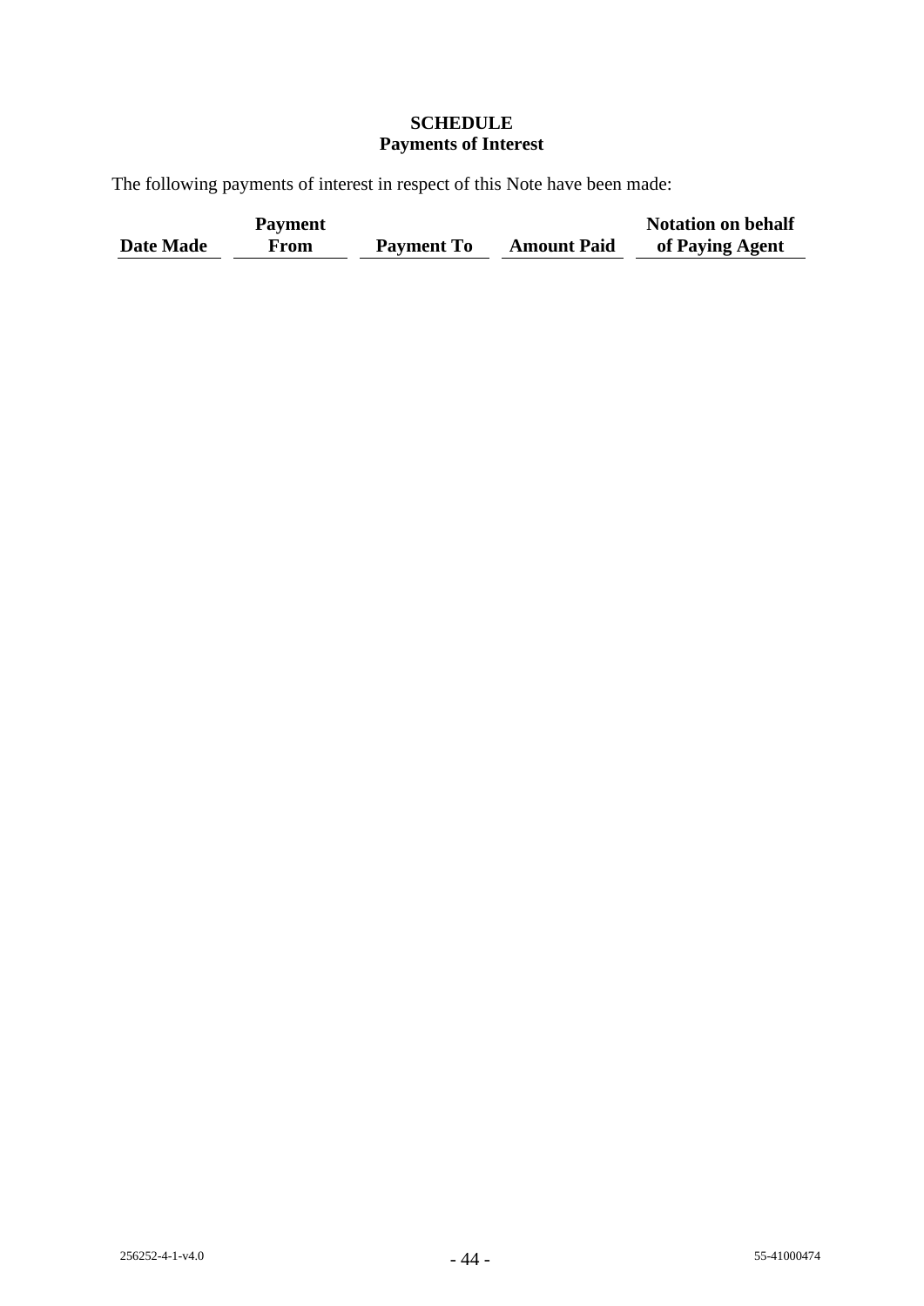**SCHEDULE**
**Payments of Interest**

The following payments of interest in respect of this Note have been made:

| Date Made | Payment From | Payment To | Amount Paid | Notation on behalf of Paying Agent |
|---|---|---|---|---|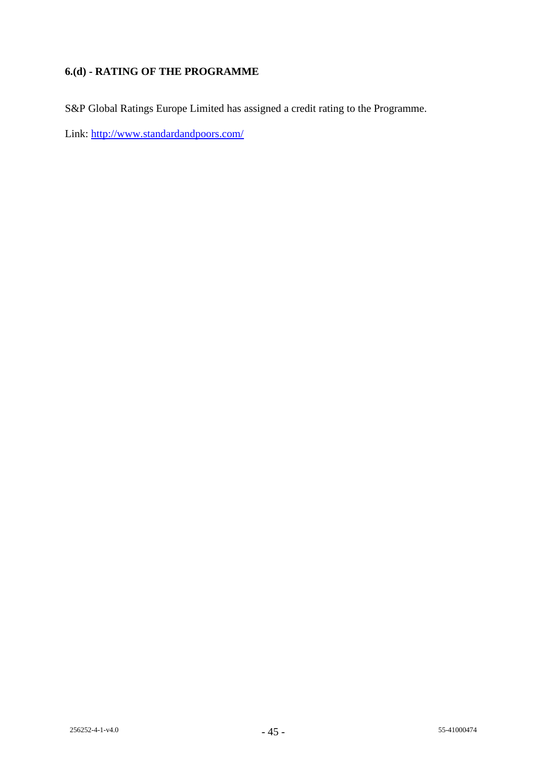## 6.(d) - RATING OF THE PROGRAMME

S&P Global Ratings Europe Limited has assigned a credit rating to the Programme.

Link: http://www.standardandpoors.com/